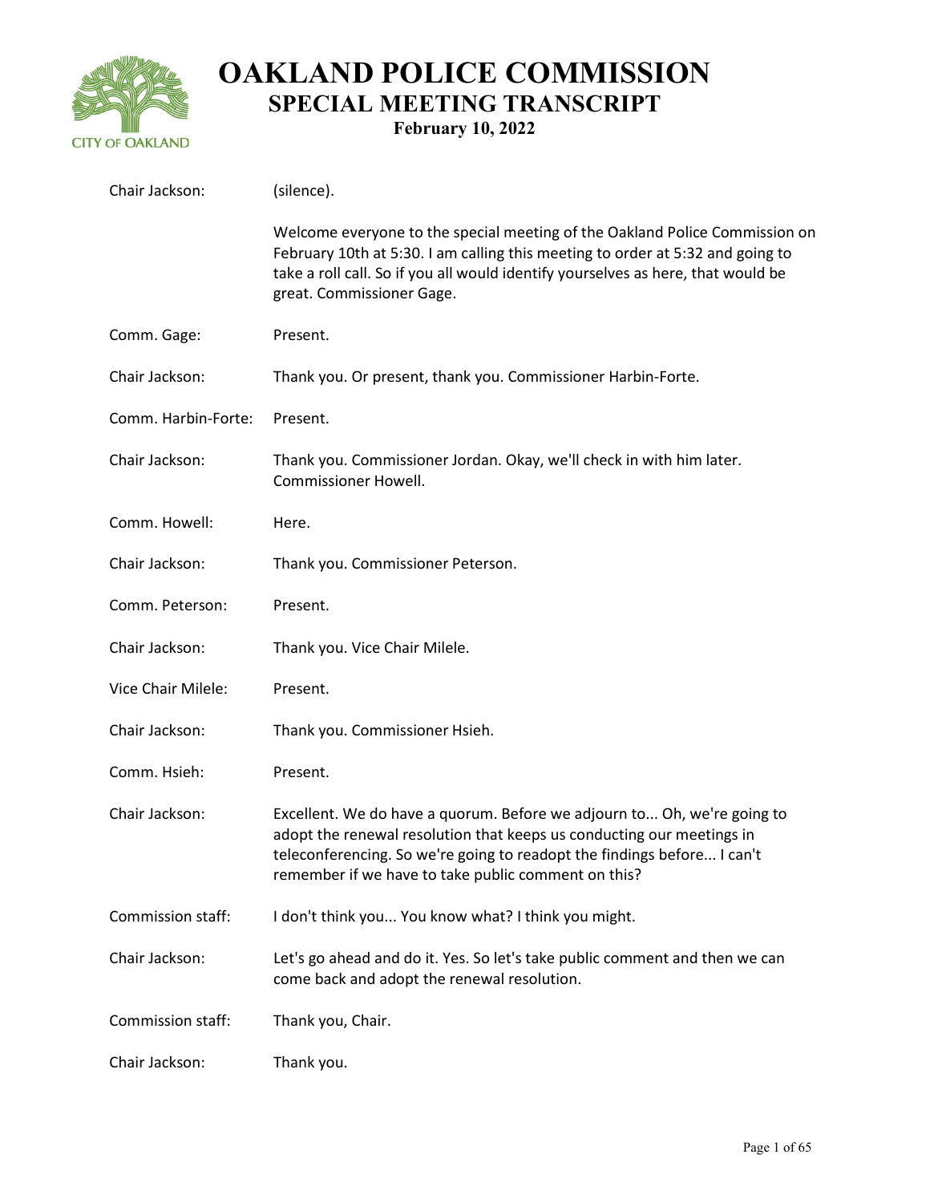# OAKLAND POLICE COMMISSION
## SPECIAL MEETING TRANSCRIPT
### February 10, 2022

**Chair Jackson:** (silence).

Welcome everyone to the special meeting of the Oakland Police Commission on February 10th at 5:30. I am calling this meeting to order at 5:32 and going to take a roll call. So if you all would identify yourselves as here, that would be great. Commissioner Gage.

**Comm. Gage:** Present.

**Chair Jackson:** Thank you. Or present, thank you. Commissioner Harbin-Forte.

**Comm. Harbin-Forte:** Present.

**Chair Jackson:** Thank you. Commissioner Jordan. Okay, we'll check in with him later. Commissioner Howell.

**Comm. Howell:** Here.

**Chair Jackson:** Thank you. Commissioner Peterson.

**Comm. Peterson:** Present.

**Chair Jackson:** Thank you. Vice Chair Milele.

**Vice Chair Milele:** Present.

**Chair Jackson:** Thank you. Commissioner Hsieh.

**Comm. Hsieh:** Present.

**Chair Jackson:** Excellent. We do have a quorum. Before we adjourn to... Oh, we're going to adopt the renewal resolution that keeps us conducting our meetings in teleconferencing. So we're going to readopt the findings before... I can't remember if we have to take public comment on this?

**Commission staff:** I don't think you... You know what? I think you might.

**Chair Jackson:** Let's go ahead and do it. Yes. So let's take public comment and then we can come back and adopt the renewal resolution.

**Commission staff:** Thank you, Chair.

**Chair Jackson:** Thank you.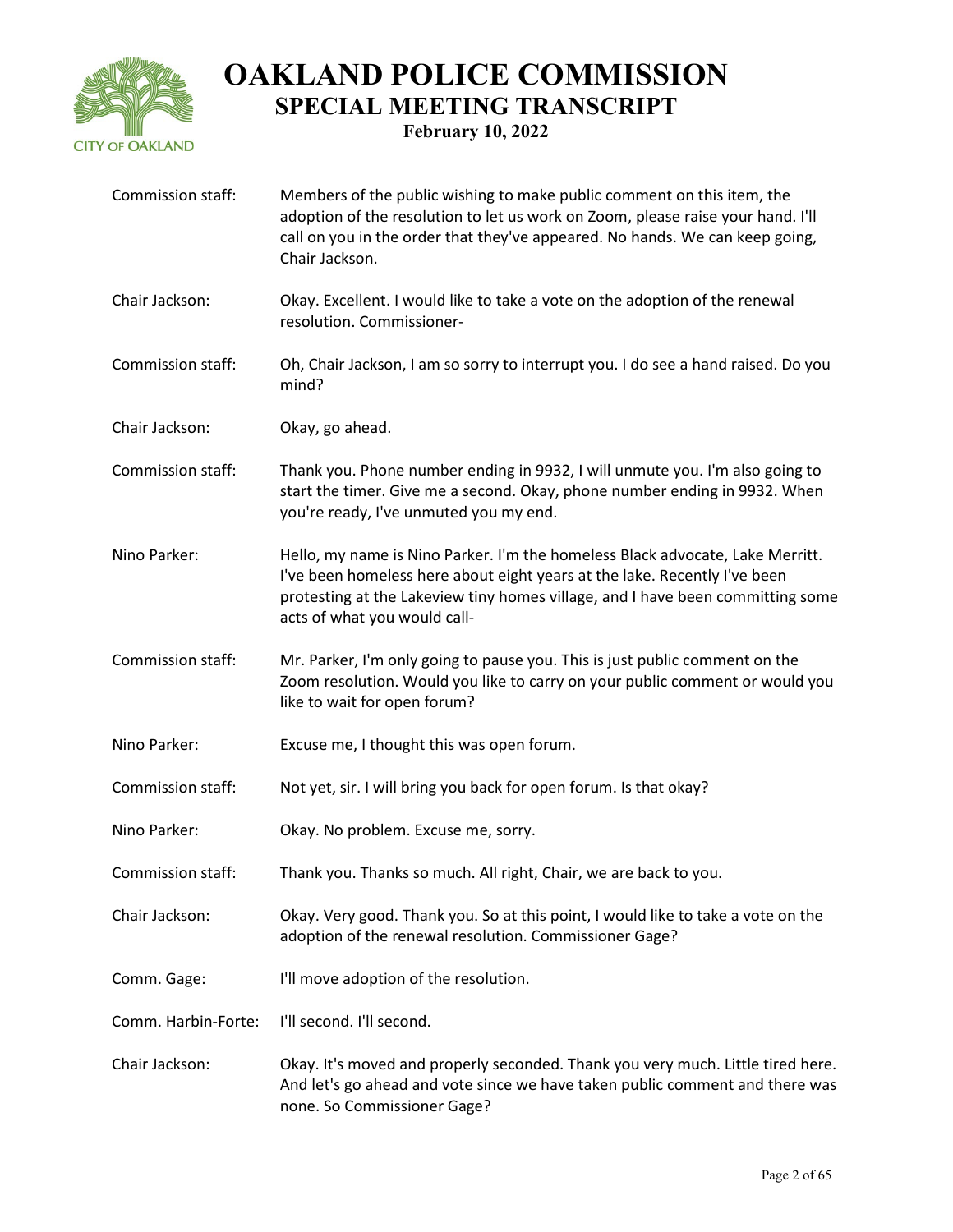| | |
|---|---|
| Commission staff: | Members of the public wishing to make public comment on this item, the adoption of the resolution to let us work on Zoom, please raise your hand. I'll call on you in the order that they've appeared. No hands. We can keep going, Chair Jackson. |
| Chair Jackson: | Okay. Excellent. I would like to take a vote on the adoption of the renewal resolution. Commissioner- |
| Commission staff: | Oh, Chair Jackson, I am so sorry to interrupt you. I do see a hand raised. Do you mind? |
| Chair Jackson: | Okay, go ahead. |
| Commission staff: | Thank you. Phone number ending in 9932, I will unmute you. I'm also going to start the timer. Give me a second. Okay, phone number ending in 9932. When you're ready, I've unmuted you my end. |
| Nino Parker: | Hello, my name is Nino Parker. I'm the homeless Black advocate, Lake Merritt. I've been homeless here about eight years at the lake. Recently I've been protesting at the Lakeview tiny homes village, and I have been committing some acts of what you would call- |
| Commission staff: | Mr. Parker, I'm only going to pause you. This is just public comment on the Zoom resolution. Would you like to carry on your public comment or would you like to wait for open forum? |
| Nino Parker: | Excuse me, I thought this was open forum. |
| Commission staff: | Not yet, sir. I will bring you back for open forum. Is that okay? |
| Nino Parker: | Okay. No problem. Excuse me, sorry. |
| Commission staff: | Thank you. Thanks so much. All right, Chair, we are back to you. |
| Chair Jackson: | Okay. Very good. Thank you. So at this point, I would like to take a vote on the adoption of the renewal resolution. Commissioner Gage? |
| Comm. Gage: | I'll move adoption of the resolution. |
| Comm. Harbin-Forte: | I'll second. I'll second. |
| Chair Jackson: | Okay. It's moved and properly seconded. Thank you very much. Little tired here. And let's go ahead and vote since we have taken public comment and there was none. So Commissioner Gage? |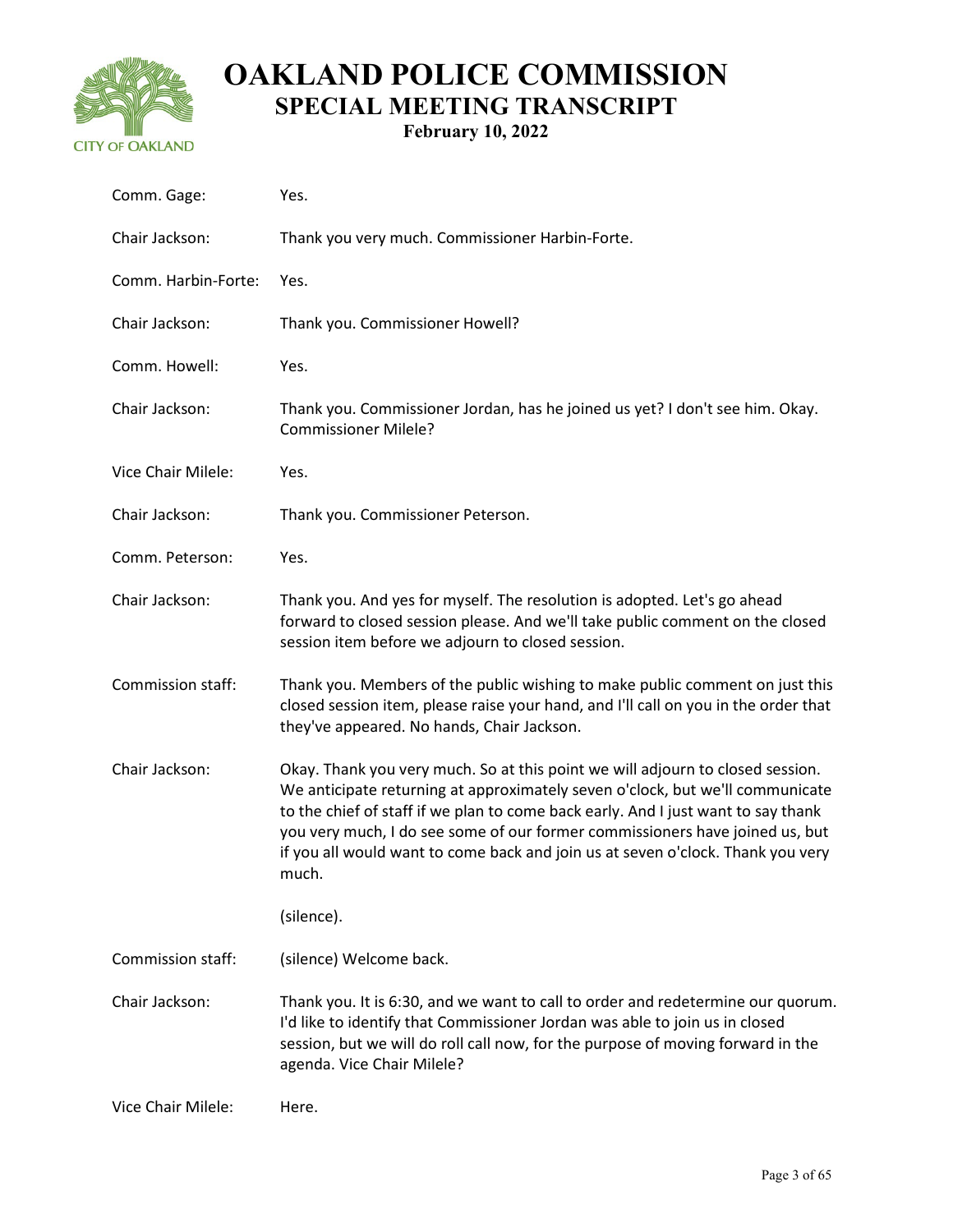| | |
|---|---|
| Comm. Gage: | Yes. |
| Chair Jackson: | Thank you very much. Commissioner Harbin-Forte. |
| Comm. Harbin-Forte: | Yes. |
| Chair Jackson: | Thank you. Commissioner Howell? |
| Comm. Howell: | Yes. |
| Chair Jackson: | Thank you. Commissioner Jordan, has he joined us yet? I don't see him. Okay. Commissioner Milele? |
| Vice Chair Milele: | Yes. |
| Chair Jackson: | Thank you. Commissioner Peterson. |
| Comm. Peterson: | Yes. |
| Chair Jackson: | Thank you. And yes for myself. The resolution is adopted. Let's go ahead forward to closed session please. And we'll take public comment on the closed session item before we adjourn to closed session. |
| Commission staff: | Thank you. Members of the public wishing to make public comment on just this closed session item, please raise your hand, and I'll call on you in the order that they've appeared. No hands, Chair Jackson. |
| Chair Jackson: | Okay. Thank you very much. So at this point we will adjourn to closed session. We anticipate returning at approximately seven o'clock, but we'll communicate to the chief of staff if we plan to come back early. And I just want to say thank you very much, I do see some of our former commissioners have joined us, but if you all would want to come back and join us at seven o'clock. Thank you very much. |
| | (silence). |
| Commission staff: | (silence) Welcome back. |
| Chair Jackson: | Thank you. It is 6:30, and we want to call to order and redetermine our quorum. I'd like to identify that Commissioner Jordan was able to join us in closed session, but we will do roll call now, for the purpose of moving forward in the agenda. Vice Chair Milele? |
| Vice Chair Milele: | Here. |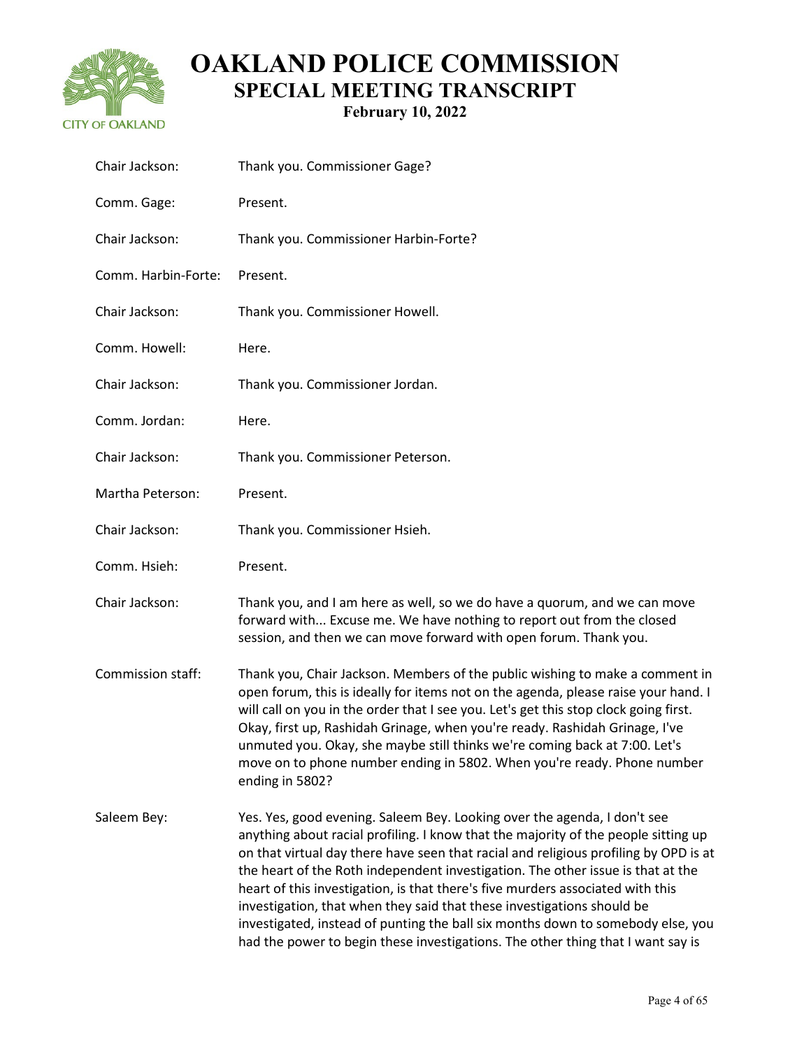Chair Jackson: Thank you. Commissioner Gage?

Comm. Gage: Present.

Chair Jackson: Thank you. Commissioner Harbin-Forte?

Comm. Harbin-Forte: Present.

Chair Jackson: Thank you. Commissioner Howell.

Comm. Howell: Here.

Chair Jackson: Thank you. Commissioner Jordan.

Comm. Jordan: Here.

Chair Jackson: Thank you. Commissioner Peterson.

Martha Peterson: Present.

Chair Jackson: Thank you. Commissioner Hsieh.

Comm. Hsieh: Present.

Chair Jackson: Thank you, and I am here as well, so we do have a quorum, and we can move forward with... Excuse me. We have nothing to report out from the closed session, and then we can move forward with open forum. Thank you.

Commission staff: Thank you, Chair Jackson. Members of the public wishing to make a comment in open forum, this is ideally for items not on the agenda, please raise your hand. I will call on you in the order that I see you. Let's get this stop clock going first. Okay, first up, Rashidah Grinage, when you're ready. Rashidah Grinage, I've unmuted you. Okay, she maybe still thinks we're coming back at 7:00. Let's move on to phone number ending in 5802. When you're ready. Phone number ending in 5802?

Saleem Bey: Yes. Yes, good evening. Saleem Bey. Looking over the agenda, I don't see anything about racial profiling. I know that the majority of the people sitting up on that virtual day there have seen that racial and religious profiling by OPD is at the heart of the Roth independent investigation. The other issue is that at the heart of this investigation, is that there's five murders associated with this investigation, that when they said that these investigations should be investigated, instead of punting the ball six months down to somebody else, you had the power to begin these investigations. The other thing that I want say is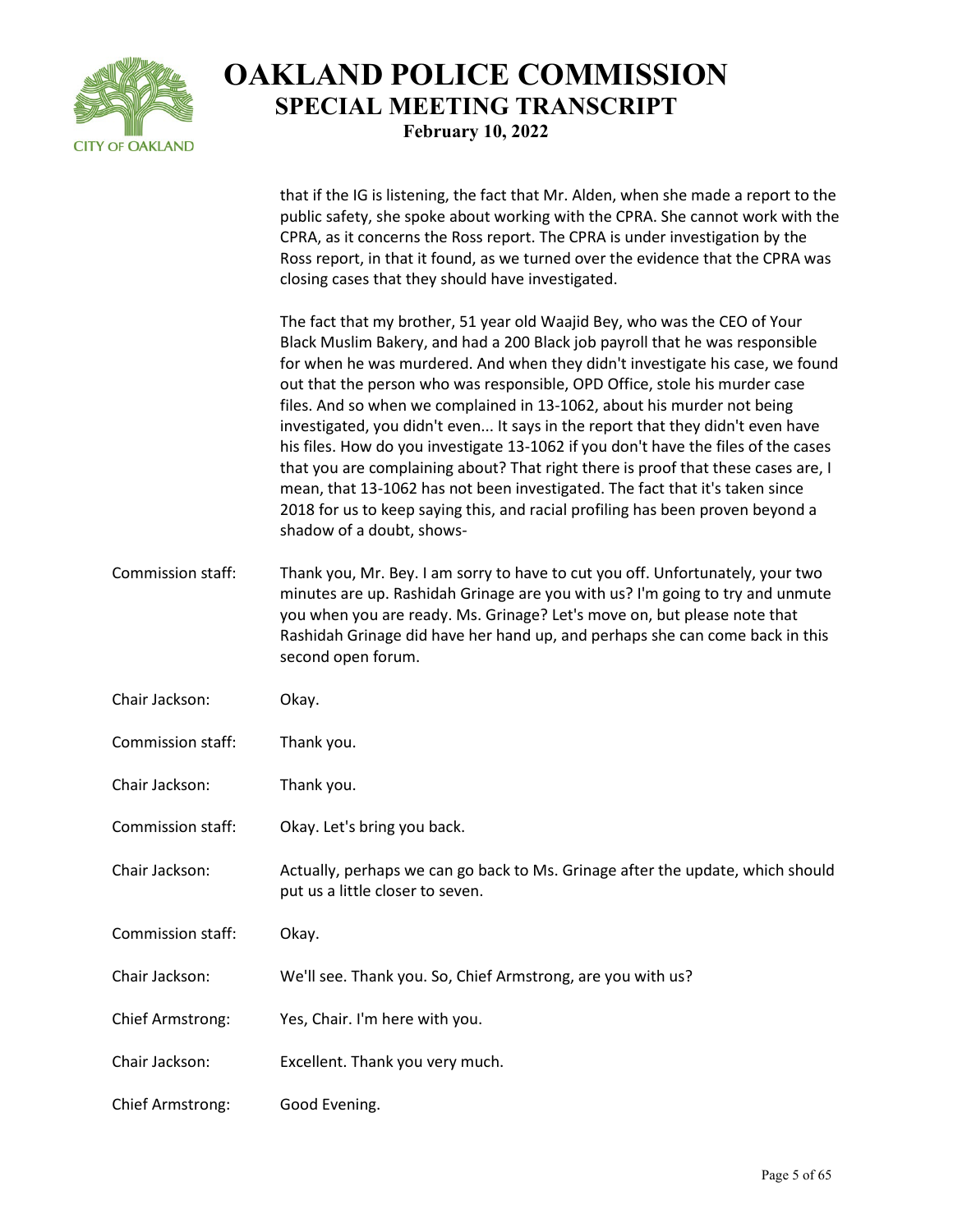that if the IG is listening, the fact that Mr. Alden, when she made a report to the public safety, she spoke about working with the CPRA. She cannot work with the CPRA, as it concerns the Ross report. The CPRA is under investigation by the Ross report, in that it found, as we turned over the evidence that the CPRA was closing cases that they should have investigated.

The fact that my brother, 51 year old Waajid Bey, who was the CEO of Your Black Muslim Bakery, and had a 200 Black job payroll that he was responsible for when he was murdered. And when they didn't investigate his case, we found out that the person who was responsible, OPD Office, stole his murder case files. And so when we complained in 13-1062, about his murder not being investigated, you didn't even... It says in the report that they didn't even have his files. How do you investigate 13-1062 if you don't have the files of the cases that you are complaining about? That right there is proof that these cases are, I mean, that 13-1062 has not been investigated. The fact that it's taken since 2018 for us to keep saying this, and racial profiling has been proven beyond a shadow of a doubt, shows-

**Commission staff:** Thank you, Mr. Bey. I am sorry to have to cut you off. Unfortunately, your two minutes are up. Rashidah Grinage are you with us? I'm going to try and unmute you when you are ready. Ms. Grinage? Let's move on, but please note that Rashidah Grinage did have her hand up, and perhaps she can come back in this second open forum.

**Chair Jackson:** Okay.

**Commission staff:** Thank you.

**Chair Jackson:** Thank you.

**Commission staff:** Okay. Let's bring you back.

**Chair Jackson:** Actually, perhaps we can go back to Ms. Grinage after the update, which should put us a little closer to seven.

**Commission staff:** Okay.

**Chair Jackson:** We'll see. Thank you. So, Chief Armstrong, are you with us?

**Chief Armstrong:** Yes, Chair. I'm here with you.

**Chair Jackson:** Excellent. Thank you very much.

**Chief Armstrong:** Good Evening.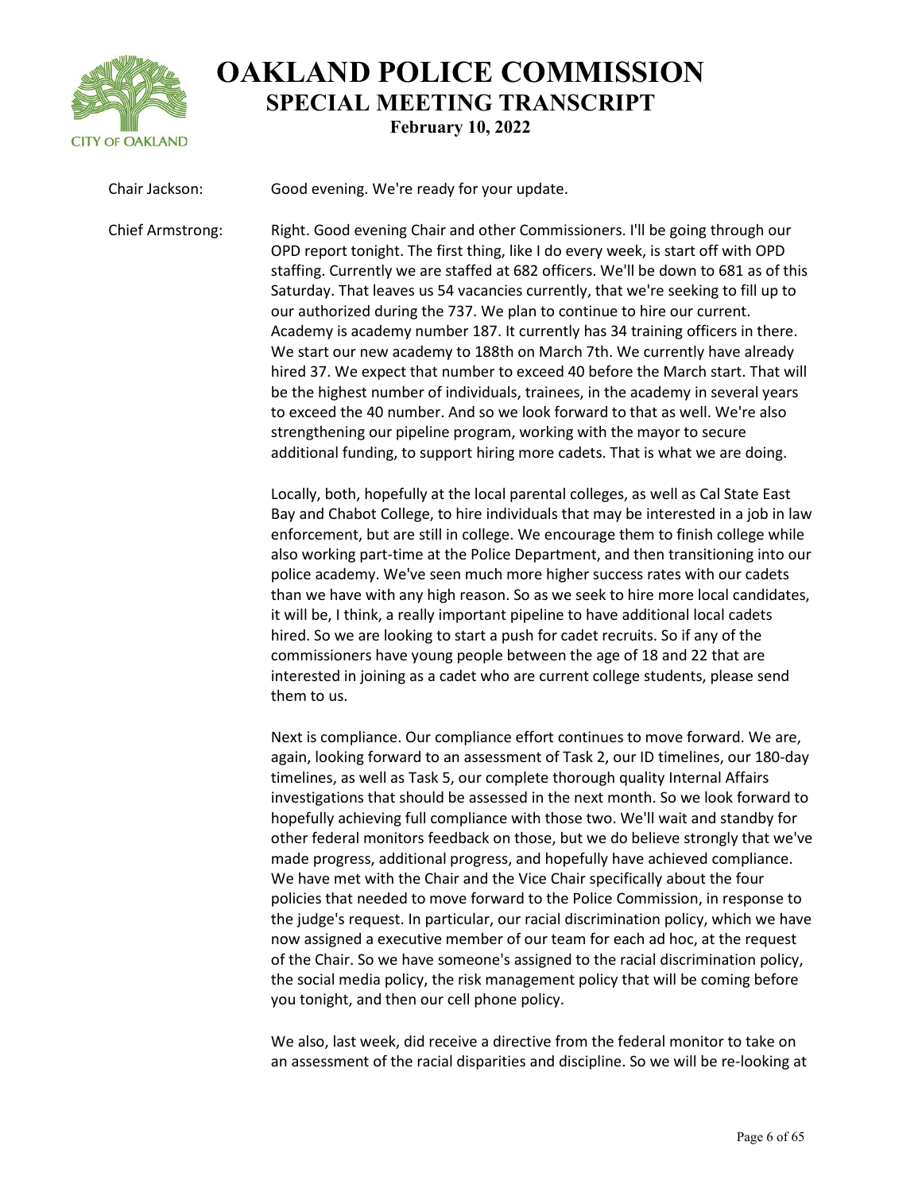Chair Jackson: Good evening. We're ready for your update.

Chief Armstrong: Right. Good evening Chair and other Commissioners. I'll be going through our OPD report tonight. The first thing, like I do every week, is start off with OPD staffing. Currently we are staffed at 682 officers. We'll be down to 681 as of this Saturday. That leaves us 54 vacancies currently, that we're seeking to fill up to our authorized during the 737. We plan to continue to hire our current. Academy is academy number 187. It currently has 34 training officers in there. We start our new academy to 188th on March 7th. We currently have already hired 37. We expect that number to exceed 40 before the March start. That will be the highest number of individuals, trainees, in the academy in several years to exceed the 40 number. And so we look forward to that as well. We're also strengthening our pipeline program, working with the mayor to secure additional funding, to support hiring more cadets. That is what we are doing.

Locally, both, hopefully at the local parental colleges, as well as Cal State East Bay and Chabot College, to hire individuals that may be interested in a job in law enforcement, but are still in college. We encourage them to finish college while also working part-time at the Police Department, and then transitioning into our police academy. We've seen much more higher success rates with our cadets than we have with any high reason. So as we seek to hire more local candidates, it will be, I think, a really important pipeline to have additional local cadets hired. So we are looking to start a push for cadet recruits. So if any of the commissioners have young people between the age of 18 and 22 that are interested in joining as a cadet who are current college students, please send them to us.

Next is compliance. Our compliance effort continues to move forward. We are, again, looking forward to an assessment of Task 2, our ID timelines, our 180-day timelines, as well as Task 5, our complete thorough quality Internal Affairs investigations that should be assessed in the next month. So we look forward to hopefully achieving full compliance with those two. We'll wait and standby for other federal monitors feedback on those, but we do believe strongly that we've made progress, additional progress, and hopefully have achieved compliance. We have met with the Chair and the Vice Chair specifically about the four policies that needed to move forward to the Police Commission, in response to the judge's request. In particular, our racial discrimination policy, which we have now assigned a executive member of our team for each ad hoc, at the request of the Chair. So we have someone's assigned to the racial discrimination policy, the social media policy, the risk management policy that will be coming before you tonight, and then our cell phone policy.

We also, last week, did receive a directive from the federal monitor to take on an assessment of the racial disparities and discipline. So we will be re-looking at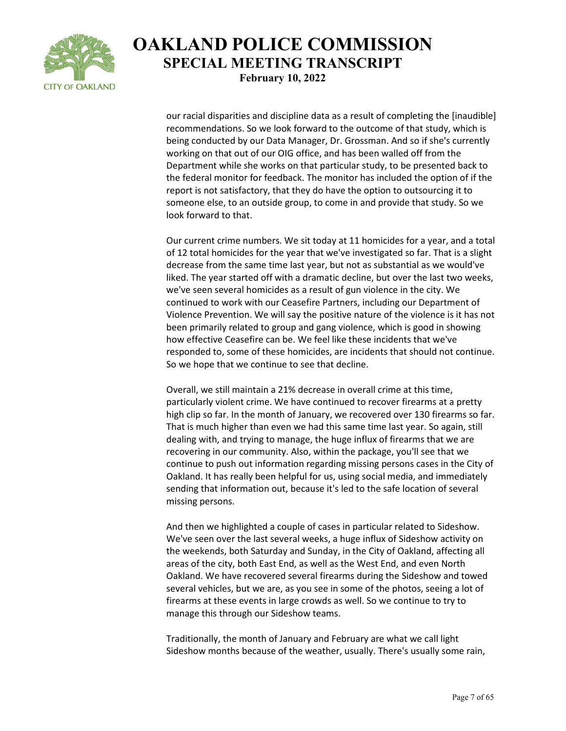our racial disparities and discipline data as a result of completing the [inaudible] recommendations. So we look forward to the outcome of that study, which is being conducted by our Data Manager, Dr. Grossman. And so if she's currently working on that out of our OIG office, and has been walled off from the Department while she works on that particular study, to be presented back to the federal monitor for feedback. The monitor has included the option of if the report is not satisfactory, that they do have the option to outsourcing it to someone else, to an outside group, to come in and provide that study. So we look forward to that.

Our current crime numbers. We sit today at 11 homicides for a year, and a total of 12 total homicides for the year that we've investigated so far. That is a slight decrease from the same time last year, but not as substantial as we would've liked. The year started off with a dramatic decline, but over the last two weeks, we've seen several homicides as a result of gun violence in the city. We continued to work with our Ceasefire Partners, including our Department of Violence Prevention. We will say the positive nature of the violence is it has not been primarily related to group and gang violence, which is good in showing how effective Ceasefire can be. We feel like these incidents that we've responded to, some of these homicides, are incidents that should not continue. So we hope that we continue to see that decline.

Overall, we still maintain a 21% decrease in overall crime at this time, particularly violent crime. We have continued to recover firearms at a pretty high clip so far. In the month of January, we recovered over 130 firearms so far. That is much higher than even we had this same time last year. So again, still dealing with, and trying to manage, the huge influx of firearms that we are recovering in our community. Also, within the package, you'll see that we continue to push out information regarding missing persons cases in the City of Oakland. It has really been helpful for us, using social media, and immediately sending that information out, because it's led to the safe location of several missing persons.

And then we highlighted a couple of cases in particular related to Sideshow. We've seen over the last several weeks, a huge influx of Sideshow activity on the weekends, both Saturday and Sunday, in the City of Oakland, affecting all areas of the city, both East End, as well as the West End, and even North Oakland. We have recovered several firearms during the Sideshow and towed several vehicles, but we are, as you see in some of the photos, seeing a lot of firearms at these events in large crowds as well. So we continue to try to manage this through our Sideshow teams.

Traditionally, the month of January and February are what we call light Sideshow months because of the weather, usually. There's usually some rain,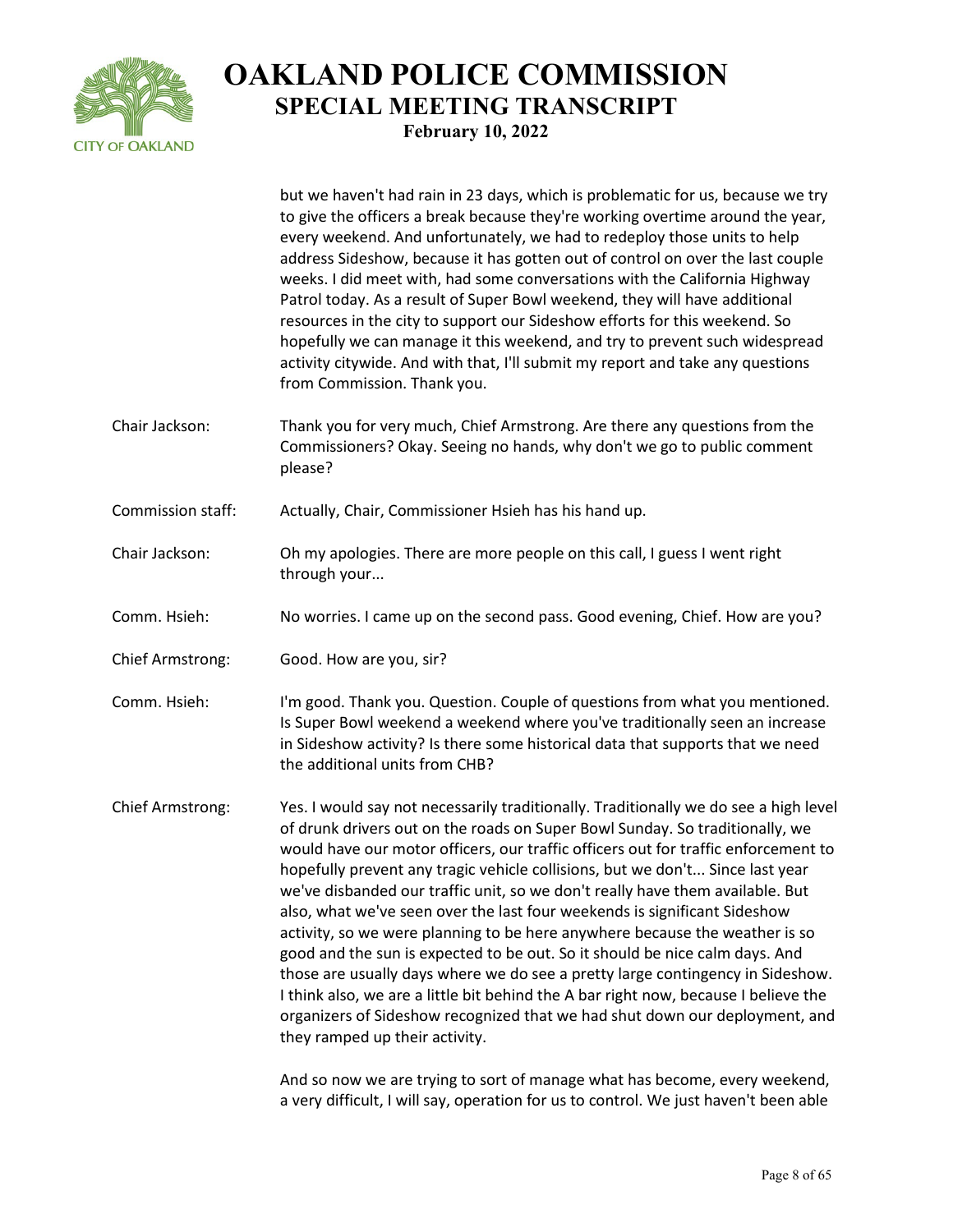but we haven't had rain in 23 days, which is problematic for us, because we try to give the officers a break because they're working overtime around the year, every weekend. And unfortunately, we had to redeploy those units to help address Sideshow, because it has gotten out of control on over the last couple weeks. I did meet with, had some conversations with the California Highway Patrol today. As a result of Super Bowl weekend, they will have additional resources in the city to support our Sideshow efforts for this weekend. So hopefully we can manage it this weekend, and try to prevent such widespread activity citywide. And with that, I'll submit my report and take any questions from Commission. Thank you.

Chair Jackson: Thank you for very much, Chief Armstrong. Are there any questions from the Commissioners? Okay. Seeing no hands, why don't we go to public comment please?

Commission staff: Actually, Chair, Commissioner Hsieh has his hand up.

Chair Jackson: Oh my apologies. There are more people on this call, I guess I went right through your...

Comm. Hsieh: No worries. I came up on the second pass. Good evening, Chief. How are you?

Chief Armstrong: Good. How are you, sir?

Comm. Hsieh: I'm good. Thank you. Question. Couple of questions from what you mentioned. Is Super Bowl weekend a weekend where you've traditionally seen an increase in Sideshow activity? Is there some historical data that supports that we need the additional units from CHB?

Chief Armstrong: Yes. I would say not necessarily traditionally. Traditionally we do see a high level of drunk drivers out on the roads on Super Bowl Sunday. So traditionally, we would have our motor officers, our traffic officers out for traffic enforcement to hopefully prevent any tragic vehicle collisions, but we don't... Since last year we've disbanded our traffic unit, so we don't really have them available. But also, what we've seen over the last four weekends is significant Sideshow activity, so we were planning to be here anywhere because the weather is so good and the sun is expected to be out. So it should be nice calm days. And those are usually days where we do see a pretty large contingency in Sideshow. I think also, we are a little bit behind the A bar right now, because I believe the organizers of Sideshow recognized that we had shut down our deployment, and they ramped up their activity.

And so now we are trying to sort of manage what has become, every weekend, a very difficult, I will say, operation for us to control. We just haven't been able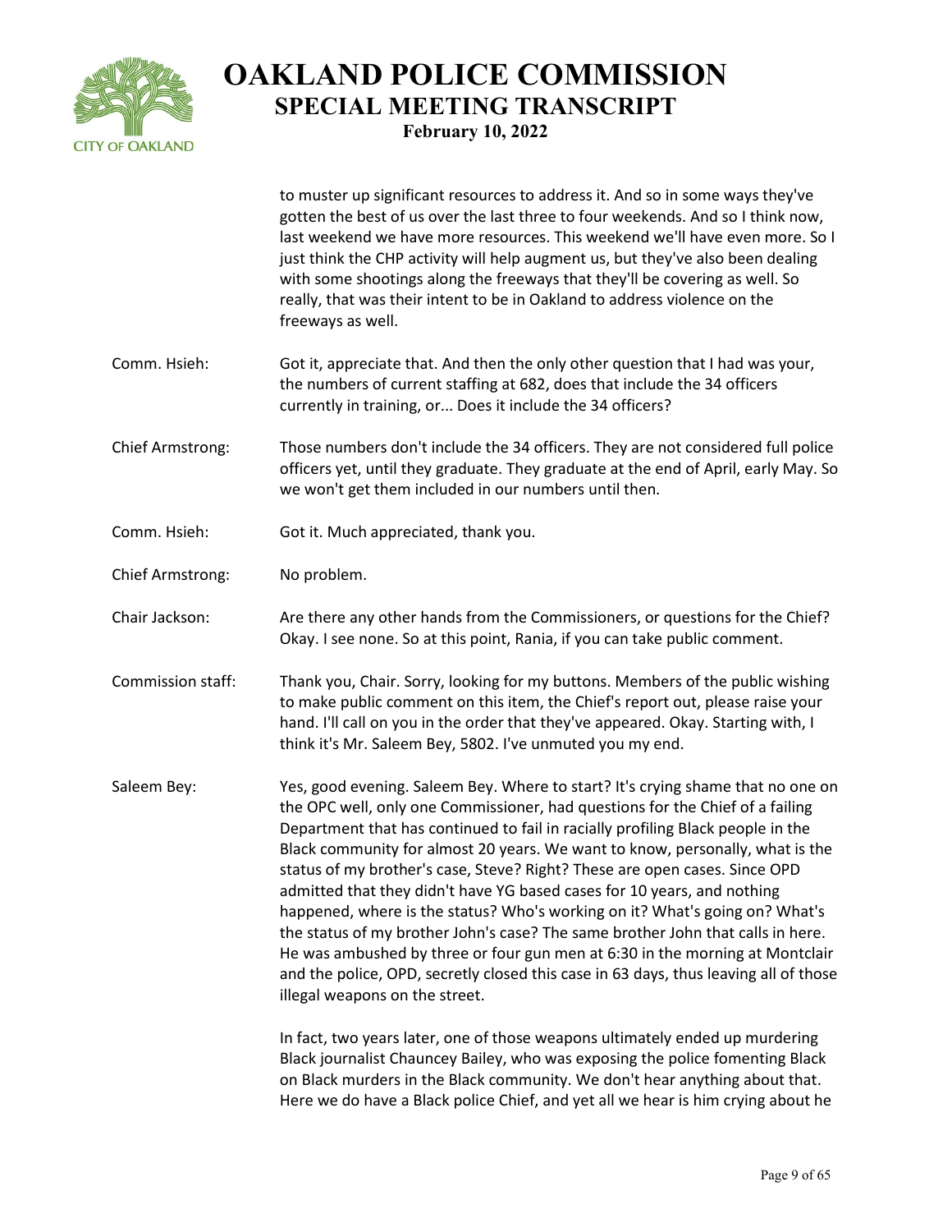to muster up significant resources to address it. And so in some ways they've gotten the best of us over the last three to four weekends. And so I think now, last weekend we have more resources. This weekend we'll have even more. So I just think the CHP activity will help augment us, but they've also been dealing with some shootings along the freeways that they'll be covering as well. So really, that was their intent to be in Oakland to address violence on the freeways as well.

**Comm. Hsieh:** Got it, appreciate that. And then the only other question that I had was your, the numbers of current staffing at 682, does that include the 34 officers currently in training, or... Does it include the 34 officers?

**Chief Armstrong:** Those numbers don't include the 34 officers. They are not considered full police officers yet, until they graduate. They graduate at the end of April, early May. So we won't get them included in our numbers until then.

**Comm. Hsieh:** Got it. Much appreciated, thank you.

**Chief Armstrong:** No problem.

**Chair Jackson:** Are there any other hands from the Commissioners, or questions for the Chief? Okay. I see none. So at this point, Rania, if you can take public comment.

**Commission staff:** Thank you, Chair. Sorry, looking for my buttons. Members of the public wishing to make public comment on this item, the Chief's report out, please raise your hand. I'll call on you in the order that they've appeared. Okay. Starting with, I think it's Mr. Saleem Bey, 5802. I've unmuted you my end.

**Saleem Bey:** Yes, good evening. Saleem Bey. Where to start? It's crying shame that no one on the OPC well, only one Commissioner, had questions for the Chief of a failing Department that has continued to fail in racially profiling Black people in the Black community for almost 20 years. We want to know, personally, what is the status of my brother's case, Steve? Right? These are open cases. Since OPD admitted that they didn't have YG based cases for 10 years, and nothing happened, where is the status? Who's working on it? What's going on? What's the status of my brother John's case? The same brother John that calls in here. He was ambushed by three or four gun men at 6:30 in the morning at Montclair and the police, OPD, secretly closed this case in 63 days, thus leaving all of those illegal weapons on the street.

In fact, two years later, one of those weapons ultimately ended up murdering Black journalist Chauncey Bailey, who was exposing the police fomenting Black on Black murders in the Black community. We don't hear anything about that. Here we do have a Black police Chief, and yet all we hear is him crying about he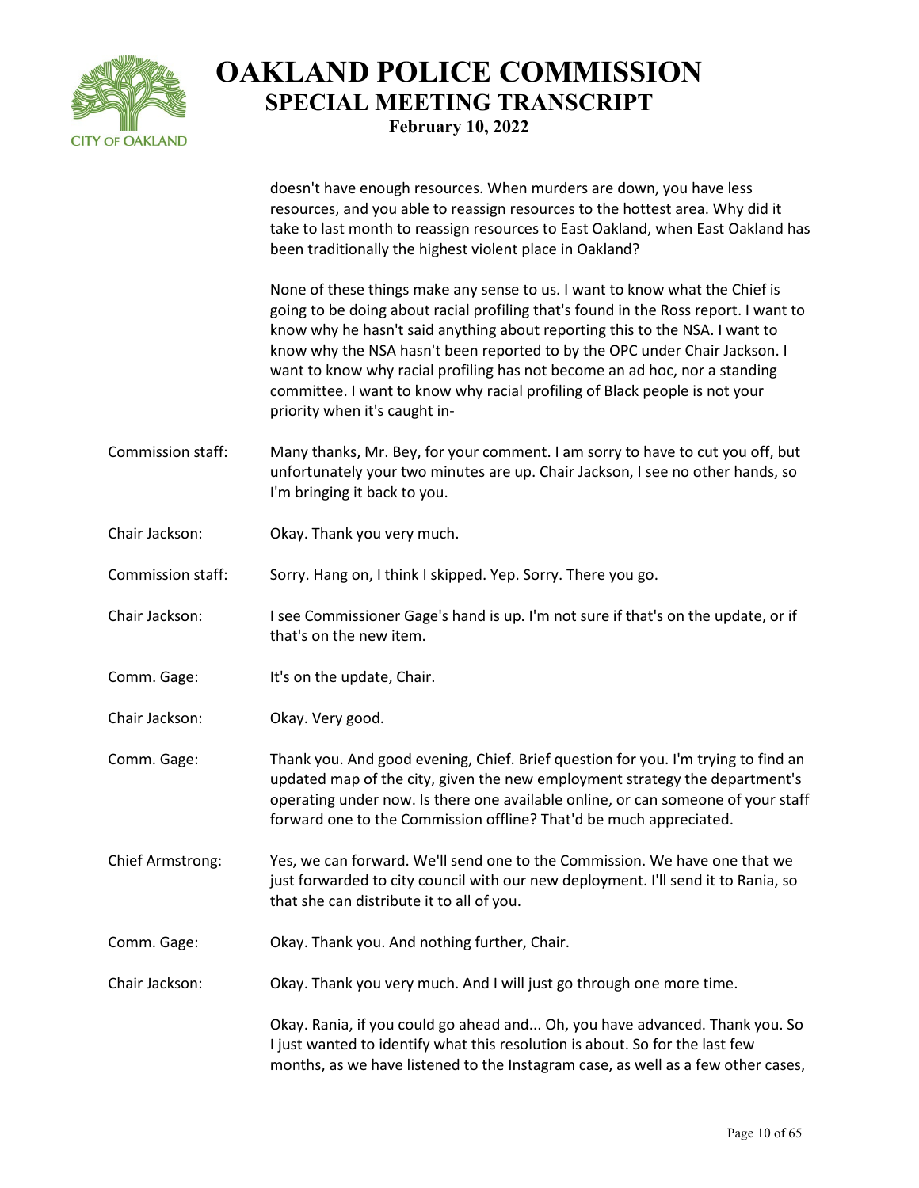doesn't have enough resources. When murders are down, you have less resources, and you able to reassign resources to the hottest area. Why did it take to last month to reassign resources to East Oakland, when East Oakland has been traditionally the highest violent place in Oakland?

None of these things make any sense to us. I want to know what the Chief is going to be doing about racial profiling that's found in the Ross report. I want to know why he hasn't said anything about reporting this to the NSA. I want to know why the NSA hasn't been reported to by the OPC under Chair Jackson. I want to know why racial profiling has not become an ad hoc, nor a standing committee. I want to know why racial profiling of Black people is not your priority when it's caught in-

| | |
|---|---|
| Commission staff: | Many thanks, Mr. Bey, for your comment. I am sorry to have to cut you off, but unfortunately your two minutes are up. Chair Jackson, I see no other hands, so I'm bringing it back to you. |
| Chair Jackson: | Okay. Thank you very much. |
| Commission staff: | Sorry. Hang on, I think I skipped. Yep. Sorry. There you go. |
| Chair Jackson: | I see Commissioner Gage's hand is up. I'm not sure if that's on the update, or if that's on the new item. |
| Comm. Gage: | It's on the update, Chair. |
| Chair Jackson: | Okay. Very good. |
| Comm. Gage: | Thank you. And good evening, Chief. Brief question for you. I'm trying to find an updated map of the city, given the new employment strategy the department's operating under now. Is there one available online, or can someone of your staff forward one to the Commission offline? That'd be much appreciated. |
| Chief Armstrong: | Yes, we can forward. We'll send one to the Commission. We have one that we just forwarded to city council with our new deployment. I'll send it to Rania, so that she can distribute it to all of you. |
| Comm. Gage: | Okay. Thank you. And nothing further, Chair. |
| Chair Jackson: | Okay. Thank you very much. And I will just go through one more time. |

Okay. Rania, if you could go ahead and... Oh, you have advanced. Thank you. So I just wanted to identify what this resolution is about. So for the last few months, as we have listened to the Instagram case, as well as a few other cases,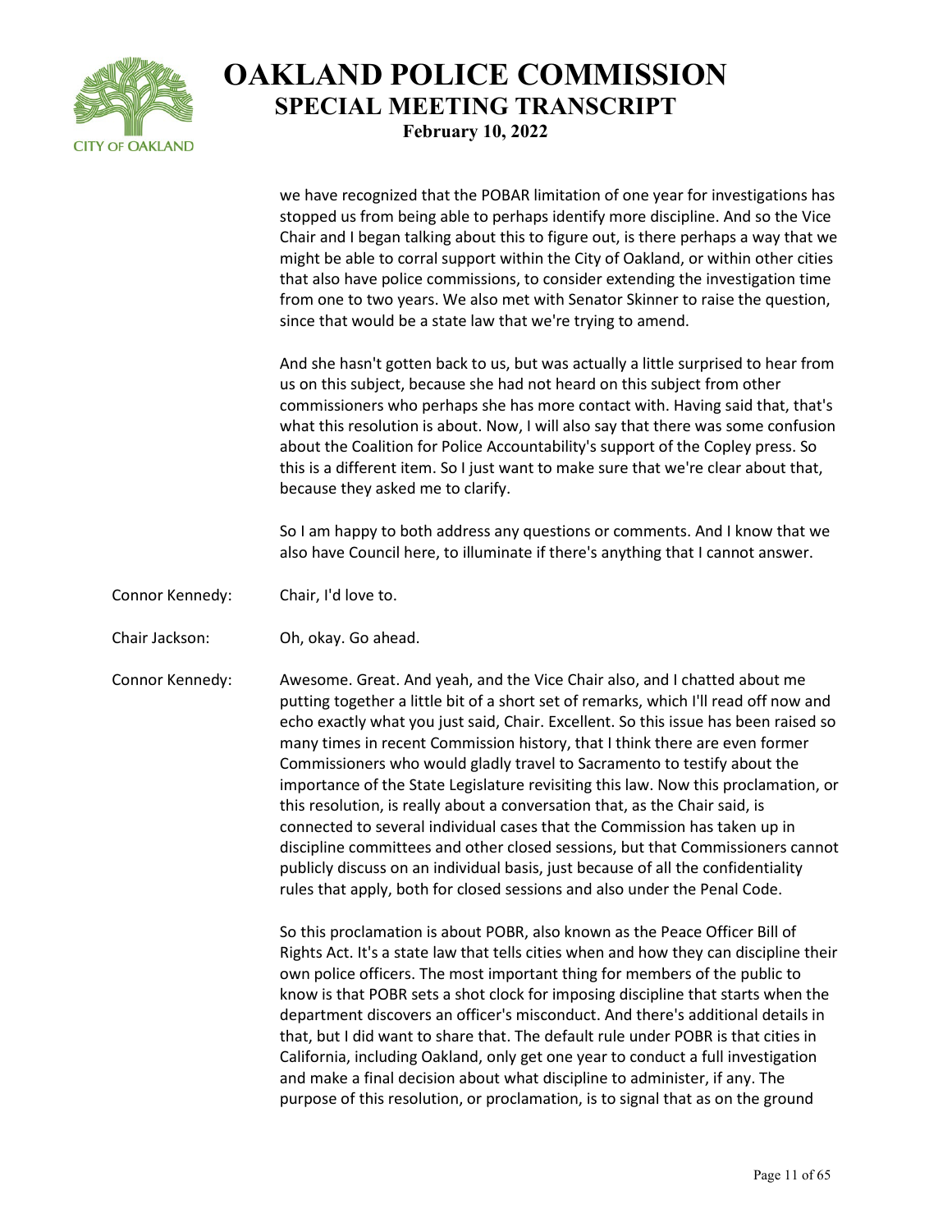we have recognized that the POBAR limitation of one year for investigations has stopped us from being able to perhaps identify more discipline. And so the Vice Chair and I began talking about this to figure out, is there perhaps a way that we might be able to corral support within the City of Oakland, or within other cities that also have police commissions, to consider extending the investigation time from one to two years. We also met with Senator Skinner to raise the question, since that would be a state law that we're trying to amend.

And she hasn't gotten back to us, but was actually a little surprised to hear from us on this subject, because she had not heard on this subject from other commissioners who perhaps she has more contact with. Having said that, that's what this resolution is about. Now, I will also say that there was some confusion about the Coalition for Police Accountability's support of the Copley press. So this is a different item. So I just want to make sure that we're clear about that, because they asked me to clarify.

So I am happy to both address any questions or comments. And I know that we also have Council here, to illuminate if there's anything that I cannot answer.

Connor Kennedy: Chair, I'd love to.

Chair Jackson: Oh, okay. Go ahead.

Connor Kennedy: Awesome. Great. And yeah, and the Vice Chair also, and I chatted about me putting together a little bit of a short set of remarks, which I'll read off now and echo exactly what you just said, Chair. Excellent. So this issue has been raised so many times in recent Commission history, that I think there are even former Commissioners who would gladly travel to Sacramento to testify about the importance of the State Legislature revisiting this law. Now this proclamation, or this resolution, is really about a conversation that, as the Chair said, is connected to several individual cases that the Commission has taken up in discipline committees and other closed sessions, but that Commissioners cannot publicly discuss on an individual basis, just because of all the confidentiality rules that apply, both for closed sessions and also under the Penal Code.

So this proclamation is about POBR, also known as the Peace Officer Bill of Rights Act. It's a state law that tells cities when and how they can discipline their own police officers. The most important thing for members of the public to know is that POBR sets a shot clock for imposing discipline that starts when the department discovers an officer's misconduct. And there's additional details in that, but I did want to share that. The default rule under POBR is that cities in California, including Oakland, only get one year to conduct a full investigation and make a final decision about what discipline to administer, if any. The purpose of this resolution, or proclamation, is to signal that as on the ground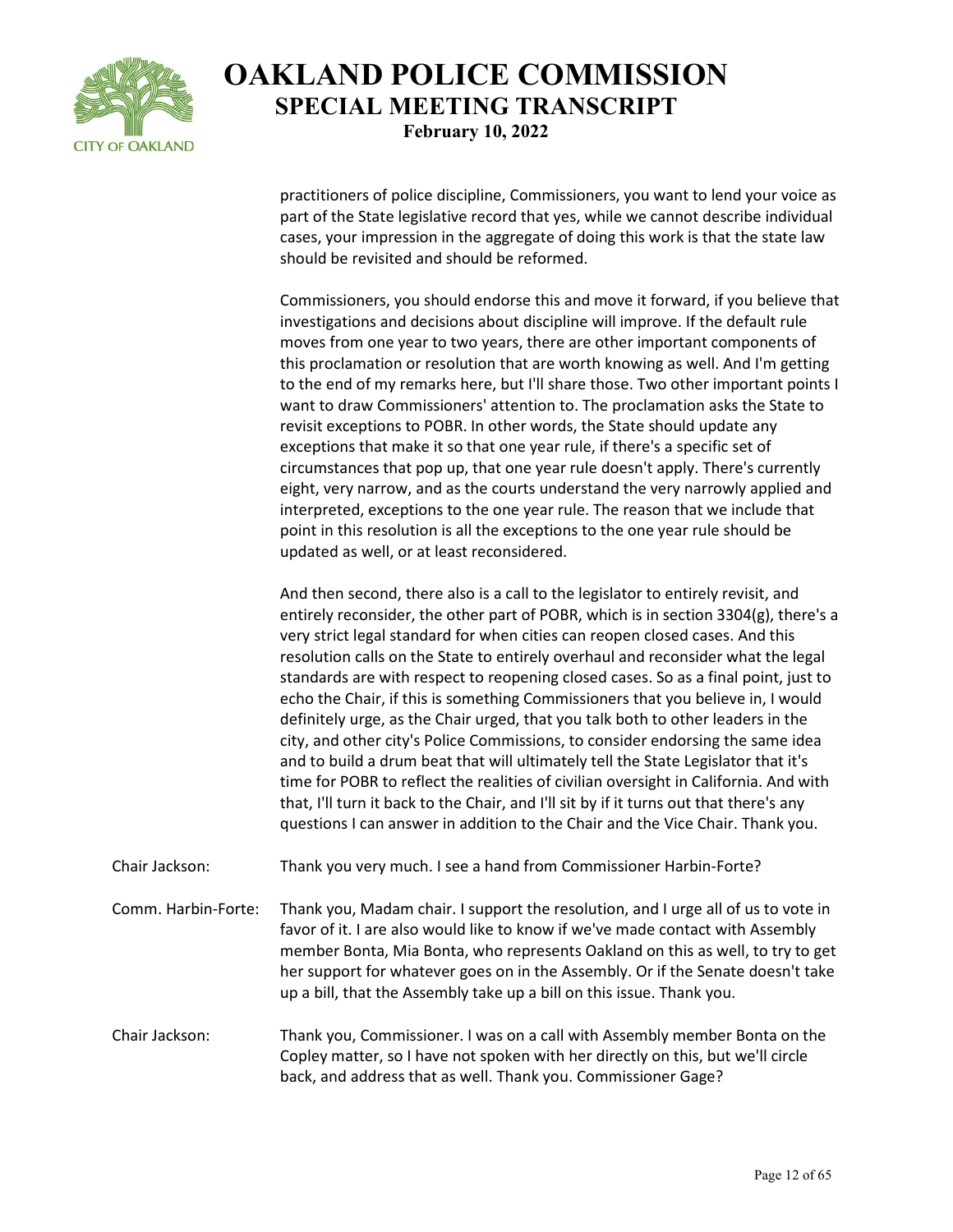practitioners of police discipline, Commissioners, you want to lend your voice as part of the State legislative record that yes, while we cannot describe individual cases, your impression in the aggregate of doing this work is that the state law should be revisited and should be reformed.

Commissioners, you should endorse this and move it forward, if you believe that investigations and decisions about discipline will improve. If the default rule moves from one year to two years, there are other important components of this proclamation or resolution that are worth knowing as well. And I'm getting to the end of my remarks here, but I'll share those. Two other important points I want to draw Commissioners' attention to. The proclamation asks the State to revisit exceptions to POBR. In other words, the State should update any exceptions that make it so that one year rule, if there's a specific set of circumstances that pop up, that one year rule doesn't apply. There's currently eight, very narrow, and as the courts understand the very narrowly applied and interpreted, exceptions to the one year rule. The reason that we include that point in this resolution is all the exceptions to the one year rule should be updated as well, or at least reconsidered.

And then second, there also is a call to the legislator to entirely revisit, and entirely reconsider, the other part of POBR, which is in section 3304(g), there's a very strict legal standard for when cities can reopen closed cases. And this resolution calls on the State to entirely overhaul and reconsider what the legal standards are with respect to reopening closed cases. So as a final point, just to echo the Chair, if this is something Commissioners that you believe in, I would definitely urge, as the Chair urged, that you talk both to other leaders in the city, and other city's Police Commissions, to consider endorsing the same idea and to build a drum beat that will ultimately tell the State Legislator that it's time for POBR to reflect the realities of civilian oversight in California. And with that, I'll turn it back to the Chair, and I'll sit by if it turns out that there's any questions I can answer in addition to the Chair and the Vice Chair. Thank you.

Chair Jackson: Thank you very much. I see a hand from Commissioner Harbin-Forte?

Comm. Harbin-Forte: Thank you, Madam chair. I support the resolution, and I urge all of us to vote in favor of it. I are also would like to know if we've made contact with Assembly member Bonta, Mia Bonta, who represents Oakland on this as well, to try to get her support for whatever goes on in the Assembly. Or if the Senate doesn't take up a bill, that the Assembly take up a bill on this issue. Thank you.

Chair Jackson: Thank you, Commissioner. I was on a call with Assembly member Bonta on the Copley matter, so I have not spoken with her directly on this, but we'll circle back, and address that as well. Thank you. Commissioner Gage?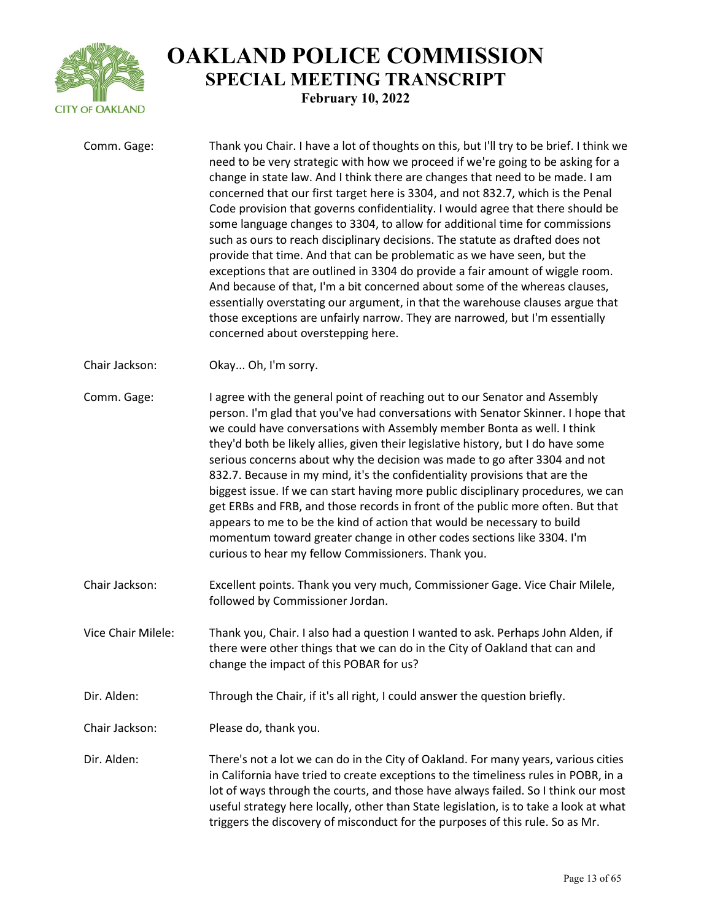**Comm. Gage:** Thank you Chair. I have a lot of thoughts on this, but I'll try to be brief. I think we need to be very strategic with how we proceed if we're going to be asking for a change in state law. And I think there are changes that need to be made. I am concerned that our first target here is 3304, and not 832.7, which is the Penal Code provision that governs confidentiality. I would agree that there should be some language changes to 3304, to allow for additional time for commissions such as ours to reach disciplinary decisions. The statute as drafted does not provide that time. And that can be problematic as we have seen, but the exceptions that are outlined in 3304 do provide a fair amount of wiggle room. And because of that, I'm a bit concerned about some of the whereas clauses, essentially overstating our argument, in that the warehouse clauses argue that those exceptions are unfairly narrow. They are narrowed, but I'm essentially concerned about overstepping here.

**Chair Jackson:** Okay... Oh, I'm sorry.

**Comm. Gage:** I agree with the general point of reaching out to our Senator and Assembly person. I'm glad that you've had conversations with Senator Skinner. I hope that we could have conversations with Assembly member Bonta as well. I think they'd both be likely allies, given their legislative history, but I do have some serious concerns about why the decision was made to go after 3304 and not 832.7. Because in my mind, it's the confidentiality provisions that are the biggest issue. If we can start having more public disciplinary procedures, we can get ERBs and FRB, and those records in front of the public more often. But that appears to me to be the kind of action that would be necessary to build momentum toward greater change in other codes sections like 3304. I'm curious to hear my fellow Commissioners. Thank you.

**Chair Jackson:** Excellent points. Thank you very much, Commissioner Gage. Vice Chair Milele, followed by Commissioner Jordan.

**Vice Chair Milele:** Thank you, Chair. I also had a question I wanted to ask. Perhaps John Alden, if there were other things that we can do in the City of Oakland that can and change the impact of this POBAR for us?

**Dir. Alden:** Through the Chair, if it's all right, I could answer the question briefly.

**Chair Jackson:** Please do, thank you.

**Dir. Alden:** There's not a lot we can do in the City of Oakland. For many years, various cities in California have tried to create exceptions to the timeliness rules in POBR, in a lot of ways through the courts, and those have always failed. So I think our most useful strategy here locally, other than State legislation, is to take a look at what triggers the discovery of misconduct for the purposes of this rule. So as Mr.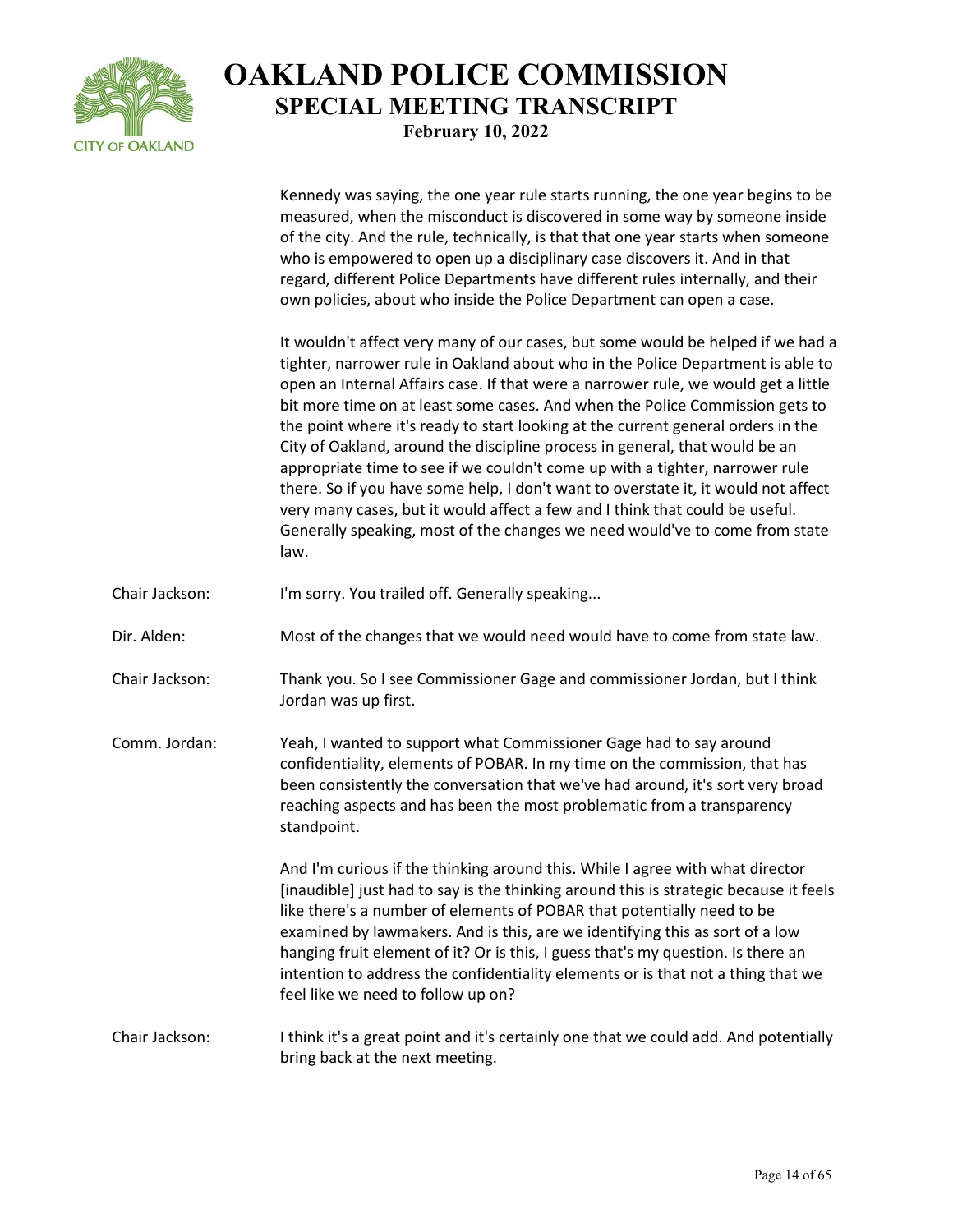Kennedy was saying, the one year rule starts running, the one year begins to be measured, when the misconduct is discovered in some way by someone inside of the city. And the rule, technically, is that that one year starts when someone who is empowered to open up a disciplinary case discovers it. And in that regard, different Police Departments have different rules internally, and their own policies, about who inside the Police Department can open a case.

It wouldn't affect very many of our cases, but some would be helped if we had a tighter, narrower rule in Oakland about who in the Police Department is able to open an Internal Affairs case. If that were a narrower rule, we would get a little bit more time on at least some cases. And when the Police Commission gets to the point where it's ready to start looking at the current general orders in the City of Oakland, around the discipline process in general, that would be an appropriate time to see if we couldn't come up with a tighter, narrower rule there. So if you have some help, I don't want to overstate it, it would not affect very many cases, but it would affect a few and I think that could be useful. Generally speaking, most of the changes we need would've to come from state law.

**Chair Jackson:** I'm sorry. You trailed off. Generally speaking...

**Dir. Alden:** Most of the changes that we would need would have to come from state law.

**Chair Jackson:** Thank you. So I see Commissioner Gage and commissioner Jordan, but I think Jordan was up first.

**Comm. Jordan:** Yeah, I wanted to support what Commissioner Gage had to say around confidentiality, elements of POBAR. In my time on the commission, that has been consistently the conversation that we've had around, it's sort very broad reaching aspects and has been the most problematic from a transparency standpoint.

And I'm curious if the thinking around this. While I agree with what director [inaudible] just had to say is the thinking around this is strategic because it feels like there's a number of elements of POBAR that potentially need to be examined by lawmakers. And is this, are we identifying this as sort of a low hanging fruit element of it? Or is this, I guess that's my question. Is there an intention to address the confidentiality elements or is that not a thing that we feel like we need to follow up on?

**Chair Jackson:** I think it's a great point and it's certainly one that we could add. And potentially bring back at the next meeting.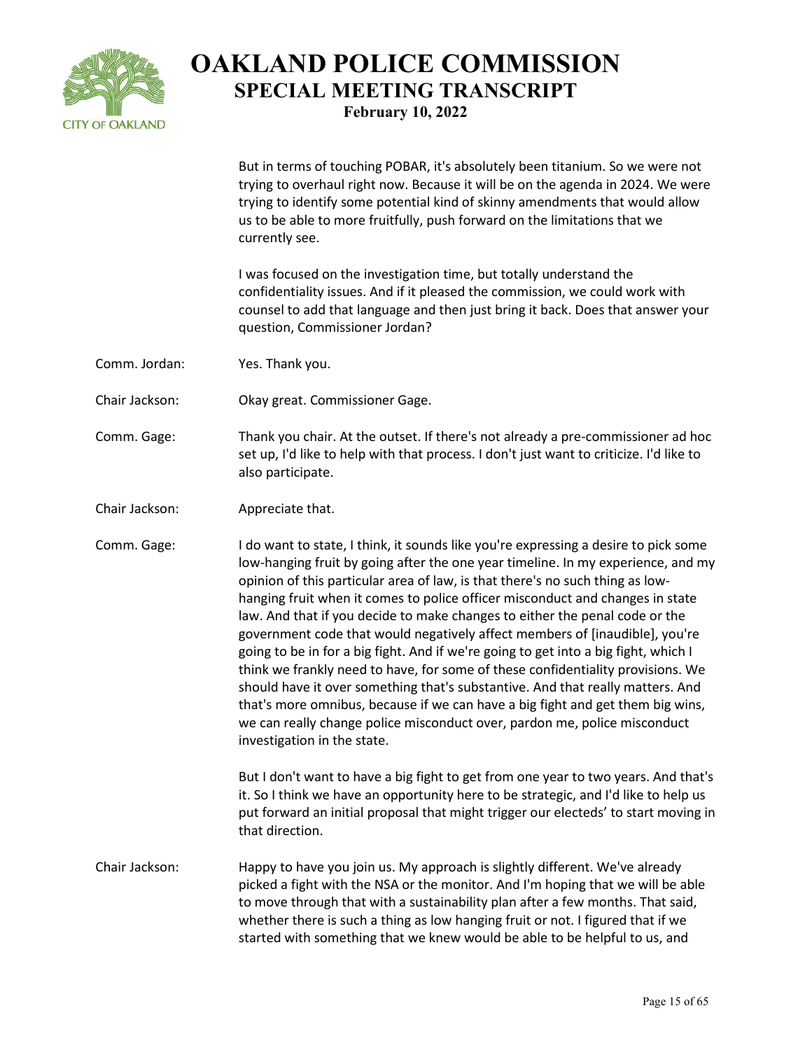But in terms of touching POBAR, it's absolutely been titanium. So we were not trying to overhaul right now. Because it will be on the agenda in 2024. We were trying to identify some potential kind of skinny amendments that would allow us to be able to more fruitfully, push forward on the limitations that we currently see.

I was focused on the investigation time, but totally understand the confidentiality issues. And if it pleased the commission, we could work with counsel to add that language and then just bring it back. Does that answer your question, Commissioner Jordan?

Comm. Jordan: Yes. Thank you.

Chair Jackson: Okay great. Commissioner Gage.

Comm. Gage: Thank you chair. At the outset. If there's not already a pre-commissioner ad hoc set up, I'd like to help with that process. I don't just want to criticize. I'd like to also participate.

Chair Jackson: Appreciate that.

Comm. Gage: I do want to state, I think, it sounds like you're expressing a desire to pick some low-hanging fruit by going after the one year timeline. In my experience, and my opinion of this particular area of law, is that there's no such thing as low-hanging fruit when it comes to police officer misconduct and changes in state law. And that if you decide to make changes to either the penal code or the government code that would negatively affect members of [inaudible], you're going to be in for a big fight. And if we're going to get into a big fight, which I think we frankly need to have, for some of these confidentiality provisions. We should have it over something that's substantive. And that really matters. And that's more omnibus, because if we can have a big fight and get them big wins, we can really change police misconduct over, pardon me, police misconduct investigation in the state.

But I don't want to have a big fight to get from one year to two years. And that's it. So I think we have an opportunity here to be strategic, and I'd like to help us put forward an initial proposal that might trigger our electeds' to start moving in that direction.

Chair Jackson: Happy to have you join us. My approach is slightly different. We've already picked a fight with the NSA or the monitor. And I'm hoping that we will be able to move through that with a sustainability plan after a few months. That said, whether there is such a thing as low hanging fruit or not. I figured that if we started with something that we knew would be able to be helpful to us, and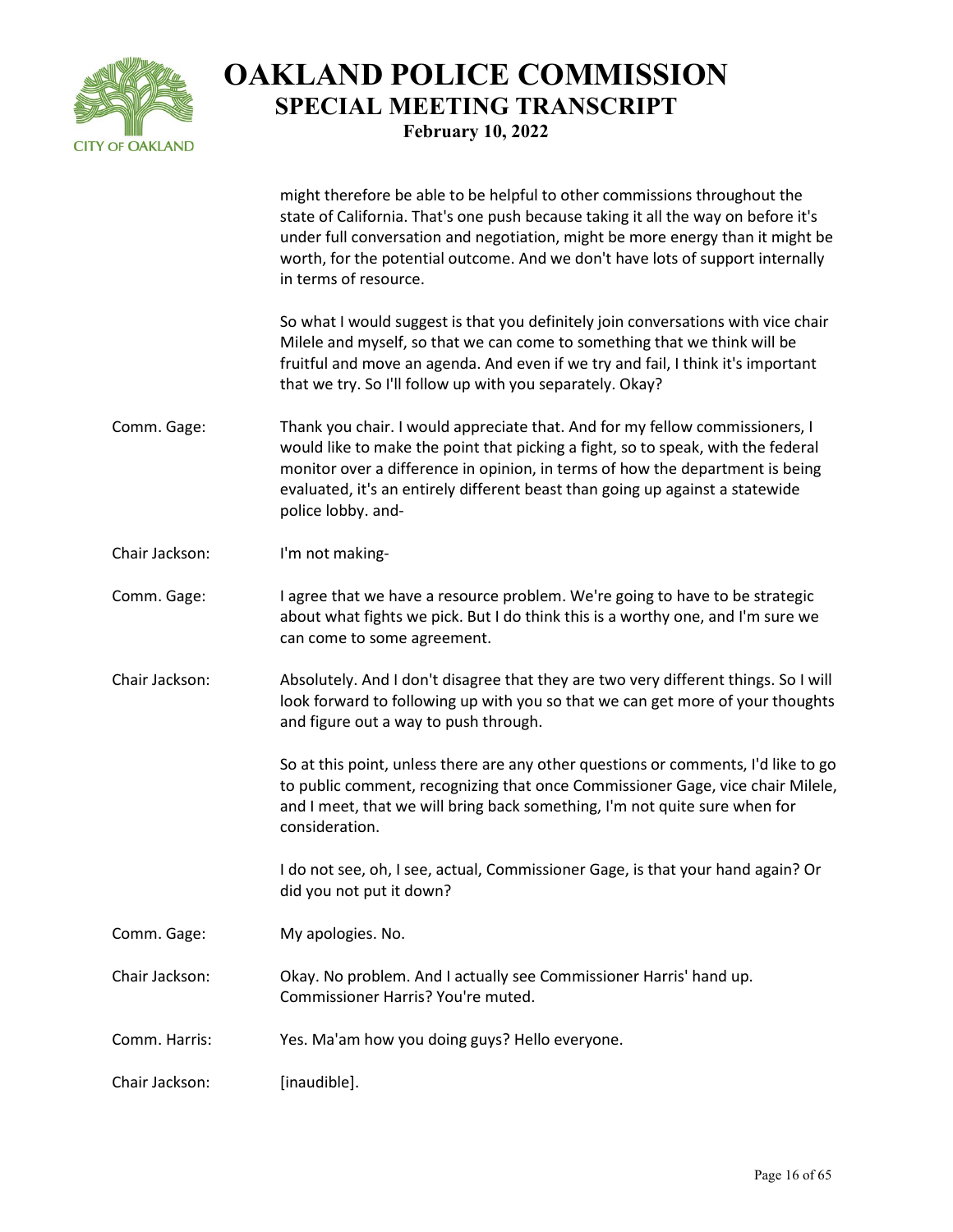might therefore be able to be helpful to other commissions throughout the state of California. That's one push because taking it all the way on before it's under full conversation and negotiation, might be more energy than it might be worth, for the potential outcome. And we don't have lots of support internally in terms of resource.

So what I would suggest is that you definitely join conversations with vice chair Milele and myself, so that we can come to something that we think will be fruitful and move an agenda. And even if we try and fail, I think it's important that we try. So I'll follow up with you separately. Okay?

**Comm. Gage:** Thank you chair. I would appreciate that. And for my fellow commissioners, I would like to make the point that picking a fight, so to speak, with the federal monitor over a difference in opinion, in terms of how the department is being evaluated, it's an entirely different beast than going up against a statewide police lobby. and-

**Chair Jackson:** I'm not making-

**Comm. Gage:** I agree that we have a resource problem. We're going to have to be strategic about what fights we pick. But I do think this is a worthy one, and I'm sure we can come to some agreement.

**Chair Jackson:** Absolutely. And I don't disagree that they are two very different things. So I will look forward to following up with you so that we can get more of your thoughts and figure out a way to push through.

So at this point, unless there are any other questions or comments, I'd like to go to public comment, recognizing that once Commissioner Gage, vice chair Milele, and I meet, that we will bring back something, I'm not quite sure when for consideration.

I do not see, oh, I see, actual, Commissioner Gage, is that your hand again? Or did you not put it down?

**Comm. Gage:** My apologies. No.

**Chair Jackson:** Okay. No problem. And I actually see Commissioner Harris' hand up. Commissioner Harris? You're muted.

**Comm. Harris:** Yes. Ma'am how you doing guys? Hello everyone.

**Chair Jackson:** [inaudible].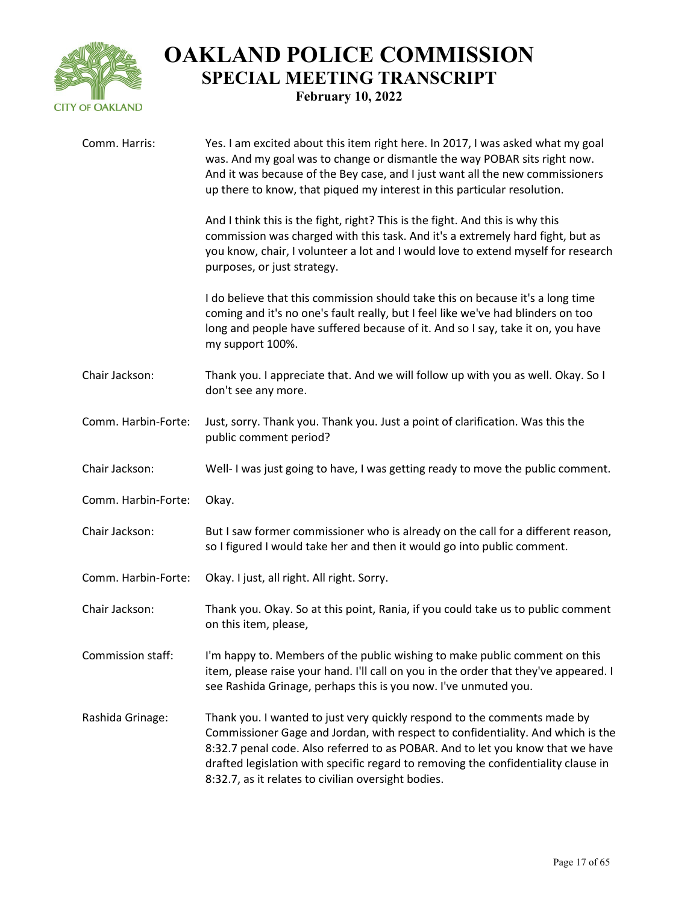| | |
|---|---|
| Comm. Harris: | Yes. I am excited about this item right here. In 2017, I was asked what my goal was. And my goal was to change or dismantle the way POBAR sits right now. And it was because of the Bey case, and I just want all the new commissioners up there to know, that piqued my interest in this particular resolution.<br><br>And I think this is the fight, right? This is the fight. And this is why this commission was charged with this task. And it's a extremely hard fight, but as you know, chair, I volunteer a lot and I would love to extend myself for research purposes, or just strategy.<br><br>I do believe that this commission should take this on because it's a long time coming and it's no one's fault really, but I feel like we've had blinders on too long and people have suffered because of it. And so I say, take it on, you have my support 100%. |
| Chair Jackson: | Thank you. I appreciate that. And we will follow up with you as well. Okay. So I don't see any more. |
| Comm. Harbin-Forte: | Just, sorry. Thank you. Thank you. Just a point of clarification. Was this the public comment period? |
| Chair Jackson: | Well- I was just going to have, I was getting ready to move the public comment. |
| Comm. Harbin-Forte: | Okay. |
| Chair Jackson: | But I saw former commissioner who is already on the call for a different reason, so I figured I would take her and then it would go into public comment. |
| Comm. Harbin-Forte: | Okay. I just, all right. All right. Sorry. |
| Chair Jackson: | Thank you. Okay. So at this point, Rania, if you could take us to public comment on this item, please, |
| Commission staff: | I'm happy to. Members of the public wishing to make public comment on this item, please raise your hand. I'll call on you in the order that they've appeared. I see Rashida Grinage, perhaps this is you now. I've unmuted you. |
| Rashida Grinage: | Thank you. I wanted to just very quickly respond to the comments made by Commissioner Gage and Jordan, with respect to confidentiality. And which is the 8:32.7 penal code. Also referred to as POBAR. And to let you know that we have drafted legislation with specific regard to removing the confidentiality clause in 8:32.7, as it relates to civilian oversight bodies. |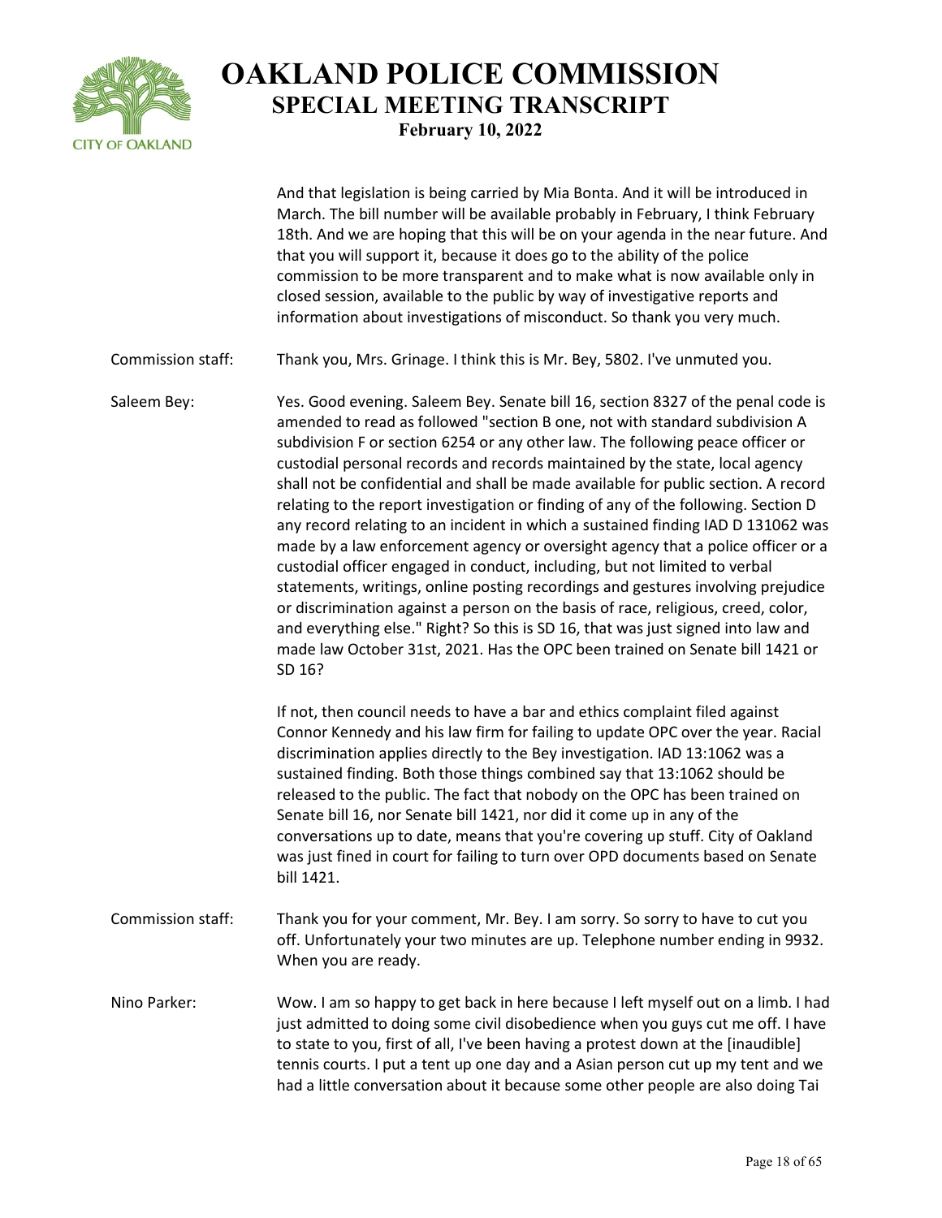And that legislation is being carried by Mia Bonta. And it will be introduced in March. The bill number will be available probably in February, I think February 18th. And we are hoping that this will be on your agenda in the near future. And that you will support it, because it does go to the ability of the police commission to be more transparent and to make what is now available only in closed session, available to the public by way of investigative reports and information about investigations of misconduct. So thank you very much.

Commission staff: Thank you, Mrs. Grinage. I think this is Mr. Bey, 5802. I've unmuted you.

Saleem Bey: Yes. Good evening. Saleem Bey. Senate bill 16, section 8327 of the penal code is amended to read as followed "section B one, not with standard subdivision A subdivision F or section 6254 or any other law. The following peace officer or custodial personal records and records maintained by the state, local agency shall not be confidential and shall be made available for public section. A record relating to the report investigation or finding of any of the following. Section D any record relating to an incident in which a sustained finding IAD D 131062 was made by a law enforcement agency or oversight agency that a police officer or a custodial officer engaged in conduct, including, but not limited to verbal statements, writings, online posting recordings and gestures involving prejudice or discrimination against a person on the basis of race, religious, creed, color, and everything else." Right? So this is SD 16, that was just signed into law and made law October 31st, 2021. Has the OPC been trained on Senate bill 1421 or SD 16?

If not, then council needs to have a bar and ethics complaint filed against Connor Kennedy and his law firm for failing to update OPC over the year. Racial discrimination applies directly to the Bey investigation. IAD 13:1062 was a sustained finding. Both those things combined say that 13:1062 should be released to the public. The fact that nobody on the OPC has been trained on Senate bill 16, nor Senate bill 1421, nor did it come up in any of the conversations up to date, means that you're covering up stuff. City of Oakland was just fined in court for failing to turn over OPD documents based on Senate bill 1421.

Commission staff: Thank you for your comment, Mr. Bey. I am sorry. So sorry to have to cut you off. Unfortunately your two minutes are up. Telephone number ending in 9932. When you are ready.

Nino Parker: Wow. I am so happy to get back in here because I left myself out on a limb. I had just admitted to doing some civil disobedience when you guys cut me off. I have to state to you, first of all, I've been having a protest down at the [inaudible] tennis courts. I put a tent up one day and a Asian person cut up my tent and we had a little conversation about it because some other people are also doing Tai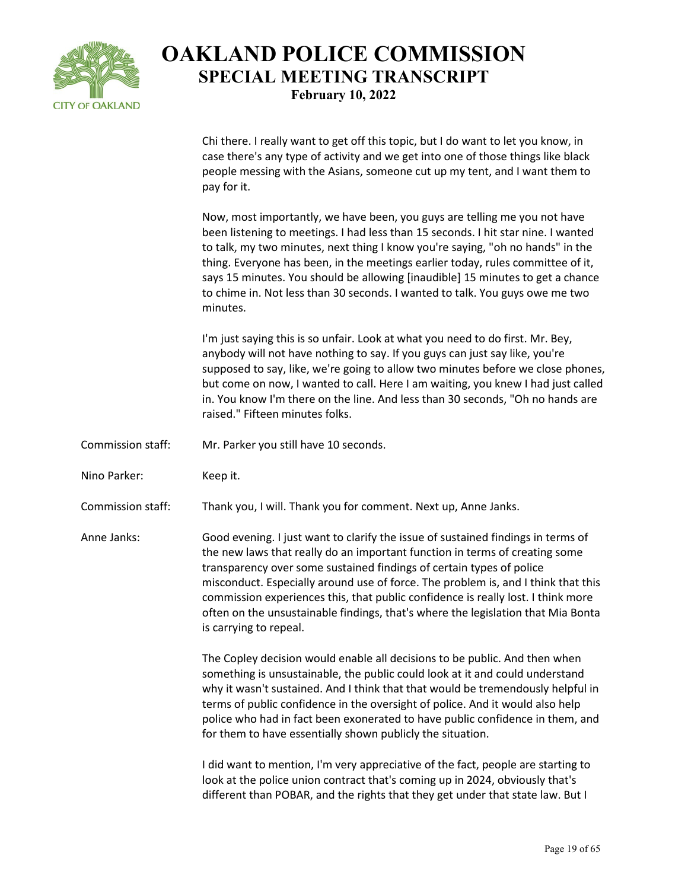Chi there. I really want to get off this topic, but I do want to let you know, in case there's any type of activity and we get into one of those things like black people messing with the Asians, someone cut up my tent, and I want them to pay for it.

Now, most importantly, we have been, you guys are telling me you not have been listening to meetings. I had less than 15 seconds. I hit star nine. I wanted to talk, my two minutes, next thing I know you're saying, "oh no hands" in the thing. Everyone has been, in the meetings earlier today, rules committee of it, says 15 minutes. You should be allowing [inaudible] 15 minutes to get a chance to chime in. Not less than 30 seconds. I wanted to talk. You guys owe me two minutes.

I'm just saying this is so unfair. Look at what you need to do first. Mr. Bey, anybody will not have nothing to say. If you guys can just say like, you're supposed to say, like, we're going to allow two minutes before we close phones, but come on now, I wanted to call. Here I am waiting, you knew I had just called in. You know I'm there on the line. And less than 30 seconds, "Oh no hands are raised." Fifteen minutes folks.

**Commission staff:** Mr. Parker you still have 10 seconds.

**Nino Parker:** Keep it.

**Commission staff:** Thank you, I will. Thank you for comment. Next up, Anne Janks.

**Anne Janks:** Good evening. I just want to clarify the issue of sustained findings in terms of the new laws that really do an important function in terms of creating some transparency over some sustained findings of certain types of police misconduct. Especially around use of force. The problem is, and I think that this commission experiences this, that public confidence is really lost. I think more often on the unsustainable findings, that's where the legislation that Mia Bonta is carrying to repeal.

The Copley decision would enable all decisions to be public. And then when something is unsustainable, the public could look at it and could understand why it wasn't sustained. And I think that that would be tremendously helpful in terms of public confidence in the oversight of police. And it would also help police who had in fact been exonerated to have public confidence in them, and for them to have essentially shown publicly the situation.

I did want to mention, I'm very appreciative of the fact, people are starting to look at the police union contract that's coming up in 2024, obviously that's different than POBAR, and the rights that they get under that state law. But I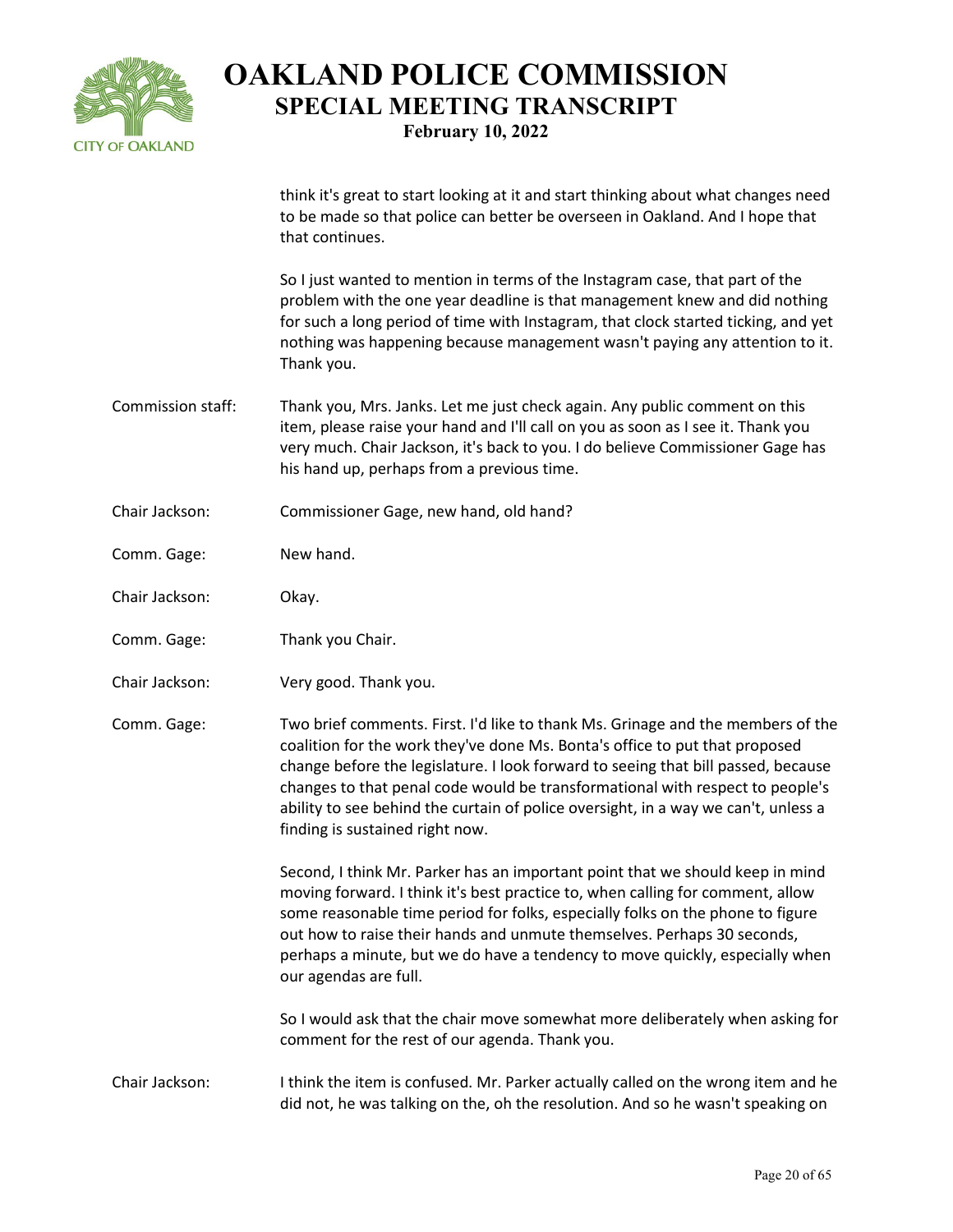think it's great to start looking at it and start thinking about what changes need to be made so that police can better be overseen in Oakland. And I hope that that continues.

So I just wanted to mention in terms of the Instagram case, that part of the problem with the one year deadline is that management knew and did nothing for such a long period of time with Instagram, that clock started ticking, and yet nothing was happening because management wasn't paying any attention to it. Thank you.

**Commission staff:** Thank you, Mrs. Janks. Let me just check again. Any public comment on this item, please raise your hand and I'll call on you as soon as I see it. Thank you very much. Chair Jackson, it's back to you. I do believe Commissioner Gage has his hand up, perhaps from a previous time.

**Chair Jackson:** Commissioner Gage, new hand, old hand?

**Comm. Gage:** New hand.

**Chair Jackson:** Okay.

**Comm. Gage:** Thank you Chair.

**Chair Jackson:** Very good. Thank you.

**Comm. Gage:** Two brief comments. First. I'd like to thank Ms. Grinage and the members of the coalition for the work they've done Ms. Bonta's office to put that proposed change before the legislature. I look forward to seeing that bill passed, because changes to that penal code would be transformational with respect to people's ability to see behind the curtain of police oversight, in a way we can't, unless a finding is sustained right now.

Second, I think Mr. Parker has an important point that we should keep in mind moving forward. I think it's best practice to, when calling for comment, allow some reasonable time period for folks, especially folks on the phone to figure out how to raise their hands and unmute themselves. Perhaps 30 seconds, perhaps a minute, but we do have a tendency to move quickly, especially when our agendas are full.

So I would ask that the chair move somewhat more deliberately when asking for comment for the rest of our agenda. Thank you.

**Chair Jackson:** I think the item is confused. Mr. Parker actually called on the wrong item and he did not, he was talking on the, oh the resolution. And so he wasn't speaking on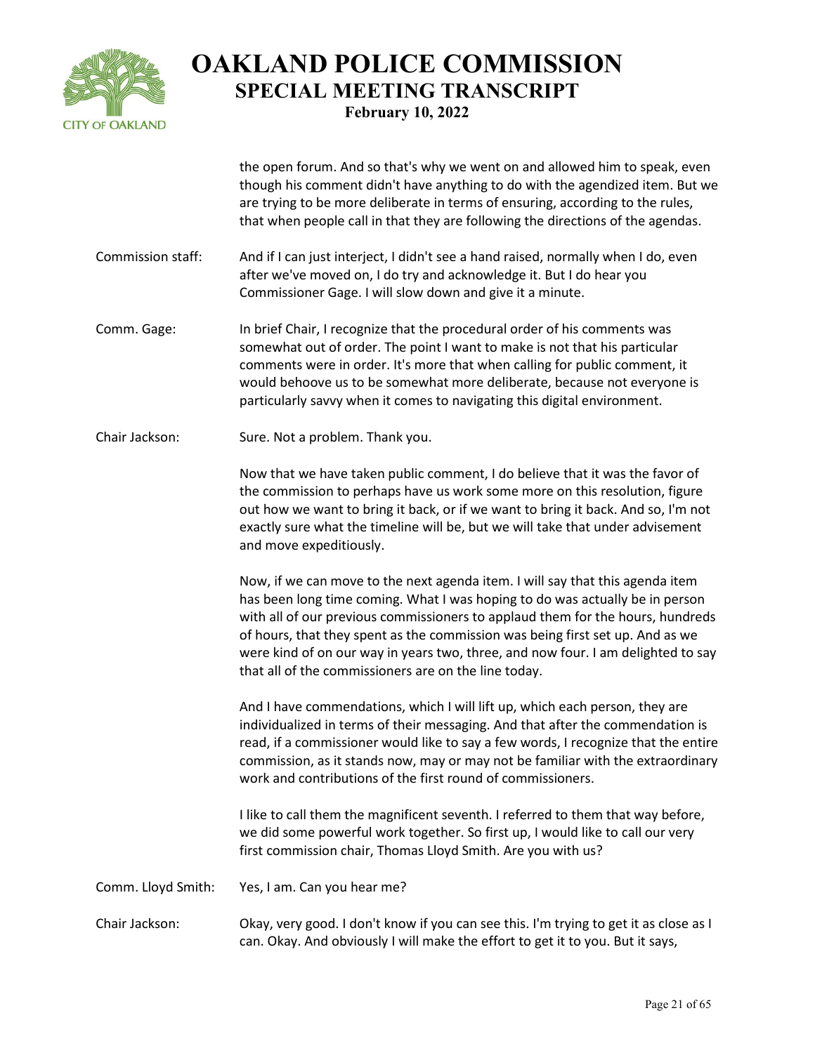the open forum. And so that's why we went on and allowed him to speak, even though his comment didn't have anything to do with the agendized item. But we are trying to be more deliberate in terms of ensuring, according to the rules, that when people call in that they are following the directions of the agendas.

Commission staff: And if I can just interject, I didn't see a hand raised, normally when I do, even after we've moved on, I do try and acknowledge it. But I do hear you Commissioner Gage. I will slow down and give it a minute.

Comm. Gage: In brief Chair, I recognize that the procedural order of his comments was somewhat out of order. The point I want to make is not that his particular comments were in order. It's more that when calling for public comment, it would behoove us to be somewhat more deliberate, because not everyone is particularly savvy when it comes to navigating this digital environment.

Chair Jackson: Sure. Not a problem. Thank you.

Now that we have taken public comment, I do believe that it was the favor of the commission to perhaps have us work some more on this resolution, figure out how we want to bring it back, or if we want to bring it back. And so, I'm not exactly sure what the timeline will be, but we will take that under advisement and move expeditiously.

Now, if we can move to the next agenda item. I will say that this agenda item has been long time coming. What I was hoping to do was actually be in person with all of our previous commissioners to applaud them for the hours, hundreds of hours, that they spent as the commission was being first set up. And as we were kind of on our way in years two, three, and now four. I am delighted to say that all of the commissioners are on the line today.

And I have commendations, which I will lift up, which each person, they are individualized in terms of their messaging. And that after the commendation is read, if a commissioner would like to say a few words, I recognize that the entire commission, as it stands now, may or may not be familiar with the extraordinary work and contributions of the first round of commissioners.

I like to call them the magnificent seventh. I referred to them that way before, we did some powerful work together. So first up, I would like to call our very first commission chair, Thomas Lloyd Smith. Are you with us?

Comm. Lloyd Smith: Yes, I am. Can you hear me?

Chair Jackson: Okay, very good. I don't know if you can see this. I'm trying to get it as close as I can. Okay. And obviously I will make the effort to get it to you. But it says,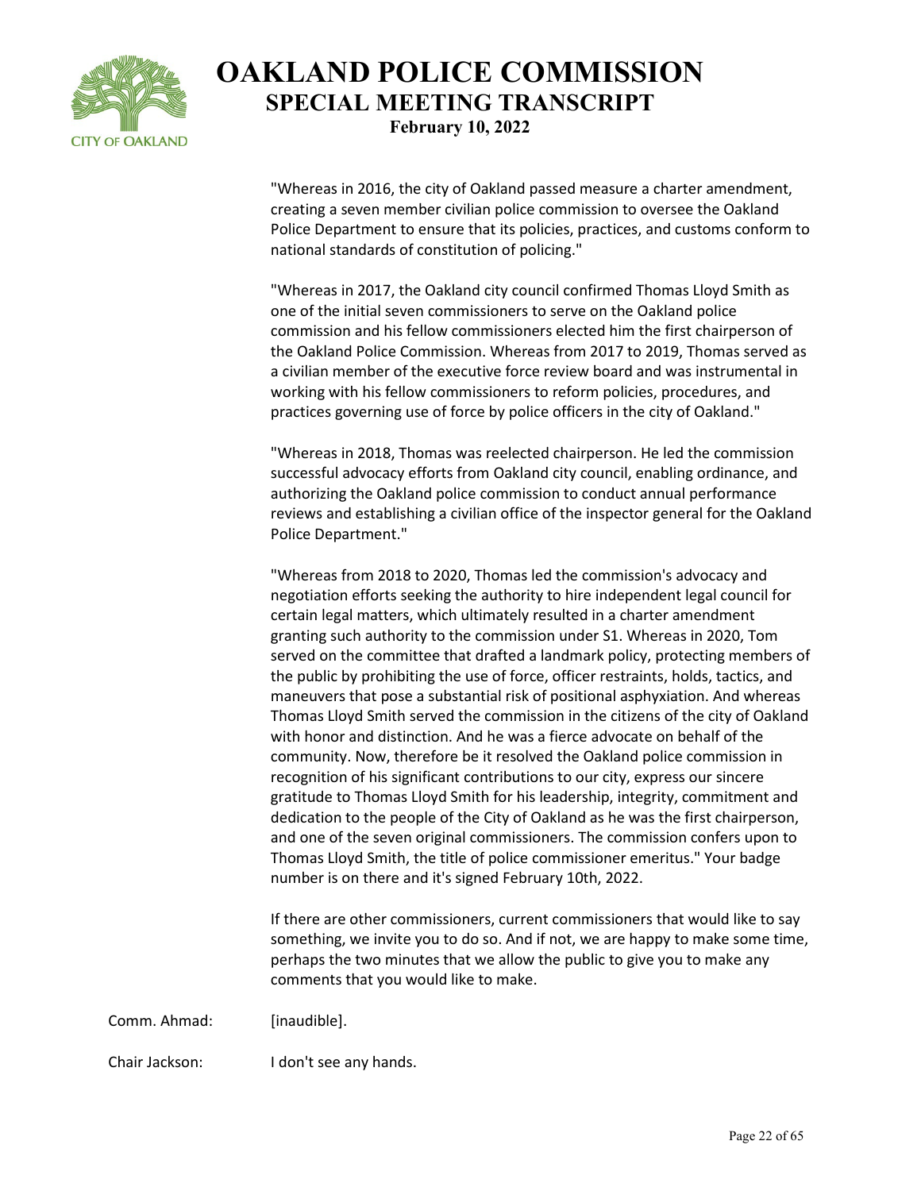"Whereas in 2016, the city of Oakland passed measure a charter amendment, creating a seven member civilian police commission to oversee the Oakland Police Department to ensure that its policies, practices, and customs conform to national standards of constitution of policing."

"Whereas in 2017, the Oakland city council confirmed Thomas Lloyd Smith as one of the initial seven commissioners to serve on the Oakland police commission and his fellow commissioners elected him the first chairperson of the Oakland Police Commission. Whereas from 2017 to 2019, Thomas served as a civilian member of the executive force review board and was instrumental in working with his fellow commissioners to reform policies, procedures, and practices governing use of force by police officers in the city of Oakland."

"Whereas in 2018, Thomas was reelected chairperson. He led the commission successful advocacy efforts from Oakland city council, enabling ordinance, and authorizing the Oakland police commission to conduct annual performance reviews and establishing a civilian office of the inspector general for the Oakland Police Department."

"Whereas from 2018 to 2020, Thomas led the commission's advocacy and negotiation efforts seeking the authority to hire independent legal council for certain legal matters, which ultimately resulted in a charter amendment granting such authority to the commission under S1. Whereas in 2020, Tom served on the committee that drafted a landmark policy, protecting members of the public by prohibiting the use of force, officer restraints, holds, tactics, and maneuvers that pose a substantial risk of positional asphyxiation. And whereas Thomas Lloyd Smith served the commission in the citizens of the city of Oakland with honor and distinction. And he was a fierce advocate on behalf of the community. Now, therefore be it resolved the Oakland police commission in recognition of his significant contributions to our city, express our sincere gratitude to Thomas Lloyd Smith for his leadership, integrity, commitment and dedication to the people of the City of Oakland as he was the first chairperson, and one of the seven original commissioners. The commission confers upon to Thomas Lloyd Smith, the title of police commissioner emeritus." Your badge number is on there and it's signed February 10th, 2022.

If there are other commissioners, current commissioners that would like to say something, we invite you to do so. And if not, we are happy to make some time, perhaps the two minutes that we allow the public to give you to make any comments that you would like to make.

Comm. Ahmad: [inaudible].

Chair Jackson: I don't see any hands.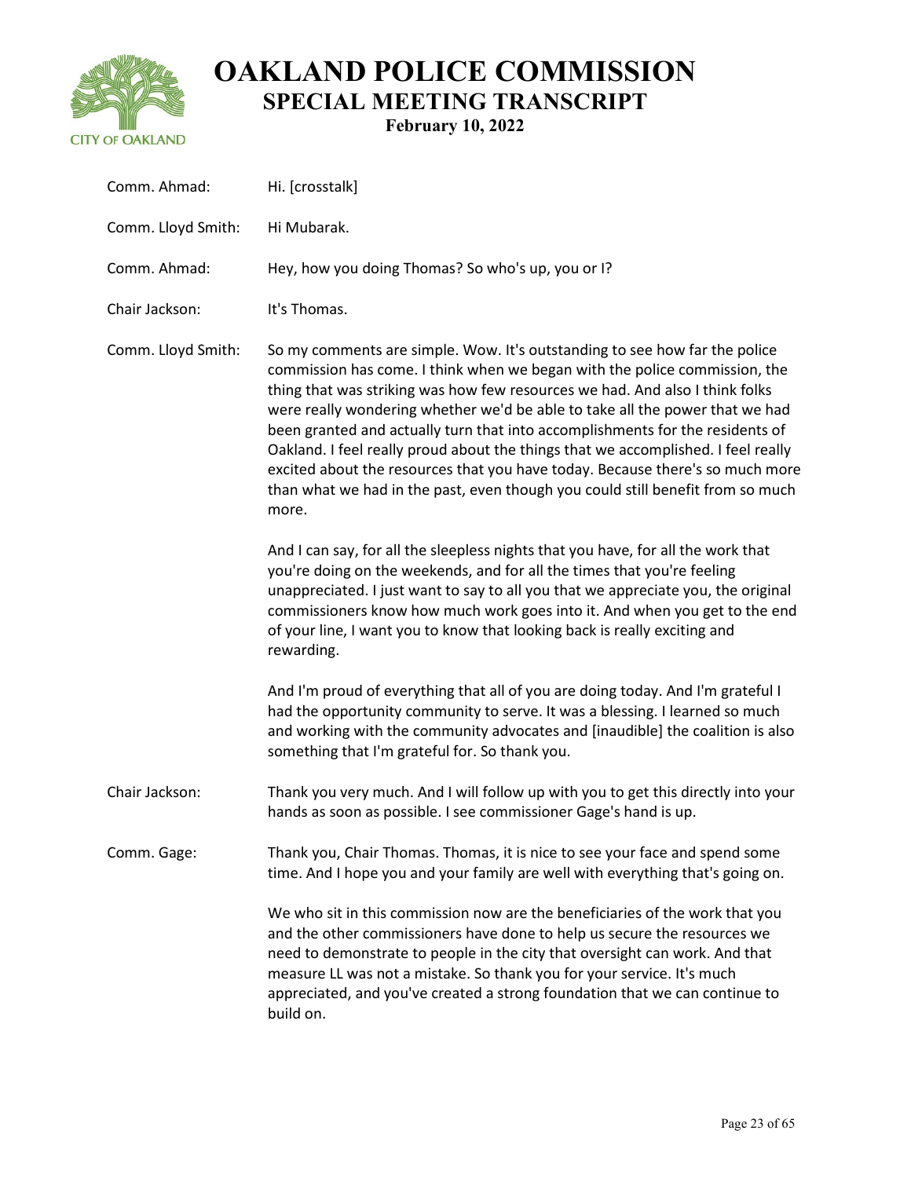**Comm. Ahmad:** Hi. [crosstalk]

**Comm. Lloyd Smith:** Hi Mubarak.

**Comm. Ahmad:** Hey, how you doing Thomas? So who's up, you or I?

**Chair Jackson:** It's Thomas.

**Comm. Lloyd Smith:** So my comments are simple. Wow. It's outstanding to see how far the police commission has come. I think when we began with the police commission, the thing that was striking was how few resources we had. And also I think folks were really wondering whether we'd be able to take all the power that we had been granted and actually turn that into accomplishments for the residents of Oakland. I feel really proud about the things that we accomplished. I feel really excited about the resources that you have today. Because there's so much more than what we had in the past, even though you could still benefit from so much more.

And I can say, for all the sleepless nights that you have, for all the work that you're doing on the weekends, and for all the times that you're feeling unappreciated. I just want to say to all you that we appreciate you, the original commissioners know how much work goes into it. And when you get to the end of your line, I want you to know that looking back is really exciting and rewarding.

And I'm proud of everything that all of you are doing today. And I'm grateful I had the opportunity community to serve. It was a blessing. I learned so much and working with the community advocates and [inaudible] the coalition is also something that I'm grateful for. So thank you.

**Chair Jackson:** Thank you very much. And I will follow up with you to get this directly into your hands as soon as possible. I see commissioner Gage's hand is up.

**Comm. Gage:** Thank you, Chair Thomas. Thomas, it is nice to see your face and spend some time. And I hope you and your family are well with everything that's going on.

We who sit in this commission now are the beneficiaries of the work that you and the other commissioners have done to help us secure the resources we need to demonstrate to people in the city that oversight can work. And that measure LL was not a mistake. So thank you for your service. It's much appreciated, and you've created a strong foundation that we can continue to build on.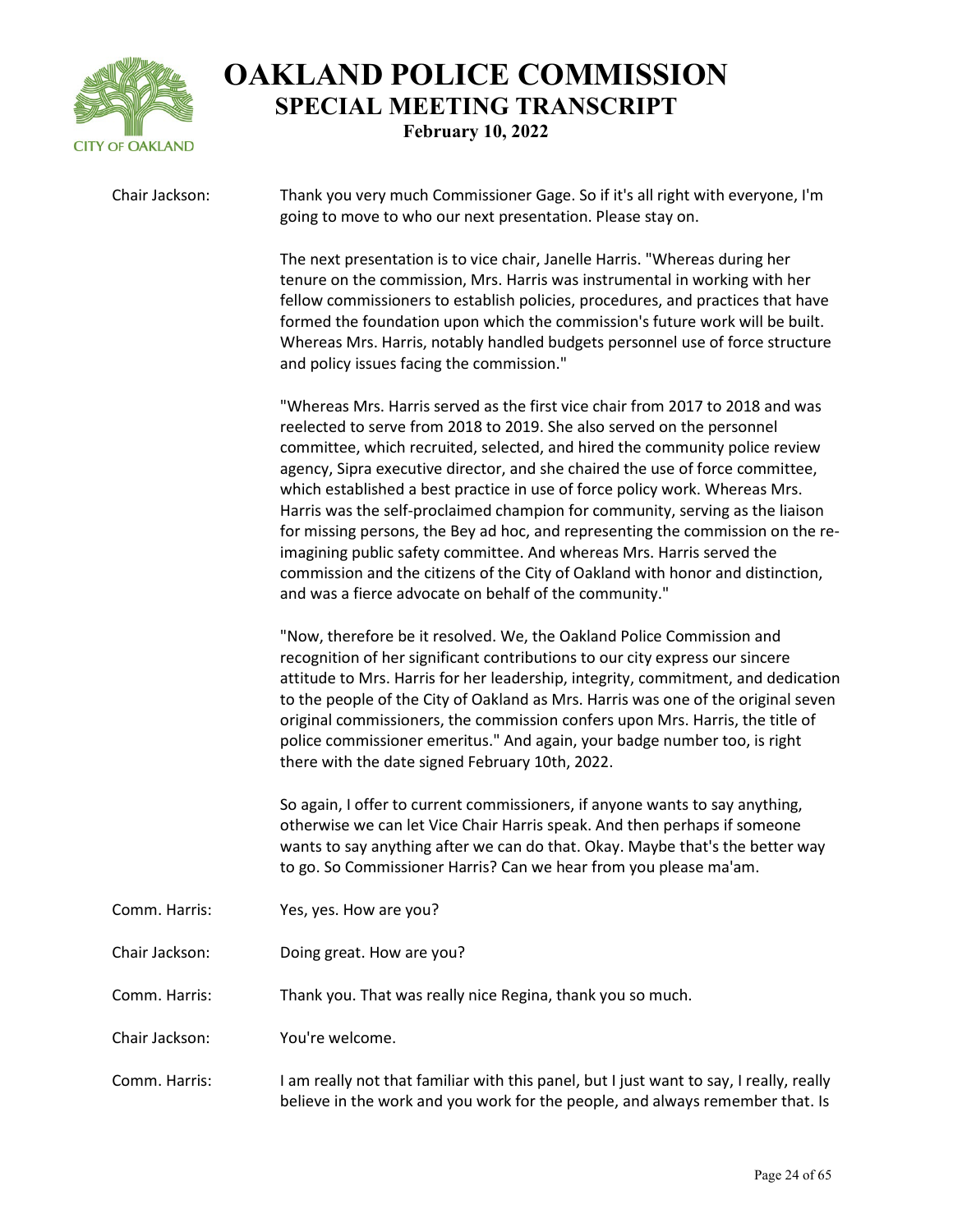**Chair Jackson:** Thank you very much Commissioner Gage. So if it's all right with everyone, I'm going to move to who our next presentation. Please stay on.

The next presentation is to vice chair, Janelle Harris. "Whereas during her tenure on the commission, Mrs. Harris was instrumental in working with her fellow commissioners to establish policies, procedures, and practices that have formed the foundation upon which the commission's future work will be built. Whereas Mrs. Harris, notably handled budgets personnel use of force structure and policy issues facing the commission."

"Whereas Mrs. Harris served as the first vice chair from 2017 to 2018 and was reelected to serve from 2018 to 2019. She also served on the personnel committee, which recruited, selected, and hired the community police review agency, Sipra executive director, and she chaired the use of force committee, which established a best practice in use of force policy work. Whereas Mrs. Harris was the self-proclaimed champion for community, serving as the liaison for missing persons, the Bey ad hoc, and representing the commission on the re-imagining public safety committee. And whereas Mrs. Harris served the commission and the citizens of the City of Oakland with honor and distinction, and was a fierce advocate on behalf of the community."

"Now, therefore be it resolved. We, the Oakland Police Commission and recognition of her significant contributions to our city express our sincere attitude to Mrs. Harris for her leadership, integrity, commitment, and dedication to the people of the City of Oakland as Mrs. Harris was one of the original seven original commissioners, the commission confers upon Mrs. Harris, the title of police commissioner emeritus." And again, your badge number too, is right there with the date signed February 10th, 2022.

So again, I offer to current commissioners, if anyone wants to say anything, otherwise we can let Vice Chair Harris speak. And then perhaps if someone wants to say anything after we can do that. Okay. Maybe that's the better way to go. So Commissioner Harris? Can we hear from you please ma'am.

**Comm. Harris:** Yes, yes. How are you?

**Chair Jackson:** Doing great. How are you?

**Comm. Harris:** Thank you. That was really nice Regina, thank you so much.

**Chair Jackson:** You're welcome.

**Comm. Harris:** I am really not that familiar with this panel, but I just want to say, I really, really believe in the work and you work for the people, and always remember that. Is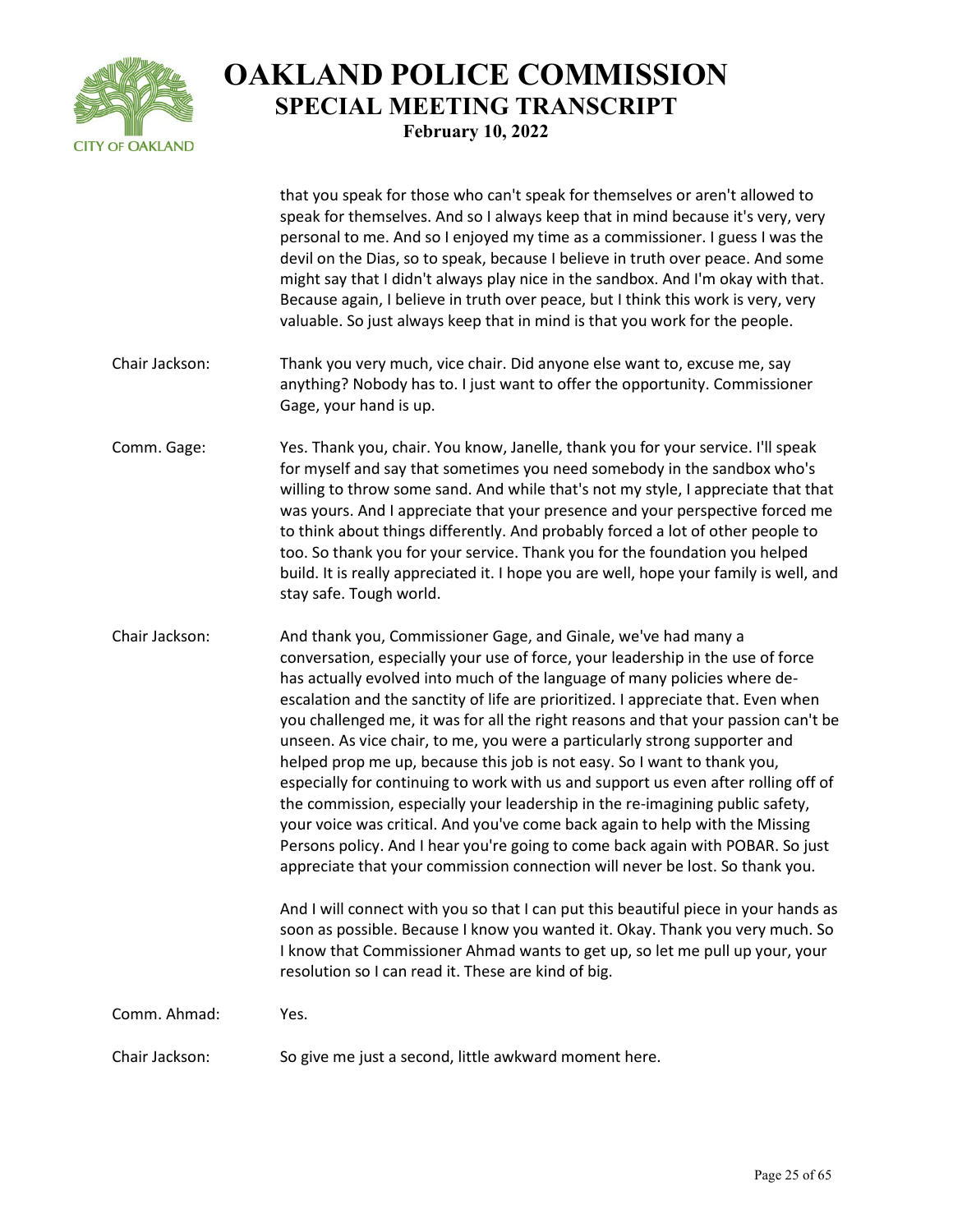that you speak for those who can't speak for themselves or aren't allowed to speak for themselves. And so I always keep that in mind because it's very, very personal to me. And so I enjoyed my time as a commissioner. I guess I was the devil on the Dias, so to speak, because I believe in truth over peace. And some might say that I didn't always play nice in the sandbox. And I'm okay with that. Because again, I believe in truth over peace, but I think this work is very, very valuable. So just always keep that in mind is that you work for the people.

**Chair Jackson:** Thank you very much, vice chair. Did anyone else want to, excuse me, say anything? Nobody has to. I just want to offer the opportunity. Commissioner Gage, your hand is up.

**Comm. Gage:** Yes. Thank you, chair. You know, Janelle, thank you for your service. I'll speak for myself and say that sometimes you need somebody in the sandbox who's willing to throw some sand. And while that's not my style, I appreciate that that was yours. And I appreciate that your presence and your perspective forced me to think about things differently. And probably forced a lot of other people to too. So thank you for your service. Thank you for the foundation you helped build. It is really appreciated it. I hope you are well, hope your family is well, and stay safe. Tough world.

**Chair Jackson:** And thank you, Commissioner Gage, and Ginale, we've had many a conversation, especially your use of force, your leadership in the use of force has actually evolved into much of the language of many policies where de-escalation and the sanctity of life are prioritized. I appreciate that. Even when you challenged me, it was for all the right reasons and that your passion can't be unseen. As vice chair, to me, you were a particularly strong supporter and helped prop me up, because this job is not easy. So I want to thank you, especially for continuing to work with us and support us even after rolling off of the commission, especially your leadership in the re-imagining public safety, your voice was critical. And you've come back again to help with the Missing Persons policy. And I hear you're going to come back again with POBAR. So just appreciate that your commission connection will never be lost. So thank you.

And I will connect with you so that I can put this beautiful piece in your hands as soon as possible. Because I know you wanted it. Okay. Thank you very much. So I know that Commissioner Ahmad wants to get up, so let me pull up your, your resolution so I can read it. These are kind of big.

**Comm. Ahmad:** Yes.

**Chair Jackson:** So give me just a second, little awkward moment here.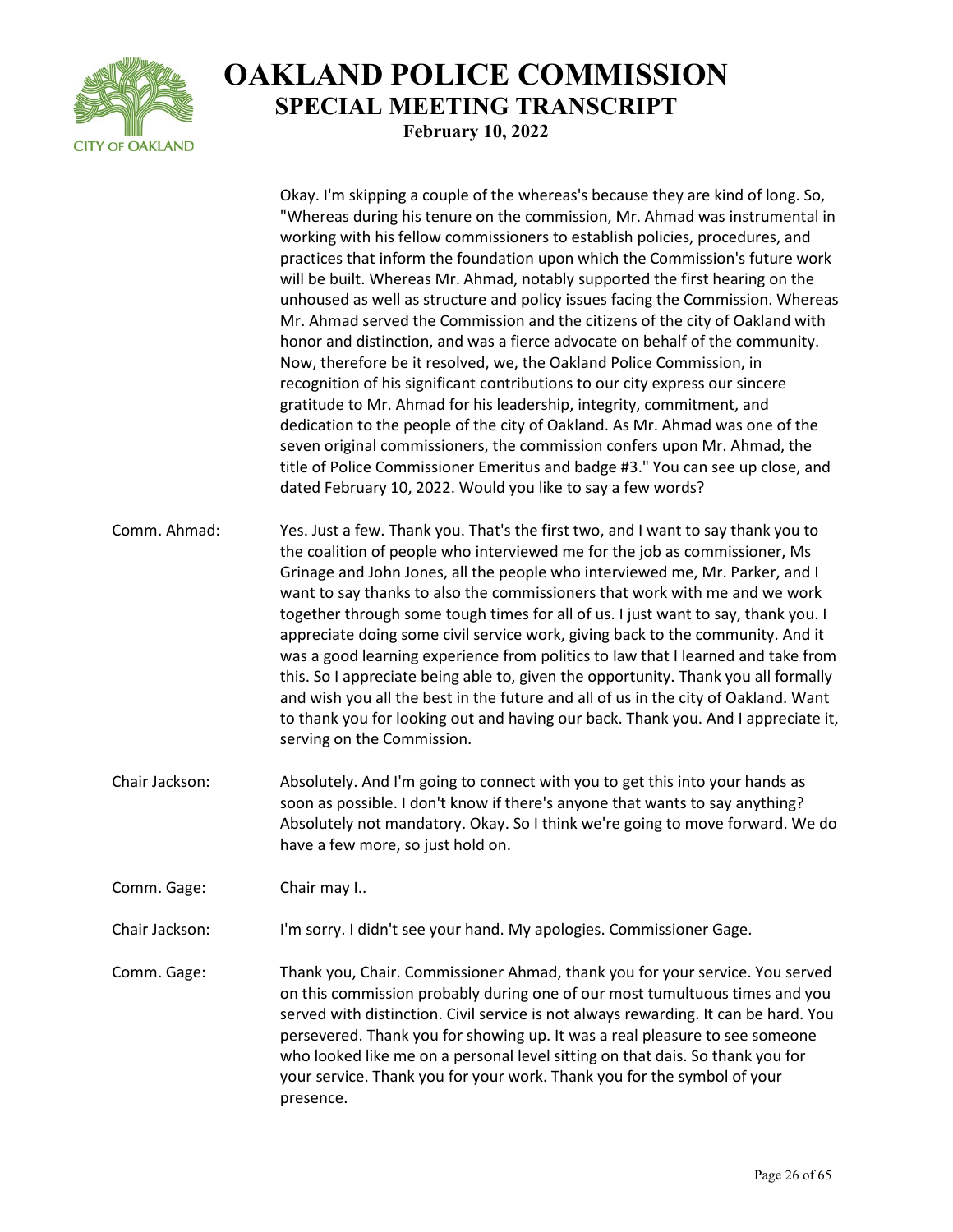Okay. I'm skipping a couple of the whereas's because they are kind of long. So, "Whereas during his tenure on the commission, Mr. Ahmad was instrumental in working with his fellow commissioners to establish policies, procedures, and practices that inform the foundation upon which the Commission's future work will be built. Whereas Mr. Ahmad, notably supported the first hearing on the unhoused as well as structure and policy issues facing the Commission. Whereas Mr. Ahmad served the Commission and the citizens of the city of Oakland with honor and distinction, and was a fierce advocate on behalf of the community. Now, therefore be it resolved, we, the Oakland Police Commission, in recognition of his significant contributions to our city express our sincere gratitude to Mr. Ahmad for his leadership, integrity, commitment, and dedication to the people of the city of Oakland. As Mr. Ahmad was one of the seven original commissioners, the commission confers upon Mr. Ahmad, the title of Police Commissioner Emeritus and badge #3." You can see up close, and dated February 10, 2022. Would you like to say a few words?

**Comm. Ahmad:** Yes. Just a few. Thank you. That's the first two, and I want to say thank you to the coalition of people who interviewed me for the job as commissioner, Ms Grinage and John Jones, all the people who interviewed me, Mr. Parker, and I want to say thanks to also the commissioners that work with me and we work together through some tough times for all of us. I just want to say, thank you. I appreciate doing some civil service work, giving back to the community. And it was a good learning experience from politics to law that I learned and take from this. So I appreciate being able to, given the opportunity. Thank you all formally and wish you all the best in the future and all of us in the city of Oakland. Want to thank you for looking out and having our back. Thank you. And I appreciate it, serving on the Commission.

**Chair Jackson:** Absolutely. And I'm going to connect with you to get this into your hands as soon as possible. I don't know if there's anyone that wants to say anything? Absolutely not mandatory. Okay. So I think we're going to move forward. We do have a few more, so just hold on.

**Comm. Gage:** Chair may I..

**Chair Jackson:** I'm sorry. I didn't see your hand. My apologies. Commissioner Gage.

**Comm. Gage:** Thank you, Chair. Commissioner Ahmad, thank you for your service. You served on this commission probably during one of our most tumultuous times and you served with distinction. Civil service is not always rewarding. It can be hard. You persevered. Thank you for showing up. It was a real pleasure to see someone who looked like me on a personal level sitting on that dais. So thank you for your service. Thank you for your work. Thank you for the symbol of your presence.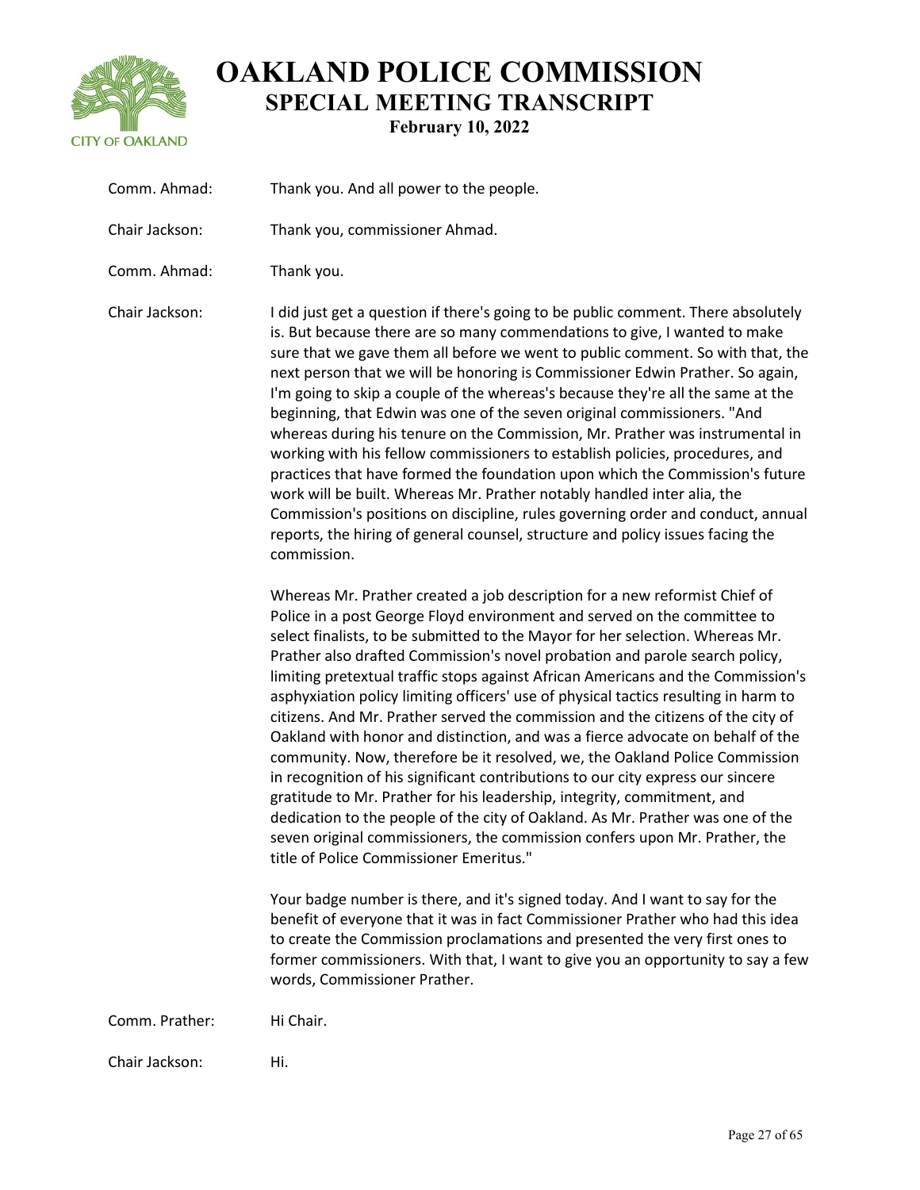Comm. Ahmad: Thank you. And all power to the people.

Chair Jackson: Thank you, commissioner Ahmad.

Comm. Ahmad: Thank you.

Chair Jackson: I did just get a question if there's going to be public comment. There absolutely is. But because there are so many commendations to give, I wanted to make sure that we gave them all before we went to public comment. So with that, the next person that we will be honoring is Commissioner Edwin Prather. So again, I'm going to skip a couple of the whereas's because they're all the same at the beginning, that Edwin was one of the seven original commissioners. "And whereas during his tenure on the Commission, Mr. Prather was instrumental in working with his fellow commissioners to establish policies, procedures, and practices that have formed the foundation upon which the Commission's future work will be built. Whereas Mr. Prather notably handled inter alia, the Commission's positions on discipline, rules governing order and conduct, annual reports, the hiring of general counsel, structure and policy issues facing the commission.

Whereas Mr. Prather created a job description for a new reformist Chief of Police in a post George Floyd environment and served on the committee to select finalists, to be submitted to the Mayor for her selection. Whereas Mr. Prather also drafted Commission's novel probation and parole search policy, limiting pretextual traffic stops against African Americans and the Commission's asphyxiation policy limiting officers' use of physical tactics resulting in harm to citizens. And Mr. Prather served the commission and the citizens of the city of Oakland with honor and distinction, and was a fierce advocate on behalf of the community. Now, therefore be it resolved, we, the Oakland Police Commission in recognition of his significant contributions to our city express our sincere gratitude to Mr. Prather for his leadership, integrity, commitment, and dedication to the people of the city of Oakland. As Mr. Prather was one of the seven original commissioners, the commission confers upon Mr. Prather, the title of Police Commissioner Emeritus."

Your badge number is there, and it's signed today. And I want to say for the benefit of everyone that it was in fact Commissioner Prather who had this idea to create the Commission proclamations and presented the very first ones to former commissioners. With that, I want to give you an opportunity to say a few words, Commissioner Prather.

Comm. Prather: Hi Chair.

Chair Jackson: Hi.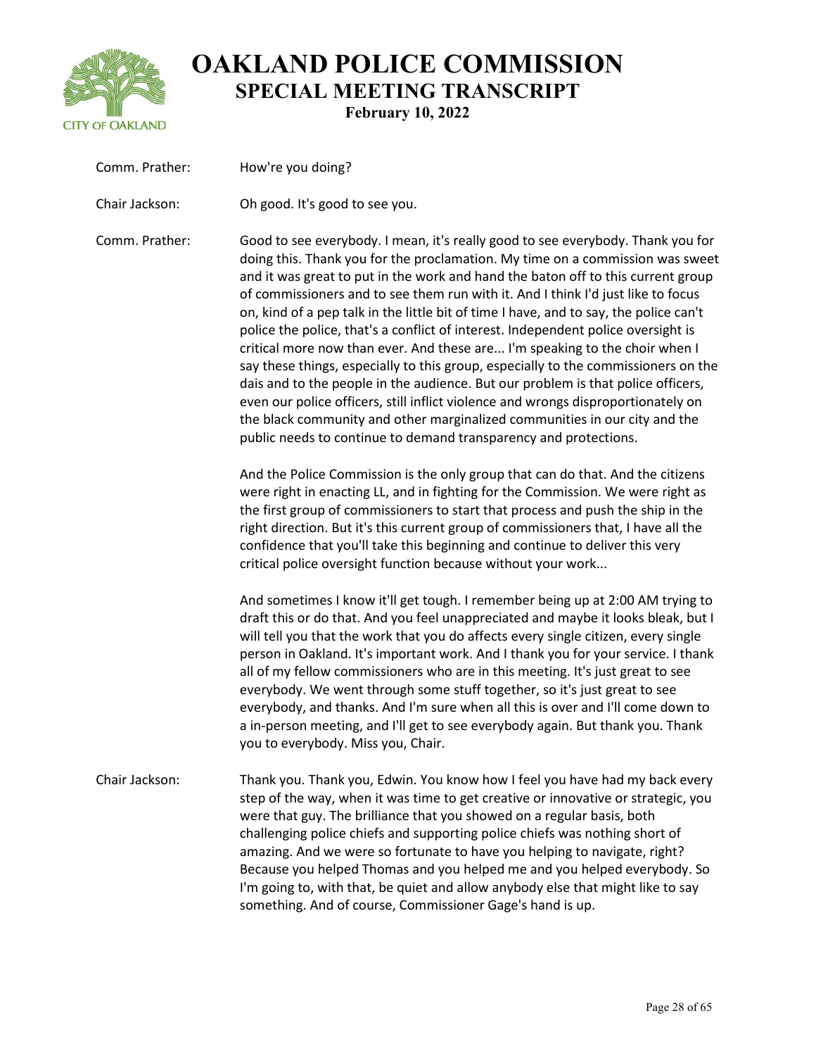Comm. Prather: How're you doing?

Chair Jackson: Oh good. It's good to see you.

Comm. Prather: Good to see everybody. I mean, it's really good to see everybody. Thank you for doing this. Thank you for the proclamation. My time on a commission was sweet and it was great to put in the work and hand the baton off to this current group of commissioners and to see them run with it. And I think I'd just like to focus on, kind of a pep talk in the little bit of time I have, and to say, the police can't police the police, that's a conflict of interest. Independent police oversight is critical more now than ever. And these are... I'm speaking to the choir when I say these things, especially to this group, especially to the commissioners on the dais and to the people in the audience. But our problem is that police officers, even our police officers, still inflict violence and wrongs disproportionately on the black community and other marginalized communities in our city and the public needs to continue to demand transparency and protections.

And the Police Commission is the only group that can do that. And the citizens were right in enacting LL, and in fighting for the Commission. We were right as the first group of commissioners to start that process and push the ship in the right direction. But it's this current group of commissioners that, I have all the confidence that you'll take this beginning and continue to deliver this very critical police oversight function because without your work...

And sometimes I know it'll get tough. I remember being up at 2:00 AM trying to draft this or do that. And you feel unappreciated and maybe it looks bleak, but I will tell you that the work that you do affects every single citizen, every single person in Oakland. It's important work. And I thank you for your service. I thank all of my fellow commissioners who are in this meeting. It's just great to see everybody. We went through some stuff together, so it's just great to see everybody, and thanks. And I'm sure when all this is over and I'll come down to a in-person meeting, and I'll get to see everybody again. But thank you. Thank you to everybody. Miss you, Chair.

Chair Jackson: Thank you. Thank you, Edwin. You know how I feel you have had my back every step of the way, when it was time to get creative or innovative or strategic, you were that guy. The brilliance that you showed on a regular basis, both challenging police chiefs and supporting police chiefs was nothing short of amazing. And we were so fortunate to have you helping to navigate, right? Because you helped Thomas and you helped me and you helped everybody. So I'm going to, with that, be quiet and allow anybody else that might like to say something. And of course, Commissioner Gage's hand is up.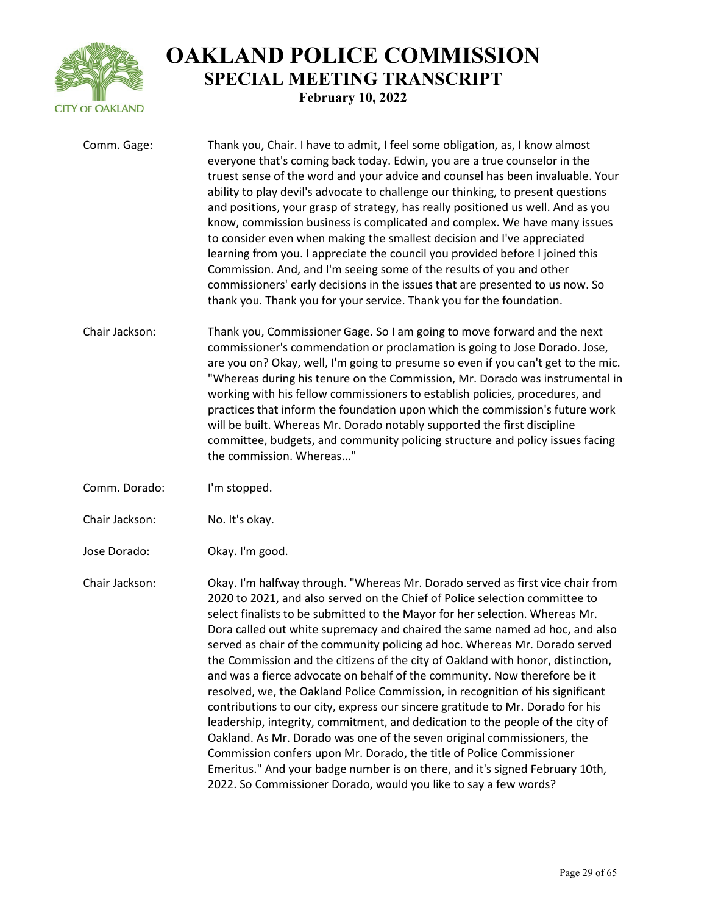Comm. Gage: Thank you, Chair. I have to admit, I feel some obligation, as, I know almost everyone that's coming back today. Edwin, you are a true counselor in the truest sense of the word and your advice and counsel has been invaluable. Your ability to play devil's advocate to challenge our thinking, to present questions and positions, your grasp of strategy, has really positioned us well. And as you know, commission business is complicated and complex. We have many issues to consider even when making the smallest decision and I've appreciated learning from you. I appreciate the council you provided before I joined this Commission. And, and I'm seeing some of the results of you and other commissioners' early decisions in the issues that are presented to us now. So thank you. Thank you for your service. Thank you for the foundation.

Chair Jackson: Thank you, Commissioner Gage. So I am going to move forward and the next commissioner's commendation or proclamation is going to Jose Dorado. Jose, are you on? Okay, well, I'm going to presume so even if you can't get to the mic. "Whereas during his tenure on the Commission, Mr. Dorado was instrumental in working with his fellow commissioners to establish policies, procedures, and practices that inform the foundation upon which the commission's future work will be built. Whereas Mr. Dorado notably supported the first discipline committee, budgets, and community policing structure and policy issues facing the commission. Whereas..."

Comm. Dorado: I'm stopped.

Chair Jackson: No. It's okay.

Jose Dorado: Okay. I'm good.

Chair Jackson: Okay. I'm halfway through. "Whereas Mr. Dorado served as first vice chair from 2020 to 2021, and also served on the Chief of Police selection committee to select finalists to be submitted to the Mayor for her selection. Whereas Mr. Dora called out white supremacy and chaired the same named ad hoc, and also served as chair of the community policing ad hoc. Whereas Mr. Dorado served the Commission and the citizens of the city of Oakland with honor, distinction, and was a fierce advocate on behalf of the community. Now therefore be it resolved, we, the Oakland Police Commission, in recognition of his significant contributions to our city, express our sincere gratitude to Mr. Dorado for his leadership, integrity, commitment, and dedication to the people of the city of Oakland. As Mr. Dorado was one of the seven original commissioners, the Commission confers upon Mr. Dorado, the title of Police Commissioner Emeritus." And your badge number is on there, and it's signed February 10th, 2022. So Commissioner Dorado, would you like to say a few words?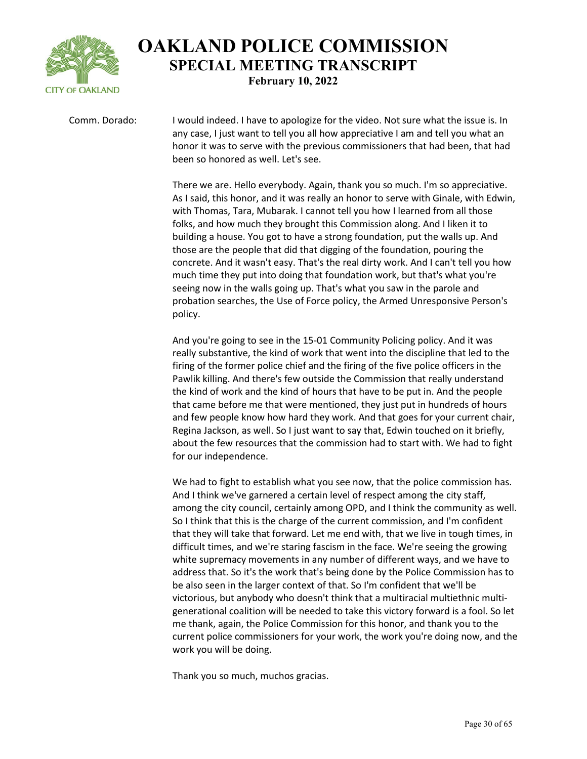Comm. Dorado: I would indeed. I have to apologize for the video. Not sure what the issue is. In any case, I just want to tell you all how appreciative I am and tell you what an honor it was to serve with the previous commissioners that had been, that had been so honored as well. Let's see.

There we are. Hello everybody. Again, thank you so much. I'm so appreciative. As I said, this honor, and it was really an honor to serve with Ginale, with Edwin, with Thomas, Tara, Mubarak. I cannot tell you how I learned from all those folks, and how much they brought this Commission along. And I liken it to building a house. You got to have a strong foundation, put the walls up. And those are the people that did that digging of the foundation, pouring the concrete. And it wasn't easy. That's the real dirty work. And I can't tell you how much time they put into doing that foundation work, but that's what you're seeing now in the walls going up. That's what you saw in the parole and probation searches, the Use of Force policy, the Armed Unresponsive Person's policy.

And you're going to see in the 15-01 Community Policing policy. And it was really substantive, the kind of work that went into the discipline that led to the firing of the former police chief and the firing of the five police officers in the Pawlik killing. And there's few outside the Commission that really understand the kind of work and the kind of hours that have to be put in. And the people that came before me that were mentioned, they just put in hundreds of hours and few people know how hard they work. And that goes for your current chair, Regina Jackson, as well. So I just want to say that, Edwin touched on it briefly, about the few resources that the commission had to start with. We had to fight for our independence.

We had to fight to establish what you see now, that the police commission has. And I think we've garnered a certain level of respect among the city staff, among the city council, certainly among OPD, and I think the community as well. So I think that this is the charge of the current commission, and I'm confident that they will take that forward. Let me end with, that we live in tough times, in difficult times, and we're staring fascism in the face. We're seeing the growing white supremacy movements in any number of different ways, and we have to address that. So it's the work that's being done by the Police Commission has to be also seen in the larger context of that. So I'm confident that we'll be victorious, but anybody who doesn't think that a multiracial multiethnic multi-generational coalition will be needed to take this victory forward is a fool. So let me thank, again, the Police Commission for this honor, and thank you to the current police commissioners for your work, the work you're doing now, and the work you will be doing.

Thank you so much, muchos gracias.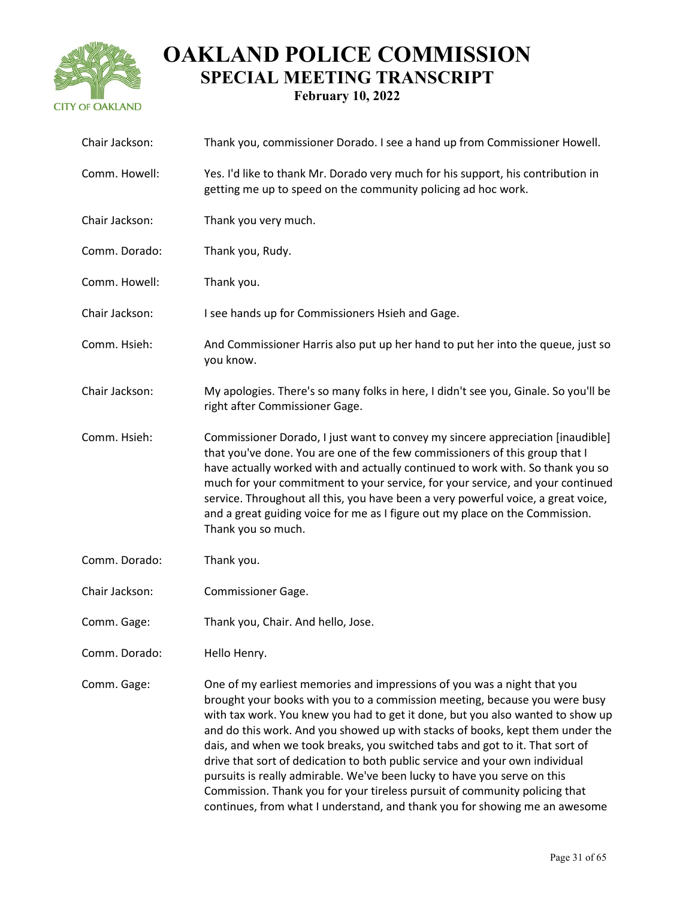Chair Jackson: Thank you, commissioner Dorado. I see a hand up from Commissioner Howell.

Comm. Howell: Yes. I'd like to thank Mr. Dorado very much for his support, his contribution in getting me up to speed on the community policing ad hoc work.

Chair Jackson: Thank you very much.

Comm. Dorado: Thank you, Rudy.

Comm. Howell: Thank you.

Chair Jackson: I see hands up for Commissioners Hsieh and Gage.

Comm. Hsieh: And Commissioner Harris also put up her hand to put her into the queue, just so you know.

Chair Jackson: My apologies. There's so many folks in here, I didn't see you, Ginale. So you'll be right after Commissioner Gage.

Comm. Hsieh: Commissioner Dorado, I just want to convey my sincere appreciation [inaudible] that you've done. You are one of the few commissioners of this group that I have actually worked with and actually continued to work with. So thank you so much for your commitment to your service, for your service, and your continued service. Throughout all this, you have been a very powerful voice, a great voice, and a great guiding voice for me as I figure out my place on the Commission. Thank you so much.

Comm. Dorado: Thank you.

Chair Jackson: Commissioner Gage.

Comm. Gage: Thank you, Chair. And hello, Jose.

Comm. Dorado: Hello Henry.

Comm. Gage: One of my earliest memories and impressions of you was a night that you brought your books with you to a commission meeting, because you were busy with tax work. You knew you had to get it done, but you also wanted to show up and do this work. And you showed up with stacks of books, kept them under the dais, and when we took breaks, you switched tabs and got to it. That sort of drive that sort of dedication to both public service and your own individual pursuits is really admirable. We've been lucky to have you serve on this Commission. Thank you for your tireless pursuit of community policing that continues, from what I understand, and thank you for showing me an awesome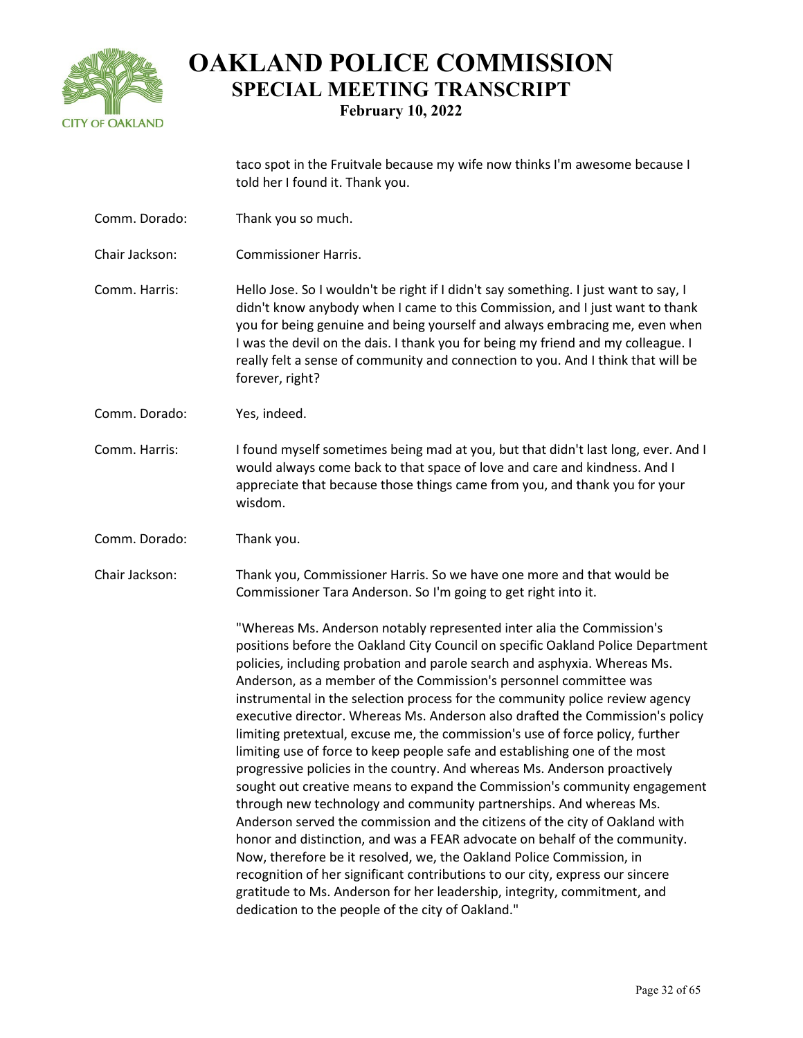taco spot in the Fruitvale because my wife now thinks I'm awesome because I told her I found it. Thank you.

**Comm. Dorado:** Thank you so much.

**Chair Jackson:** Commissioner Harris.

**Comm. Harris:** Hello Jose. So I wouldn't be right if I didn't say something. I just want to say, I didn't know anybody when I came to this Commission, and I just want to thank you for being genuine and being yourself and always embracing me, even when I was the devil on the dais. I thank you for being my friend and my colleague. I really felt a sense of community and connection to you. And I think that will be forever, right?

**Comm. Dorado:** Yes, indeed.

**Comm. Harris:** I found myself sometimes being mad at you, but that didn't last long, ever. And I would always come back to that space of love and care and kindness. And I appreciate that because those things came from you, and thank you for your wisdom.

**Comm. Dorado:** Thank you.

**Chair Jackson:** Thank you, Commissioner Harris. So we have one more and that would be Commissioner Tara Anderson. So I'm going to get right into it.

"Whereas Ms. Anderson notably represented inter alia the Commission's positions before the Oakland City Council on specific Oakland Police Department policies, including probation and parole search and asphyxia. Whereas Ms. Anderson, as a member of the Commission's personnel committee was instrumental in the selection process for the community police review agency executive director. Whereas Ms. Anderson also drafted the Commission's policy limiting pretextual, excuse me, the commission's use of force policy, further limiting use of force to keep people safe and establishing one of the most progressive policies in the country. And whereas Ms. Anderson proactively sought out creative means to expand the Commission's community engagement through new technology and community partnerships. And whereas Ms. Anderson served the commission and the citizens of the city of Oakland with honor and distinction, and was a FEAR advocate on behalf of the community. Now, therefore be it resolved, we, the Oakland Police Commission, in recognition of her significant contributions to our city, express our sincere gratitude to Ms. Anderson for her leadership, integrity, commitment, and dedication to the people of the city of Oakland."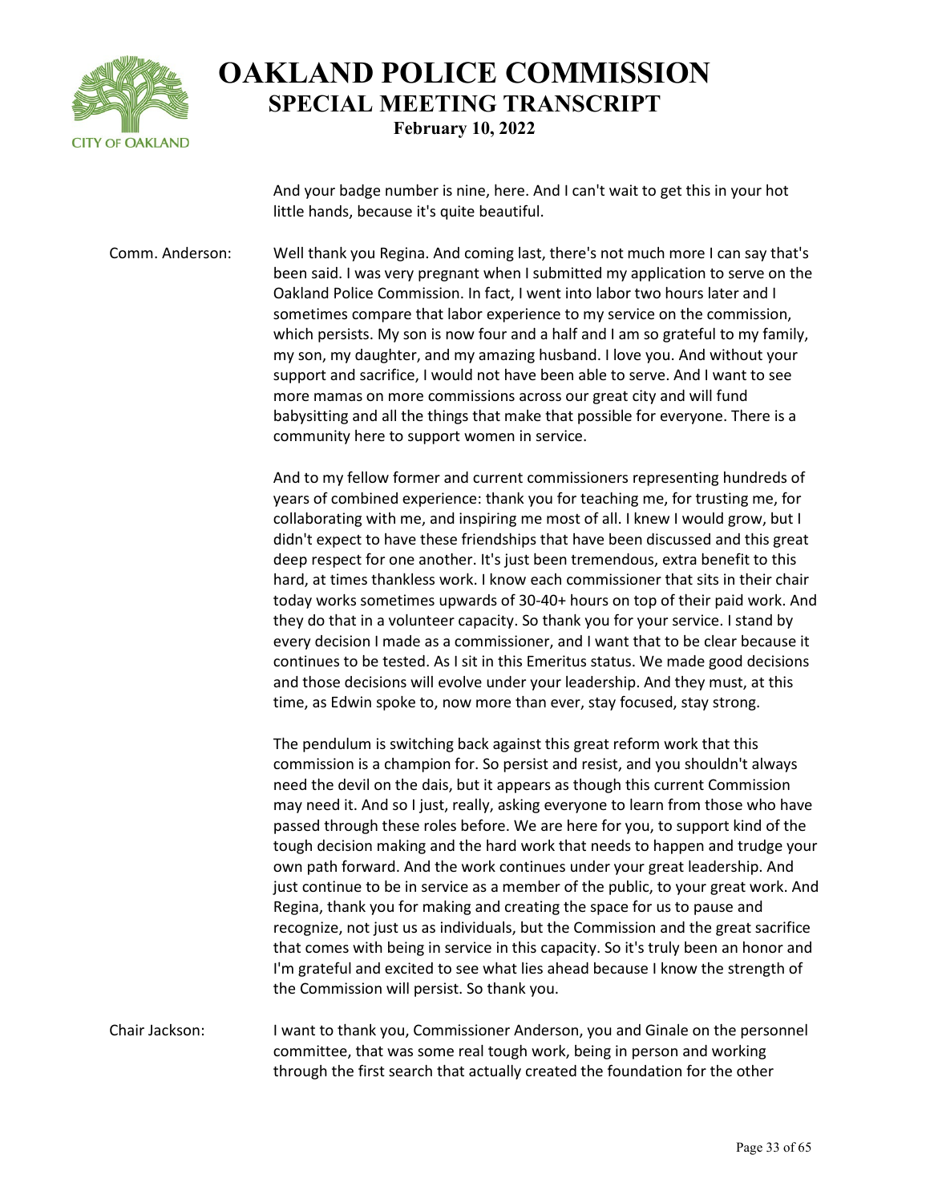And your badge number is nine, here. And I can't wait to get this in your hot little hands, because it's quite beautiful.

Comm. Anderson: Well thank you Regina. And coming last, there's not much more I can say that's been said. I was very pregnant when I submitted my application to serve on the Oakland Police Commission. In fact, I went into labor two hours later and I sometimes compare that labor experience to my service on the commission, which persists. My son is now four and a half and I am so grateful to my family, my son, my daughter, and my amazing husband. I love you. And without your support and sacrifice, I would not have been able to serve. And I want to see more mamas on more commissions across our great city and will fund babysitting and all the things that make that possible for everyone. There is a community here to support women in service.

And to my fellow former and current commissioners representing hundreds of years of combined experience: thank you for teaching me, for trusting me, for collaborating with me, and inspiring me most of all. I knew I would grow, but I didn't expect to have these friendships that have been discussed and this great deep respect for one another. It's just been tremendous, extra benefit to this hard, at times thankless work. I know each commissioner that sits in their chair today works sometimes upwards of 30-40+ hours on top of their paid work. And they do that in a volunteer capacity. So thank you for your service. I stand by every decision I made as a commissioner, and I want that to be clear because it continues to be tested. As I sit in this Emeritus status. We made good decisions and those decisions will evolve under your leadership. And they must, at this time, as Edwin spoke to, now more than ever, stay focused, stay strong.

The pendulum is switching back against this great reform work that this commission is a champion for. So persist and resist, and you shouldn't always need the devil on the dais, but it appears as though this current Commission may need it. And so I just, really, asking everyone to learn from those who have passed through these roles before. We are here for you, to support kind of the tough decision making and the hard work that needs to happen and trudge your own path forward. And the work continues under your great leadership. And just continue to be in service as a member of the public, to your great work. And Regina, thank you for making and creating the space for us to pause and recognize, not just us as individuals, but the Commission and the great sacrifice that comes with being in service in this capacity. So it's truly been an honor and I'm grateful and excited to see what lies ahead because I know the strength of the Commission will persist. So thank you.

Chair Jackson: I want to thank you, Commissioner Anderson, you and Ginale on the personnel committee, that was some real tough work, being in person and working through the first search that actually created the foundation for the other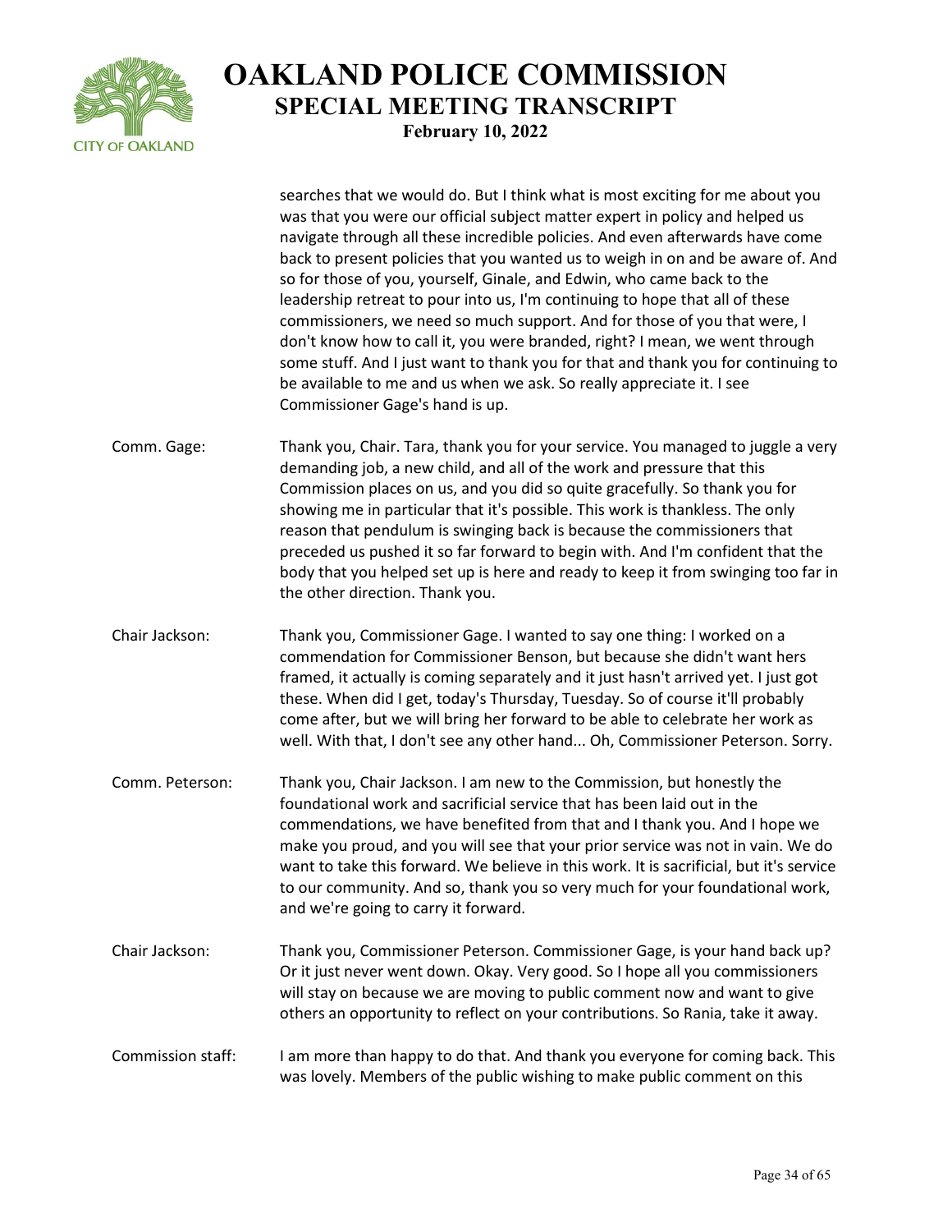searches that we would do. But I think what is most exciting for me about you was that you were our official subject matter expert in policy and helped us navigate through all these incredible policies. And even afterwards have come back to present policies that you wanted us to weigh in on and be aware of. And so for those of you, yourself, Ginale, and Edwin, who came back to the leadership retreat to pour into us, I'm continuing to hope that all of these commissioners, we need so much support. And for those of you that were, I don't know how to call it, you were branded, right? I mean, we went through some stuff. And I just want to thank you for that and thank you for continuing to be available to me and us when we ask. So really appreciate it. I see Commissioner Gage's hand is up.

Comm. Gage: Thank you, Chair. Tara, thank you for your service. You managed to juggle a very demanding job, a new child, and all of the work and pressure that this Commission places on us, and you did so quite gracefully. So thank you for showing me in particular that it's possible. This work is thankless. The only reason that pendulum is swinging back is because the commissioners that preceded us pushed it so far forward to begin with. And I'm confident that the body that you helped set up is here and ready to keep it from swinging too far in the other direction. Thank you.

Chair Jackson: Thank you, Commissioner Gage. I wanted to say one thing: I worked on a commendation for Commissioner Benson, but because she didn't want hers framed, it actually is coming separately and it just hasn't arrived yet. I just got these. When did I get, today's Thursday, Tuesday. So of course it'll probably come after, but we will bring her forward to be able to celebrate her work as well. With that, I don't see any other hand... Oh, Commissioner Peterson. Sorry.

Comm. Peterson: Thank you, Chair Jackson. I am new to the Commission, but honestly the foundational work and sacrificial service that has been laid out in the commendations, we have benefited from that and I thank you. And I hope we make you proud, and you will see that your prior service was not in vain. We do want to take this forward. We believe in this work. It is sacrificial, but it's service to our community. And so, thank you so very much for your foundational work, and we're going to carry it forward.

Chair Jackson: Thank you, Commissioner Peterson. Commissioner Gage, is your hand back up? Or it just never went down. Okay. Very good. So I hope all you commissioners will stay on because we are moving to public comment now and want to give others an opportunity to reflect on your contributions. So Rania, take it away.

Commission staff: I am more than happy to do that. And thank you everyone for coming back. This was lovely. Members of the public wishing to make public comment on this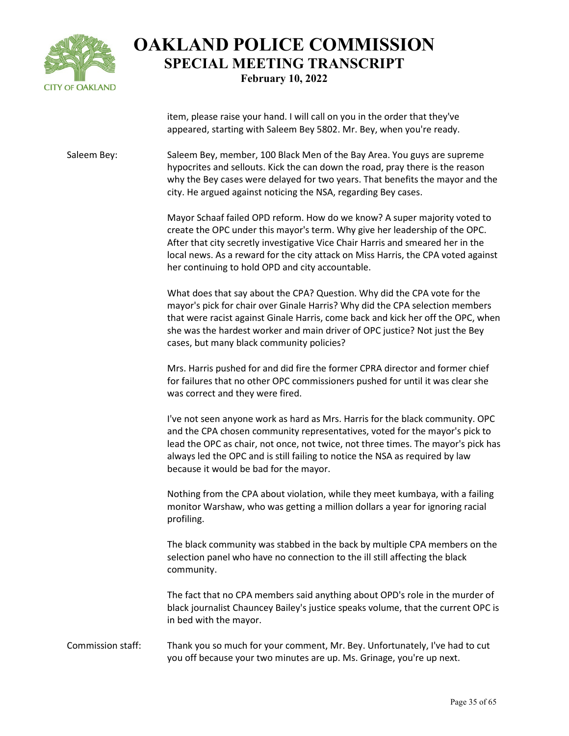item, please raise your hand. I will call on you in the order that they've appeared, starting with Saleem Bey 5802. Mr. Bey, when you're ready.

**Saleem Bey:** Saleem Bey, member, 100 Black Men of the Bay Area. You guys are supreme hypocrites and sellouts. Kick the can down the road, pray there is the reason why the Bey cases were delayed for two years. That benefits the mayor and the city. He argued against noticing the NSA, regarding Bey cases.

Mayor Schaaf failed OPD reform. How do we know? A super majority voted to create the OPC under this mayor's term. Why give her leadership of the OPC. After that city secretly investigative Vice Chair Harris and smeared her in the local news. As a reward for the city attack on Miss Harris, the CPA voted against her continuing to hold OPD and city accountable.

What does that say about the CPA? Question. Why did the CPA vote for the mayor's pick for chair over Ginale Harris? Why did the CPA selection members that were racist against Ginale Harris, come back and kick her off the OPC, when she was the hardest worker and main driver of OPC justice? Not just the Bey cases, but many black community policies?

Mrs. Harris pushed for and did fire the former CPRA director and former chief for failures that no other OPC commissioners pushed for until it was clear she was correct and they were fired.

I've not seen anyone work as hard as Mrs. Harris for the black community. OPC and the CPA chosen community representatives, voted for the mayor's pick to lead the OPC as chair, not once, not twice, not three times. The mayor's pick has always led the OPC and is still failing to notice the NSA as required by law because it would be bad for the mayor.

Nothing from the CPA about violation, while they meet kumbaya, with a failing monitor Warshaw, who was getting a million dollars a year for ignoring racial profiling.

The black community was stabbed in the back by multiple CPA members on the selection panel who have no connection to the ill still affecting the black community.

The fact that no CPA members said anything about OPD's role in the murder of black journalist Chauncey Bailey's justice speaks volume, that the current OPC is in bed with the mayor.

**Commission staff:** Thank you so much for your comment, Mr. Bey. Unfortunately, I've had to cut you off because your two minutes are up. Ms. Grinage, you're up next.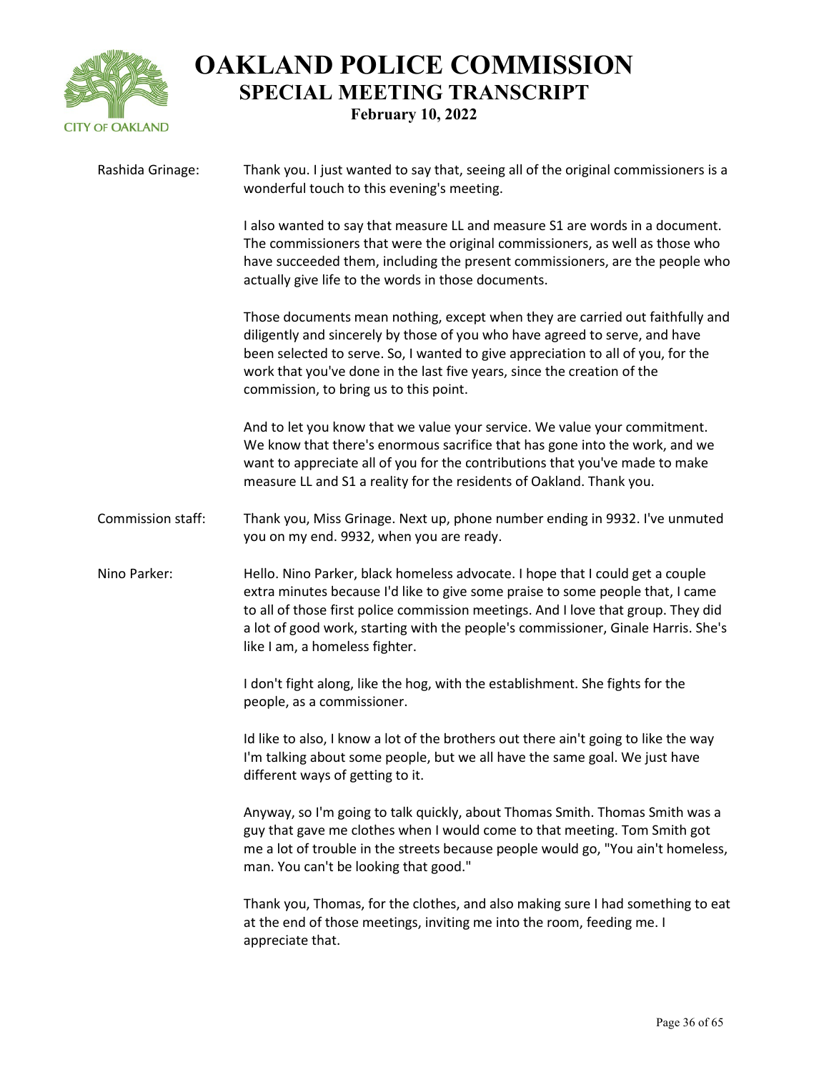**Rashida Grinage:** Thank you. I just wanted to say that, seeing all of the original commissioners is a wonderful touch to this evening's meeting.

I also wanted to say that measure LL and measure S1 are words in a document. The commissioners that were the original commissioners, as well as those who have succeeded them, including the present commissioners, are the people who actually give life to the words in those documents.

Those documents mean nothing, except when they are carried out faithfully and diligently and sincerely by those of you who have agreed to serve, and have been selected to serve. So, I wanted to give appreciation to all of you, for the work that you've done in the last five years, since the creation of the commission, to bring us to this point.

And to let you know that we value your service. We value your commitment. We know that there's enormous sacrifice that has gone into the work, and we want to appreciate all of you for the contributions that you've made to make measure LL and S1 a reality for the residents of Oakland. Thank you.

**Commission staff:** Thank you, Miss Grinage. Next up, phone number ending in 9932. I've unmuted you on my end. 9932, when you are ready.

**Nino Parker:** Hello. Nino Parker, black homeless advocate. I hope that I could get a couple extra minutes because I'd like to give some praise to some people that, I came to all of those first police commission meetings. And I love that group. They did a lot of good work, starting with the people's commissioner, Ginale Harris. She's like I am, a homeless fighter.

I don't fight along, like the hog, with the establishment. She fights for the people, as a commissioner.

Id like to also, I know a lot of the brothers out there ain't going to like the way I'm talking about some people, but we all have the same goal. We just have different ways of getting to it.

Anyway, so I'm going to talk quickly, about Thomas Smith. Thomas Smith was a guy that gave me clothes when I would come to that meeting. Tom Smith got me a lot of trouble in the streets because people would go, "You ain't homeless, man. You can't be looking that good."

Thank you, Thomas, for the clothes, and also making sure I had something to eat at the end of those meetings, inviting me into the room, feeding me. I appreciate that.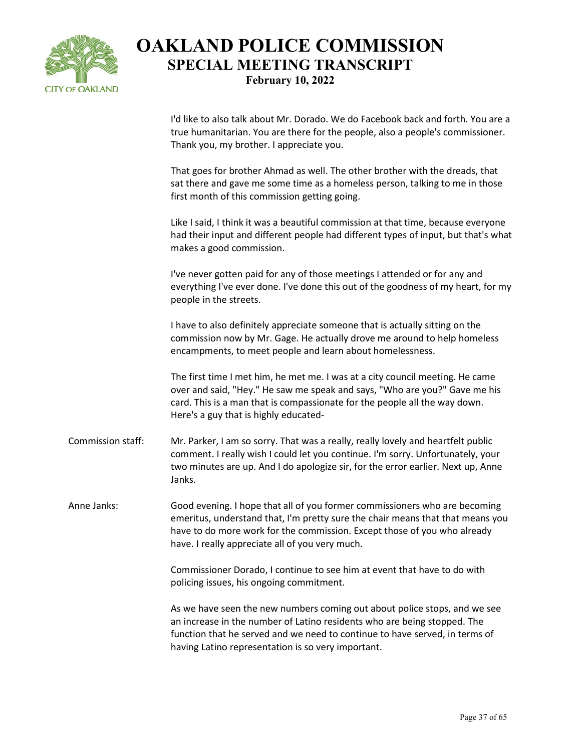I'd like to also talk about Mr. Dorado. We do Facebook back and forth. You are a true humanitarian. You are there for the people, also a people's commissioner. Thank you, my brother. I appreciate you.

That goes for brother Ahmad as well. The other brother with the dreads, that sat there and gave me some time as a homeless person, talking to me in those first month of this commission getting going.

Like I said, I think it was a beautiful commission at that time, because everyone had their input and different people had different types of input, but that's what makes a good commission.

I've never gotten paid for any of those meetings I attended or for any and everything I've ever done. I've done this out of the goodness of my heart, for my people in the streets.

I have to also definitely appreciate someone that is actually sitting on the commission now by Mr. Gage. He actually drove me around to help homeless encampments, to meet people and learn about homelessness.

The first time I met him, he met me. I was at a city council meeting. He came over and said, "Hey." He saw me speak and says, "Who are you?" Gave me his card. This is a man that is compassionate for the people all the way down. Here's a guy that is highly educated-

Commission staff: Mr. Parker, I am so sorry. That was a really, really lovely and heartfelt public comment. I really wish I could let you continue. I'm sorry. Unfortunately, your two minutes are up. And I do apologize sir, for the error earlier. Next up, Anne Janks.

Anne Janks: Good evening. I hope that all of you former commissioners who are becoming emeritus, understand that, I'm pretty sure the chair means that that means you have to do more work for the commission. Except those of you who already have. I really appreciate all of you very much.

Commissioner Dorado, I continue to see him at event that have to do with policing issues, his ongoing commitment.

As we have seen the new numbers coming out about police stops, and we see an increase in the number of Latino residents who are being stopped. The function that he served and we need to continue to have served, in terms of having Latino representation is so very important.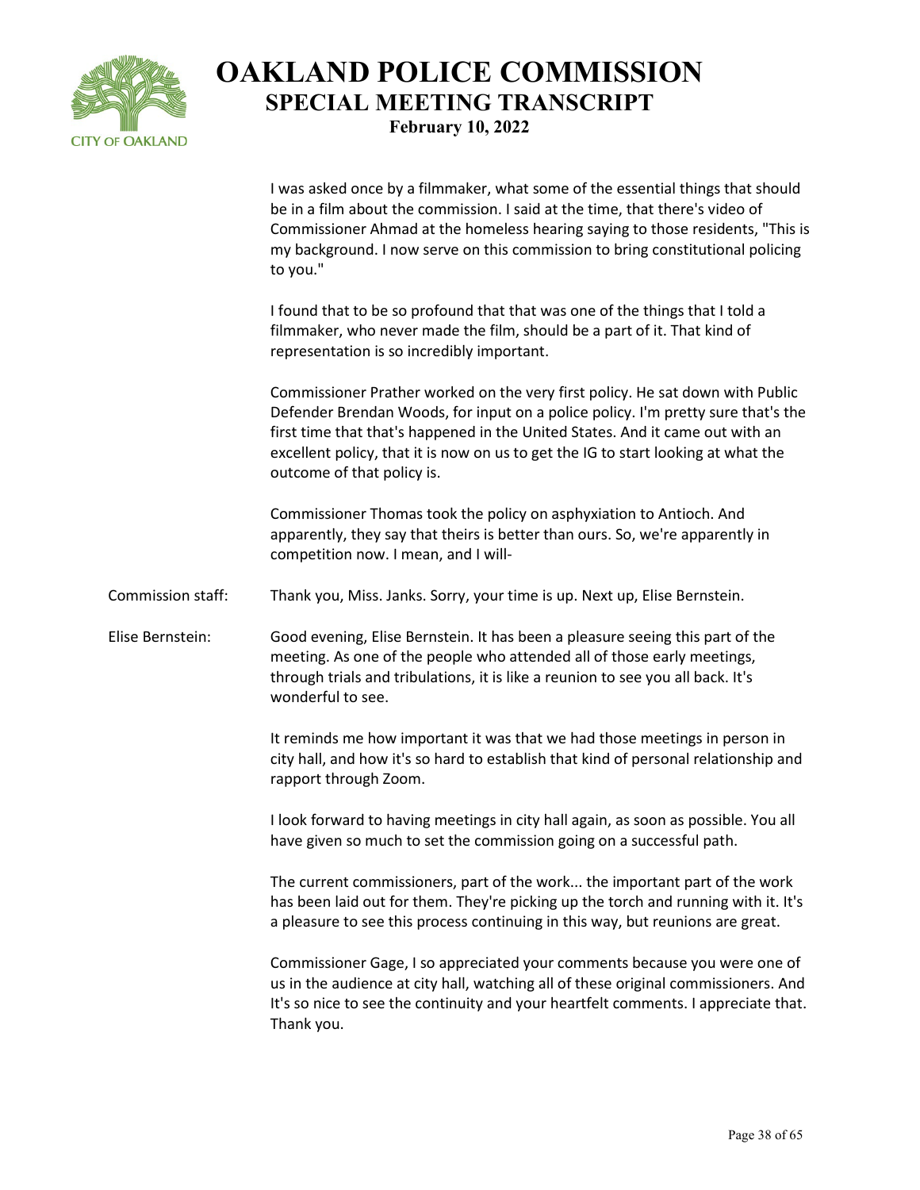I was asked once by a filmmaker, what some of the essential things that should be in a film about the commission. I said at the time, that there's video of Commissioner Ahmad at the homeless hearing saying to those residents, "This is my background. I now serve on this commission to bring constitutional policing to you."

I found that to be so profound that that was one of the things that I told a filmmaker, who never made the film, should be a part of it. That kind of representation is so incredibly important.

Commissioner Prather worked on the very first policy. He sat down with Public Defender Brendan Woods, for input on a police policy. I'm pretty sure that's the first time that that's happened in the United States. And it came out with an excellent policy, that it is now on us to get the IG to start looking at what the outcome of that policy is.

Commissioner Thomas took the policy on asphyxiation to Antioch. And apparently, they say that theirs is better than ours. So, we're apparently in competition now. I mean, and I will-

Commission staff: Thank you, Miss. Janks. Sorry, your time is up. Next up, Elise Bernstein.

Elise Bernstein: Good evening, Elise Bernstein. It has been a pleasure seeing this part of the meeting. As one of the people who attended all of those early meetings, through trials and tribulations, it is like a reunion to see you all back. It's wonderful to see.

It reminds me how important it was that we had those meetings in person in city hall, and how it's so hard to establish that kind of personal relationship and rapport through Zoom.

I look forward to having meetings in city hall again, as soon as possible. You all have given so much to set the commission going on a successful path.

The current commissioners, part of the work... the important part of the work has been laid out for them. They're picking up the torch and running with it. It's a pleasure to see this process continuing in this way, but reunions are great.

Commissioner Gage, I so appreciated your comments because you were one of us in the audience at city hall, watching all of these original commissioners. And It's so nice to see the continuity and your heartfelt comments. I appreciate that. Thank you.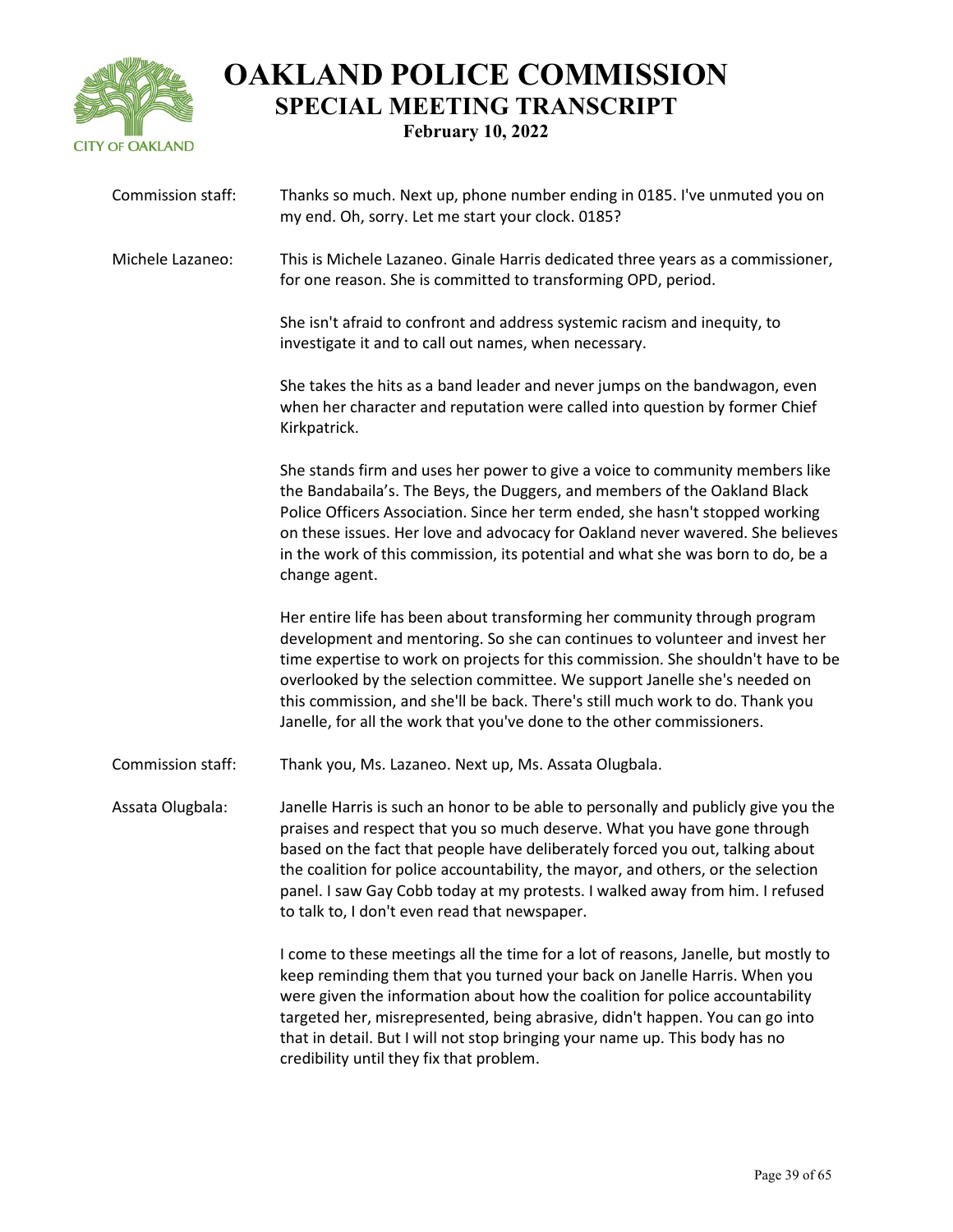**Commission staff:** Thanks so much. Next up, phone number ending in 0185. I've unmuted you on my end. Oh, sorry. Let me start your clock. 0185?

**Michele Lazaneo:** This is Michele Lazaneo. Ginale Harris dedicated three years as a commissioner, for one reason. She is committed to transforming OPD, period.

She isn't afraid to confront and address systemic racism and inequity, to investigate it and to call out names, when necessary.

She takes the hits as a band leader and never jumps on the bandwagon, even when her character and reputation were called into question by former Chief Kirkpatrick.

She stands firm and uses her power to give a voice to community members like the Bandabaila's. The Beys, the Duggers, and members of the Oakland Black Police Officers Association. Since her term ended, she hasn't stopped working on these issues. Her love and advocacy for Oakland never wavered. She believes in the work of this commission, its potential and what she was born to do, be a change agent.

Her entire life has been about transforming her community through program development and mentoring. So she can continues to volunteer and invest her time expertise to work on projects for this commission. She shouldn't have to be overlooked by the selection committee. We support Janelle she's needed on this commission, and she'll be back. There's still much work to do. Thank you Janelle, for all the work that you've done to the other commissioners.

**Commission staff:** Thank you, Ms. Lazaneo. Next up, Ms. Assata Olugbala.

**Assata Olugbala:** Janelle Harris is such an honor to be able to personally and publicly give you the praises and respect that you so much deserve. What you have gone through based on the fact that people have deliberately forced you out, talking about the coalition for police accountability, the mayor, and others, or the selection panel. I saw Gay Cobb today at my protests. I walked away from him. I refused to talk to, I don't even read that newspaper.

I come to these meetings all the time for a lot of reasons, Janelle, but mostly to keep reminding them that you turned your back on Janelle Harris. When you were given the information about how the coalition for police accountability targeted her, misrepresented, being abrasive, didn't happen. You can go into that in detail. But I will not stop bringing your name up. This body has no credibility until they fix that problem.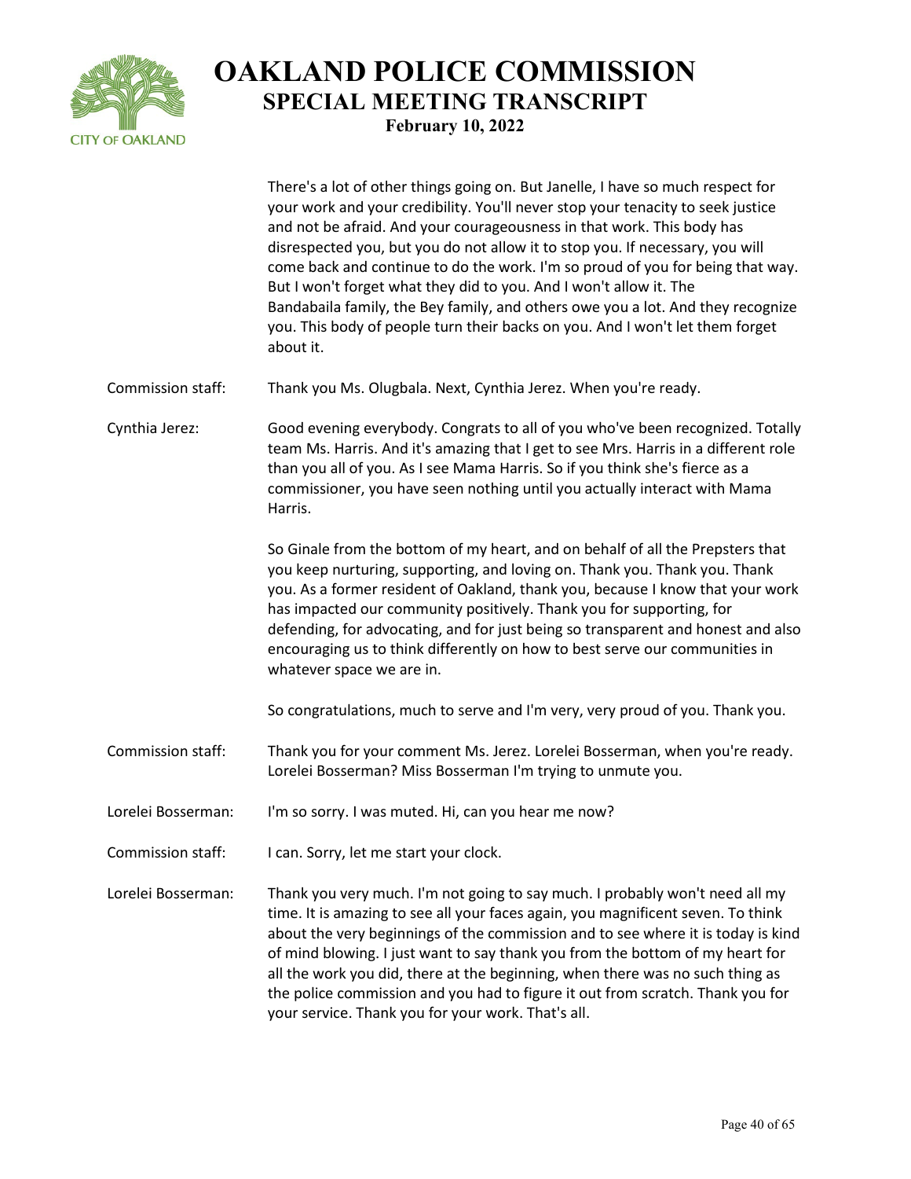There's a lot of other things going on. But Janelle, I have so much respect for your work and your credibility. You'll never stop your tenacity to seek justice and not be afraid. And your courageousness in that work. This body has disrespected you, but you do not allow it to stop you. If necessary, you will come back and continue to do the work. I'm so proud of you for being that way. But I won't forget what they did to you. And I won't allow it. The Bandabaila family, the Bey family, and others owe you a lot. And they recognize you. This body of people turn their backs on you. And I won't let them forget about it.

Commission staff: Thank you Ms. Olugbala. Next, Cynthia Jerez. When you're ready.

Cynthia Jerez: Good evening everybody. Congrats to all of you who've been recognized. Totally team Ms. Harris. And it's amazing that I get to see Mrs. Harris in a different role than you all of you. As I see Mama Harris. So if you think she's fierce as a commissioner, you have seen nothing until you actually interact with Mama Harris.

So Ginale from the bottom of my heart, and on behalf of all the Prepsters that you keep nurturing, supporting, and loving on. Thank you. Thank you. Thank you. As a former resident of Oakland, thank you, because I know that your work has impacted our community positively. Thank you for supporting, for defending, for advocating, and for just being so transparent and honest and also encouraging us to think differently on how to best serve our communities in whatever space we are in.

So congratulations, much to serve and I'm very, very proud of you. Thank you.

Commission staff: Thank you for your comment Ms. Jerez. Lorelei Bosserman, when you're ready. Lorelei Bosserman? Miss Bosserman I'm trying to unmute you.

Lorelei Bosserman: I'm so sorry. I was muted. Hi, can you hear me now?

Commission staff: I can. Sorry, let me start your clock.

Lorelei Bosserman: Thank you very much. I'm not going to say much. I probably won't need all my time. It is amazing to see all your faces again, you magnificent seven. To think about the very beginnings of the commission and to see where it is today is kind of mind blowing. I just want to say thank you from the bottom of my heart for all the work you did, there at the beginning, when there was no such thing as the police commission and you had to figure it out from scratch. Thank you for your service. Thank you for your work. That's all.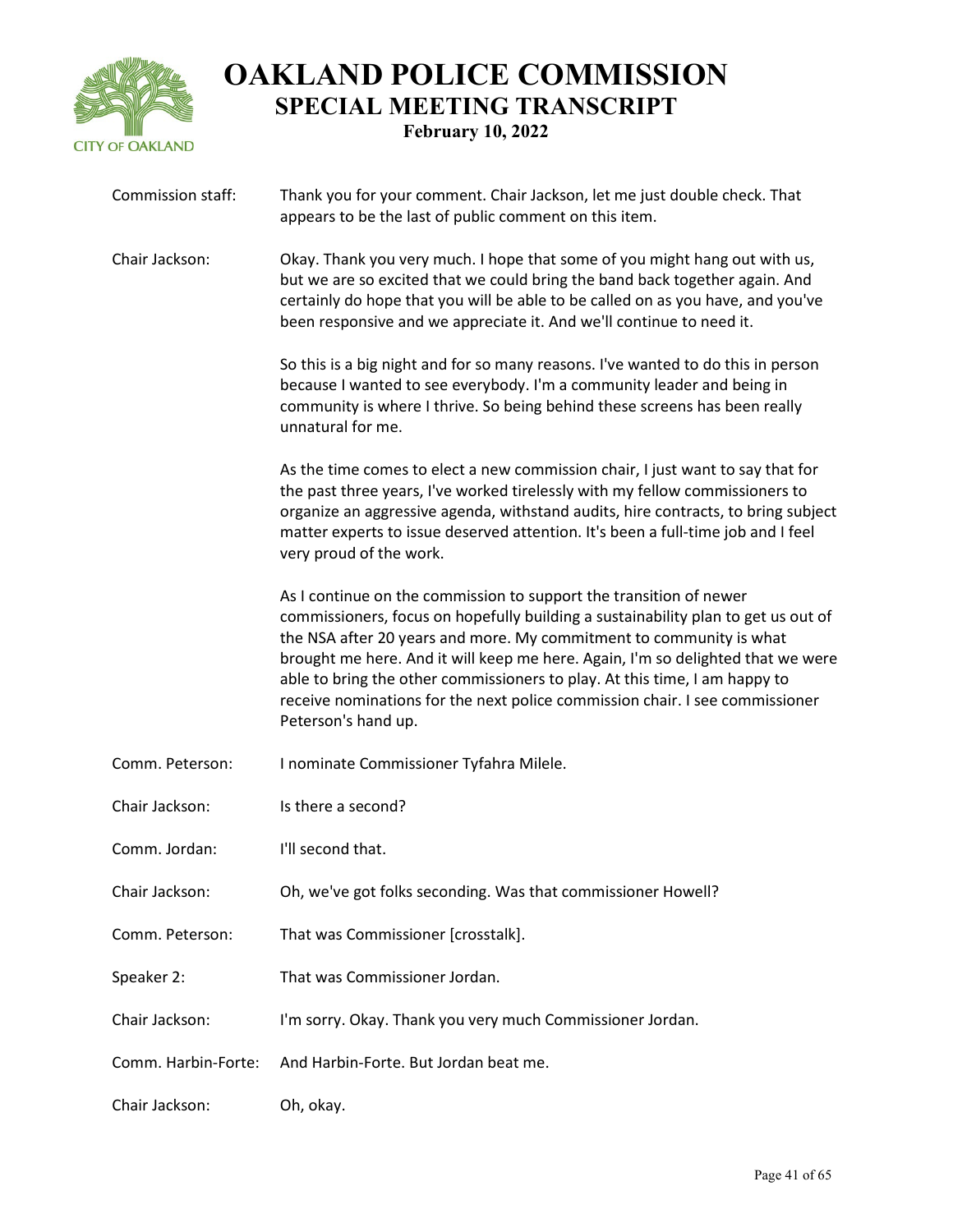Commission staff: Thank you for your comment. Chair Jackson, let me just double check. That appears to be the last of public comment on this item.

Chair Jackson: Okay. Thank you very much. I hope that some of you might hang out with us, but we are so excited that we could bring the band back together again. And certainly do hope that you will be able to be called on as you have, and you've been responsive and we appreciate it. And we'll continue to need it.

So this is a big night and for so many reasons. I've wanted to do this in person because I wanted to see everybody. I'm a community leader and being in community is where I thrive. So being behind these screens has been really unnatural for me.

As the time comes to elect a new commission chair, I just want to say that for the past three years, I've worked tirelessly with my fellow commissioners to organize an aggressive agenda, withstand audits, hire contracts, to bring subject matter experts to issue deserved attention. It's been a full-time job and I feel very proud of the work.

As I continue on the commission to support the transition of newer commissioners, focus on hopefully building a sustainability plan to get us out of the NSA after 20 years and more. My commitment to community is what brought me here. And it will keep me here. Again, I'm so delighted that we were able to bring the other commissioners to play. At this time, I am happy to receive nominations for the next police commission chair. I see commissioner Peterson's hand up.

Comm. Peterson: I nominate Commissioner Tyfahra Milele.

Chair Jackson: Is there a second?

Comm. Jordan: I'll second that.

Chair Jackson: Oh, we've got folks seconding. Was that commissioner Howell?

Comm. Peterson: That was Commissioner [crosstalk].

Speaker 2: That was Commissioner Jordan.

Chair Jackson: I'm sorry. Okay. Thank you very much Commissioner Jordan.

Comm. Harbin-Forte: And Harbin-Forte. But Jordan beat me.

Chair Jackson: Oh, okay.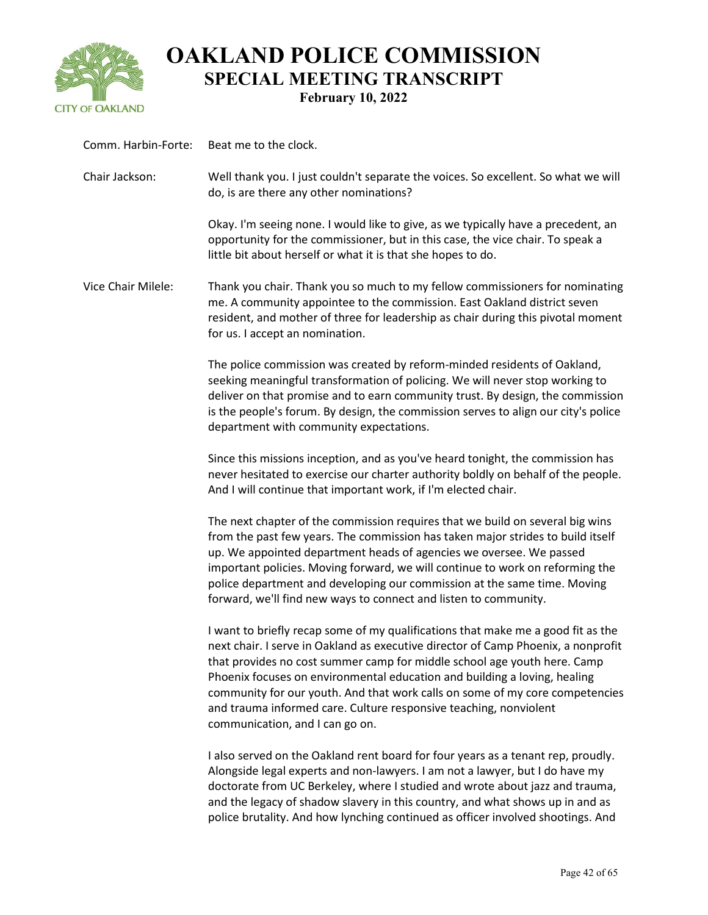Comm. Harbin-Forte: Beat me to the clock.

Chair Jackson: Well thank you. I just couldn't separate the voices. So excellent. So what we will do, is are there any other nominations?

Okay. I'm seeing none. I would like to give, as we typically have a precedent, an opportunity for the commissioner, but in this case, the vice chair. To speak a little bit about herself or what it is that she hopes to do.

Vice Chair Milele: Thank you chair. Thank you so much to my fellow commissioners for nominating me. A community appointee to the commission. East Oakland district seven resident, and mother of three for leadership as chair during this pivotal moment for us. I accept an nomination.

The police commission was created by reform-minded residents of Oakland, seeking meaningful transformation of policing. We will never stop working to deliver on that promise and to earn community trust. By design, the commission is the people's forum. By design, the commission serves to align our city's police department with community expectations.

Since this missions inception, and as you've heard tonight, the commission has never hesitated to exercise our charter authority boldly on behalf of the people. And I will continue that important work, if I'm elected chair.

The next chapter of the commission requires that we build on several big wins from the past few years. The commission has taken major strides to build itself up. We appointed department heads of agencies we oversee. We passed important policies. Moving forward, we will continue to work on reforming the police department and developing our commission at the same time. Moving forward, we'll find new ways to connect and listen to community.

I want to briefly recap some of my qualifications that make me a good fit as the next chair. I serve in Oakland as executive director of Camp Phoenix, a nonprofit that provides no cost summer camp for middle school age youth here. Camp Phoenix focuses on environmental education and building a loving, healing community for our youth. And that work calls on some of my core competencies and trauma informed care. Culture responsive teaching, nonviolent communication, and I can go on.

I also served on the Oakland rent board for four years as a tenant rep, proudly. Alongside legal experts and non-lawyers. I am not a lawyer, but I do have my doctorate from UC Berkeley, where I studied and wrote about jazz and trauma, and the legacy of shadow slavery in this country, and what shows up in and as police brutality. And how lynching continued as officer involved shootings. And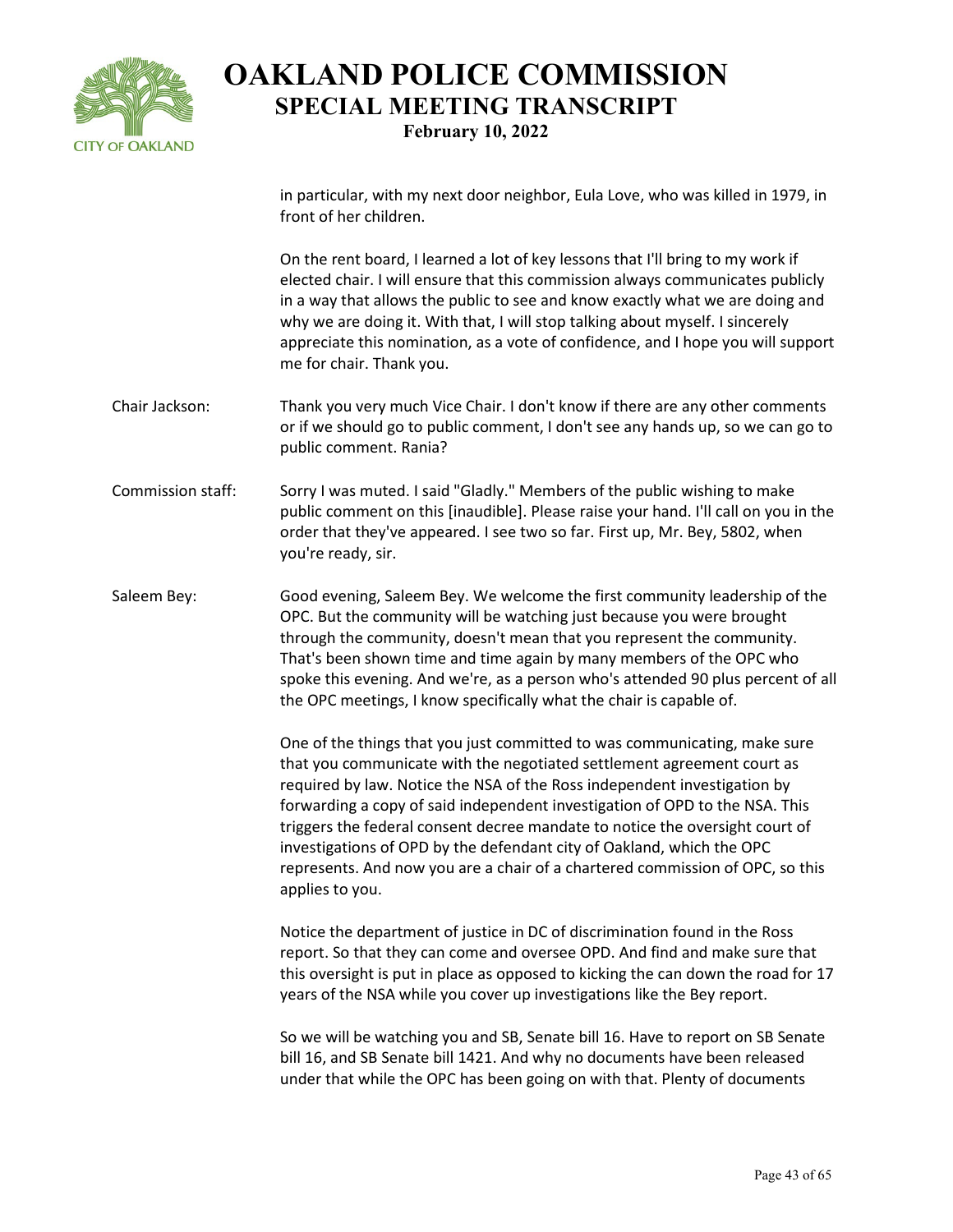in particular, with my next door neighbor, Eula Love, who was killed in 1979, in front of her children.

On the rent board, I learned a lot of key lessons that I'll bring to my work if elected chair. I will ensure that this commission always communicates publicly in a way that allows the public to see and know exactly what we are doing and why we are doing it. With that, I will stop talking about myself. I sincerely appreciate this nomination, as a vote of confidence, and I hope you will support me for chair. Thank you.

**Chair Jackson:** Thank you very much Vice Chair. I don't know if there are any other comments or if we should go to public comment, I don't see any hands up, so we can go to public comment. Rania?

**Commission staff:** Sorry I was muted. I said "Gladly." Members of the public wishing to make public comment on this [inaudible]. Please raise your hand. I'll call on you in the order that they've appeared. I see two so far. First up, Mr. Bey, 5802, when you're ready, sir.

**Saleem Bey:** Good evening, Saleem Bey. We welcome the first community leadership of the OPC. But the community will be watching just because you were brought through the community, doesn't mean that you represent the community. That's been shown time and time again by many members of the OPC who spoke this evening. And we're, as a person who's attended 90 plus percent of all the OPC meetings, I know specifically what the chair is capable of.

One of the things that you just committed to was communicating, make sure that you communicate with the negotiated settlement agreement court as required by law. Notice the NSA of the Ross independent investigation by forwarding a copy of said independent investigation of OPD to the NSA. This triggers the federal consent decree mandate to notice the oversight court of investigations of OPD by the defendant city of Oakland, which the OPC represents. And now you are a chair of a chartered commission of OPC, so this applies to you.

Notice the department of justice in DC of discrimination found in the Ross report. So that they can come and oversee OPD. And find and make sure that this oversight is put in place as opposed to kicking the can down the road for 17 years of the NSA while you cover up investigations like the Bey report.

So we will be watching you and SB, Senate bill 16. Have to report on SB Senate bill 16, and SB Senate bill 1421. And why no documents have been released under that while the OPC has been going on with that. Plenty of documents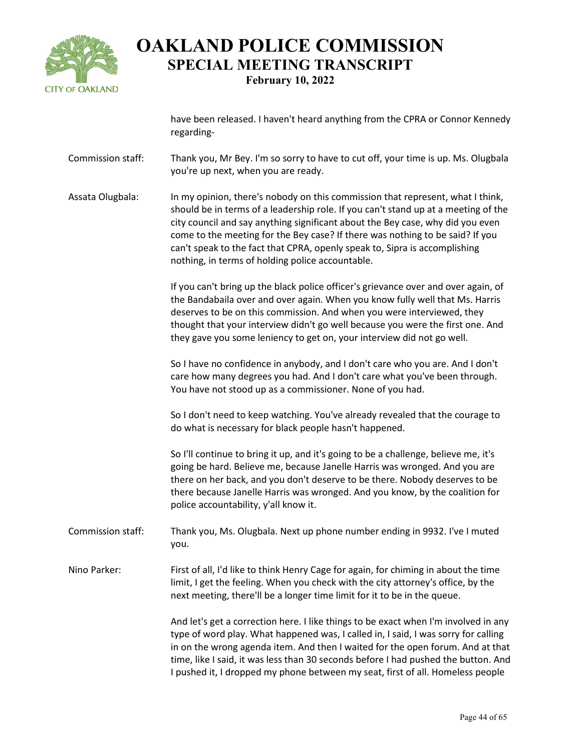have been released. I haven't heard anything from the CPRA or Connor Kennedy regarding-

Commission staff: Thank you, Mr Bey. I'm so sorry to have to cut off, your time is up. Ms. Olugbala you're up next, when you are ready.

Assata Olugbala: In my opinion, there's nobody on this commission that represent, what I think, should be in terms of a leadership role. If you can't stand up at a meeting of the city council and say anything significant about the Bey case, why did you even come to the meeting for the Bey case? If there was nothing to be said? If you can't speak to the fact that CPRA, openly speak to, Sipra is accomplishing nothing, in terms of holding police accountable.

If you can't bring up the black police officer's grievance over and over again, of the Bandabaila over and over again. When you know fully well that Ms. Harris deserves to be on this commission. And when you were interviewed, they thought that your interview didn't go well because you were the first one. And they gave you some leniency to get on, your interview did not go well.

So I have no confidence in anybody, and I don't care who you are. And I don't care how many degrees you had. And I don't care what you've been through. You have not stood up as a commissioner. None of you had.

So I don't need to keep watching. You've already revealed that the courage to do what is necessary for black people hasn't happened.

So I'll continue to bring it up, and it's going to be a challenge, believe me, it's going be hard. Believe me, because Janelle Harris was wronged. And you are there on her back, and you don't deserve to be there. Nobody deserves to be there because Janelle Harris was wronged. And you know, by the coalition for police accountability, y'all know it.

Commission staff: Thank you, Ms. Olugbala. Next up phone number ending in 9932. I've I muted you.

Nino Parker: First of all, I'd like to think Henry Cage for again, for chiming in about the time limit, I get the feeling. When you check with the city attorney's office, by the next meeting, there'll be a longer time limit for it to be in the queue.

And let's get a correction here. I like things to be exact when I'm involved in any type of word play. What happened was, I called in, I said, I was sorry for calling in on the wrong agenda item. And then I waited for the open forum. And at that time, like I said, it was less than 30 seconds before I had pushed the button. And I pushed it, I dropped my phone between my seat, first of all. Homeless people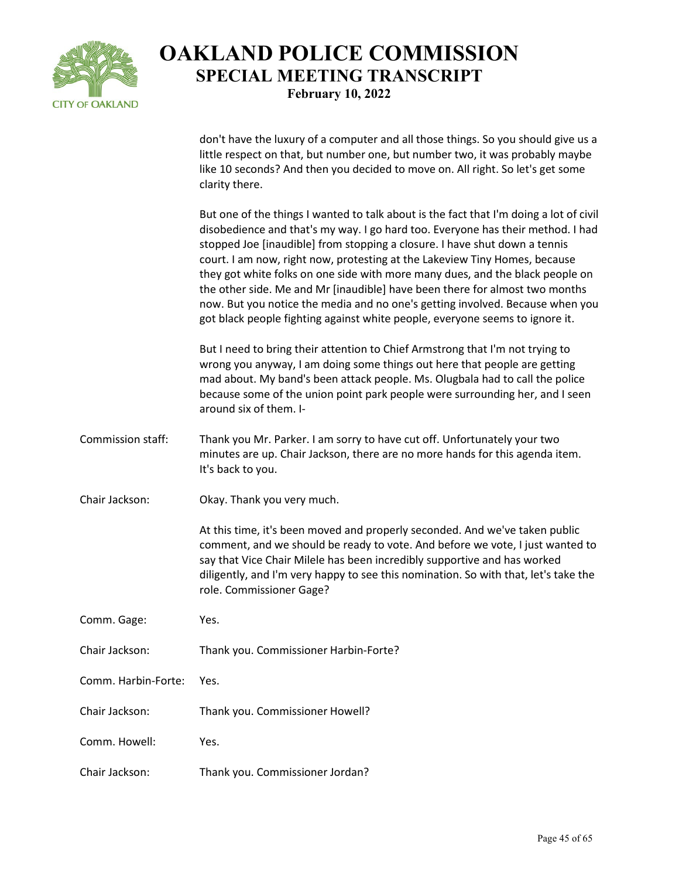don't have the luxury of a computer and all those things. So you should give us a little respect on that, but number one, but number two, it was probably maybe like 10 seconds? And then you decided to move on. All right. So let's get some clarity there.

But one of the things I wanted to talk about is the fact that I'm doing a lot of civil disobedience and that's my way. I go hard too. Everyone has their method. I had stopped Joe [inaudible] from stopping a closure. I have shut down a tennis court. I am now, right now, protesting at the Lakeview Tiny Homes, because they got white folks on one side with more many dues, and the black people on the other side. Me and Mr [inaudible] have been there for almost two months now. But you notice the media and no one's getting involved. Because when you got black people fighting against white people, everyone seems to ignore it.

But I need to bring their attention to Chief Armstrong that I'm not trying to wrong you anyway, I am doing some things out here that people are getting mad about. My band's been attack people. Ms. Olugbala had to call the police because some of the union point park people were surrounding her, and I seen around six of them. I-

**Commission staff:** Thank you Mr. Parker. I am sorry to have cut off. Unfortunately your two minutes are up. Chair Jackson, there are no more hands for this agenda item. It's back to you.

**Chair Jackson:** Okay. Thank you very much.

At this time, it's been moved and properly seconded. And we've taken public comment, and we should be ready to vote. And before we vote, I just wanted to say that Vice Chair Milele has been incredibly supportive and has worked diligently, and I'm very happy to see this nomination. So with that, let's take the role. Commissioner Gage?

**Comm. Gage:** Yes.

**Chair Jackson:** Thank you. Commissioner Harbin-Forte?

**Comm. Harbin-Forte:** Yes.

**Chair Jackson:** Thank you. Commissioner Howell?

**Comm. Howell:** Yes.

**Chair Jackson:** Thank you. Commissioner Jordan?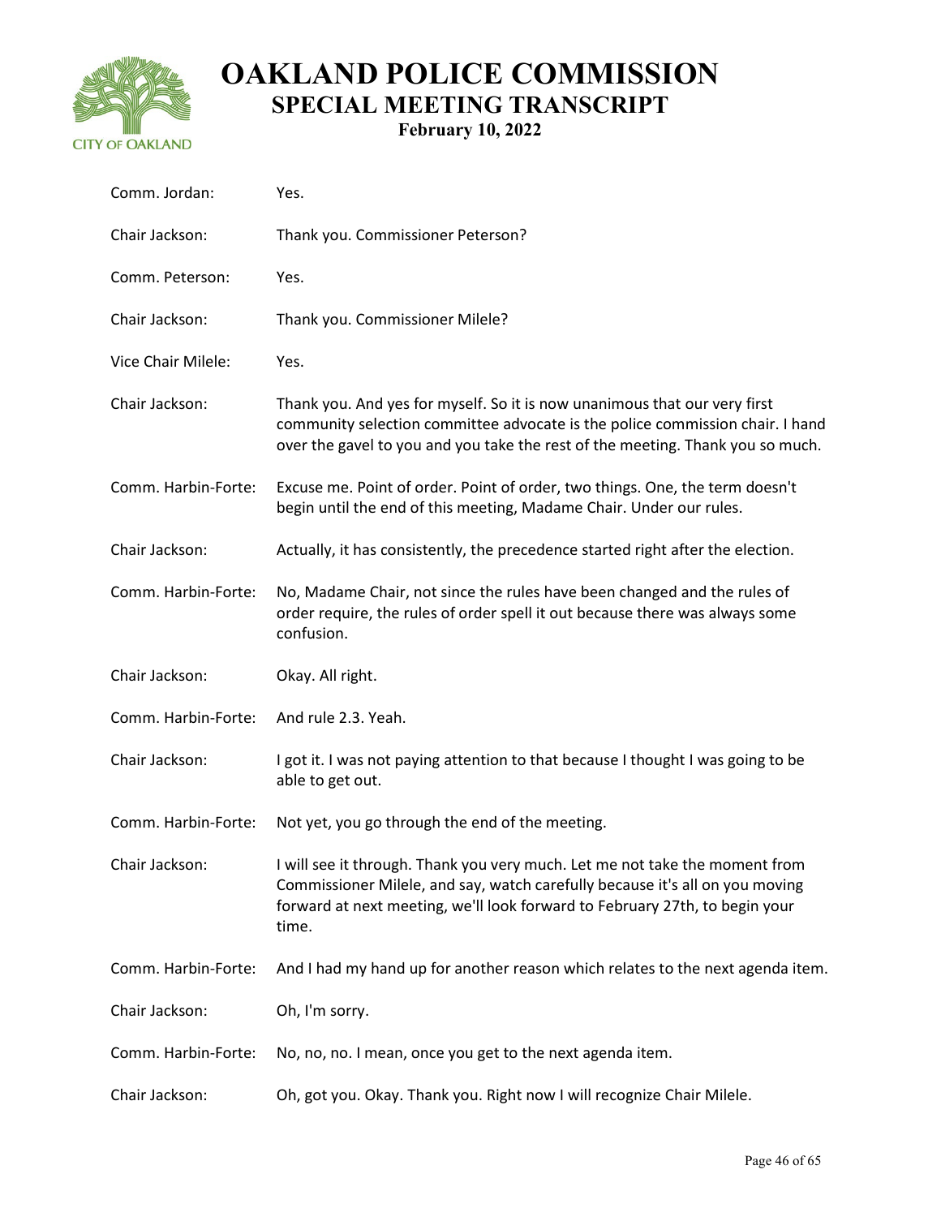Comm. Jordan: Yes.

Chair Jackson: Thank you. Commissioner Peterson?

Comm. Peterson: Yes.

Chair Jackson: Thank you. Commissioner Milele?

Vice Chair Milele: Yes.

Chair Jackson: Thank you. And yes for myself. So it is now unanimous that our very first community selection committee advocate is the police commission chair. I hand over the gavel to you and you take the rest of the meeting. Thank you so much.

Comm. Harbin-Forte: Excuse me. Point of order. Point of order, two things. One, the term doesn't begin until the end of this meeting, Madame Chair. Under our rules.

Chair Jackson: Actually, it has consistently, the precedence started right after the election.

Comm. Harbin-Forte: No, Madame Chair, not since the rules have been changed and the rules of order require, the rules of order spell it out because there was always some confusion.

Chair Jackson: Okay. All right.

Comm. Harbin-Forte: And rule 2.3. Yeah.

Chair Jackson: I got it. I was not paying attention to that because I thought I was going to be able to get out.

Comm. Harbin-Forte: Not yet, you go through the end of the meeting.

Chair Jackson: I will see it through. Thank you very much. Let me not take the moment from Commissioner Milele, and say, watch carefully because it's all on you moving forward at next meeting, we'll look forward to February 27th, to begin your time.

Comm. Harbin-Forte: And I had my hand up for another reason which relates to the next agenda item.

Chair Jackson: Oh, I'm sorry.

Comm. Harbin-Forte: No, no, no. I mean, once you get to the next agenda item.

Chair Jackson: Oh, got you. Okay. Thank you. Right now I will recognize Chair Milele.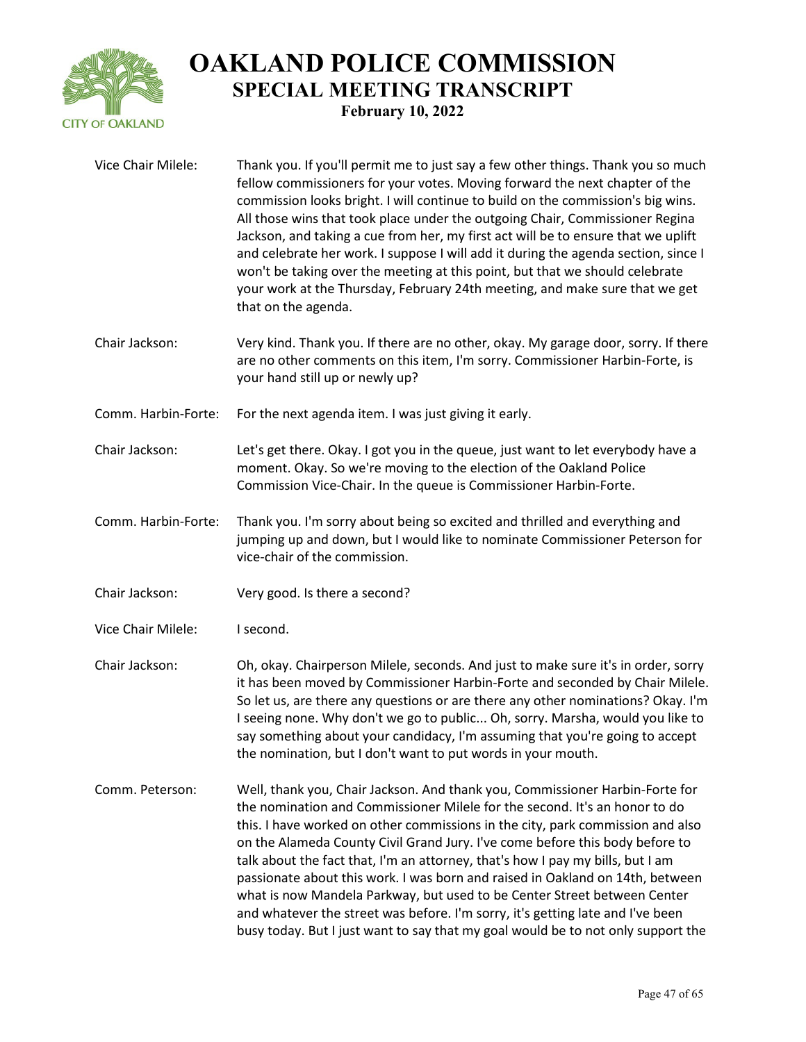**Vice Chair Milele:** Thank you. If you'll permit me to just say a few other things. Thank you so much fellow commissioners for your votes. Moving forward the next chapter of the commission looks bright. I will continue to build on the commission's big wins. All those wins that took place under the outgoing Chair, Commissioner Regina Jackson, and taking a cue from her, my first act will be to ensure that we uplift and celebrate her work. I suppose I will add it during the agenda section, since I won't be taking over the meeting at this point, but that we should celebrate your work at the Thursday, February 24th meeting, and make sure that we get that on the agenda.

**Chair Jackson:** Very kind. Thank you. If there are no other, okay. My garage door, sorry. If there are no other comments on this item, I'm sorry. Commissioner Harbin-Forte, is your hand still up or newly up?

**Comm. Harbin-Forte:** For the next agenda item. I was just giving it early.

**Chair Jackson:** Let's get there. Okay. I got you in the queue, just want to let everybody have a moment. Okay. So we're moving to the election of the Oakland Police Commission Vice-Chair. In the queue is Commissioner Harbin-Forte.

**Comm. Harbin-Forte:** Thank you. I'm sorry about being so excited and thrilled and everything and jumping up and down, but I would like to nominate Commissioner Peterson for vice-chair of the commission.

**Chair Jackson:** Very good. Is there a second?

**Vice Chair Milele:** I second.

**Chair Jackson:** Oh, okay. Chairperson Milele, seconds. And just to make sure it's in order, sorry it has been moved by Commissioner Harbin-Forte and seconded by Chair Milele. So let us, are there any questions or are there any other nominations? Okay. I'm I seeing none. Why don't we go to public... Oh, sorry. Marsha, would you like to say something about your candidacy, I'm assuming that you're going to accept the nomination, but I don't want to put words in your mouth.

**Comm. Peterson:** Well, thank you, Chair Jackson. And thank you, Commissioner Harbin-Forte for the nomination and Commissioner Milele for the second. It's an honor to do this. I have worked on other commissions in the city, park commission and also on the Alameda County Civil Grand Jury. I've come before this body before to talk about the fact that, I'm an attorney, that's how I pay my bills, but I am passionate about this work. I was born and raised in Oakland on 14th, between what is now Mandela Parkway, but used to be Center Street between Center and whatever the street was before. I'm sorry, it's getting late and I've been busy today. But I just want to say that my goal would be to not only support the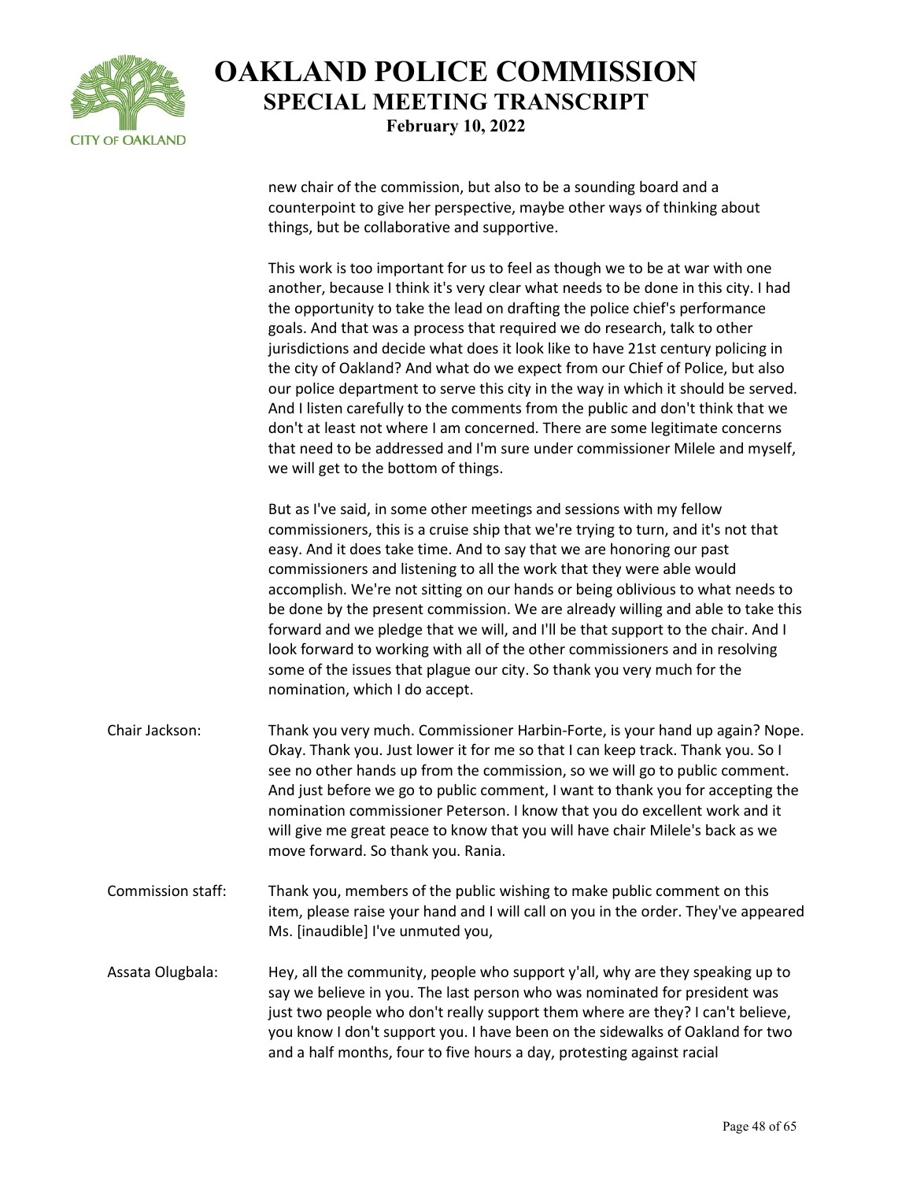new chair of the commission, but also to be a sounding board and a counterpoint to give her perspective, maybe other ways of thinking about things, but be collaborative and supportive.

This work is too important for us to feel as though we to be at war with one another, because I think it's very clear what needs to be done in this city. I had the opportunity to take the lead on drafting the police chief's performance goals. And that was a process that required we do research, talk to other jurisdictions and decide what does it look like to have 21st century policing in the city of Oakland? And what do we expect from our Chief of Police, but also our police department to serve this city in the way in which it should be served. And I listen carefully to the comments from the public and don't think that we don't at least not where I am concerned. There are some legitimate concerns that need to be addressed and I'm sure under commissioner Milele and myself, we will get to the bottom of things.

But as I've said, in some other meetings and sessions with my fellow commissioners, this is a cruise ship that we're trying to turn, and it's not that easy. And it does take time. And to say that we are honoring our past commissioners and listening to all the work that they were able would accomplish. We're not sitting on our hands or being oblivious to what needs to be done by the present commission. We are already willing and able to take this forward and we pledge that we will, and I'll be that support to the chair. And I look forward to working with all of the other commissioners and in resolving some of the issues that plague our city. So thank you very much for the nomination, which I do accept.

**Chair Jackson:** Thank you very much. Commissioner Harbin-Forte, is your hand up again? Nope. Okay. Thank you. Just lower it for me so that I can keep track. Thank you. So I see no other hands up from the commission, so we will go to public comment. And just before we go to public comment, I want to thank you for accepting the nomination commissioner Peterson. I know that you do excellent work and it will give me great peace to know that you will have chair Milele's back as we move forward. So thank you. Rania.

**Commission staff:** Thank you, members of the public wishing to make public comment on this item, please raise your hand and I will call on you in the order. They've appeared Ms. [inaudible] I've unmuted you,

**Assata Olugbala:** Hey, all the community, people who support y'all, why are they speaking up to say we believe in you. The last person who was nominated for president was just two people who don't really support them where are they? I can't believe, you know I don't support you. I have been on the sidewalks of Oakland for two and a half months, four to five hours a day, protesting against racial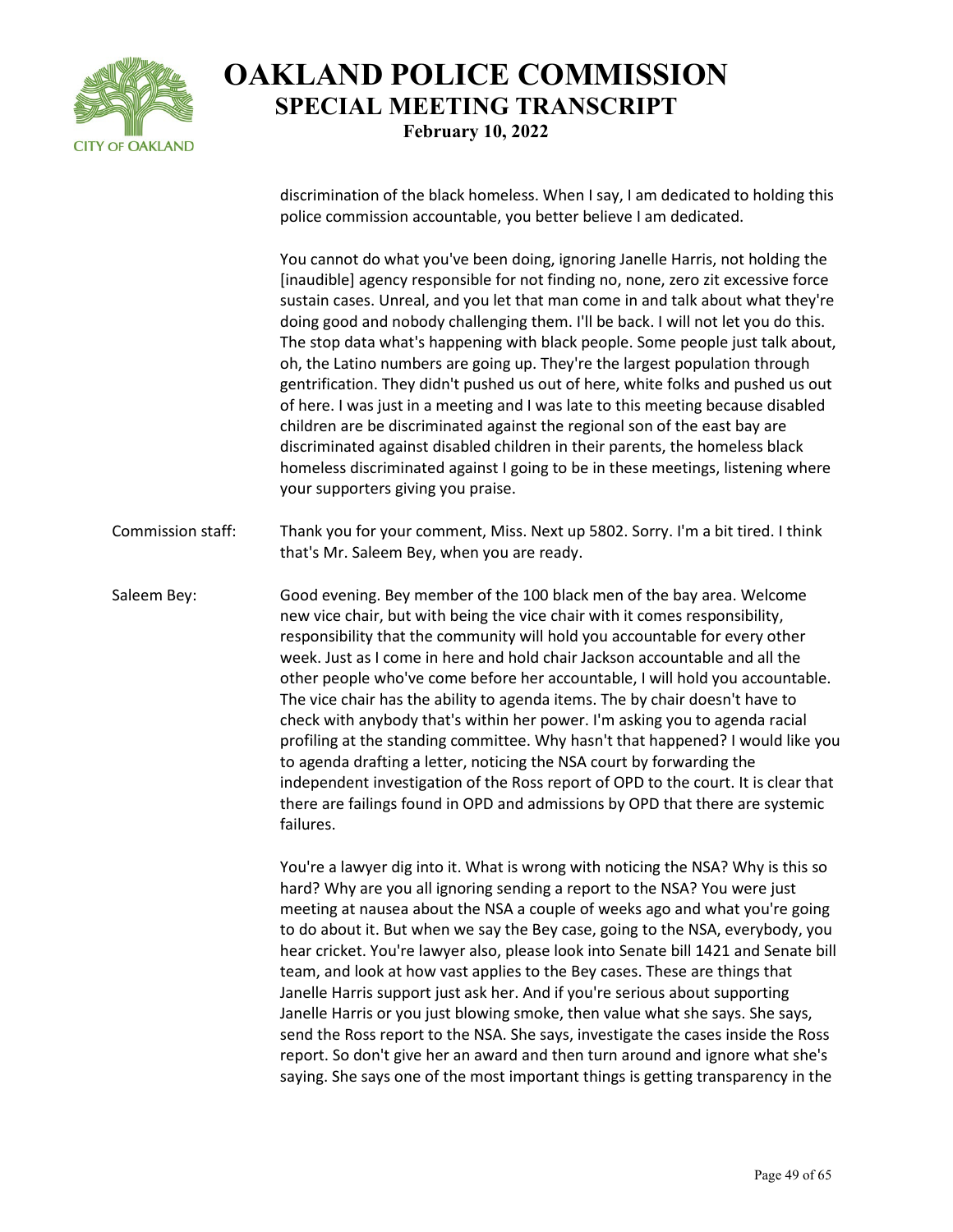discrimination of the black homeless. When I say, I am dedicated to holding this police commission accountable, you better believe I am dedicated.

You cannot do what you've been doing, ignoring Janelle Harris, not holding the [inaudible] agency responsible for not finding no, none, zero zit excessive force sustain cases. Unreal, and you let that man come in and talk about what they're doing good and nobody challenging them. I'll be back. I will not let you do this. The stop data what's happening with black people. Some people just talk about, oh, the Latino numbers are going up. They're the largest population through gentrification. They didn't pushed us out of here, white folks and pushed us out of here. I was just in a meeting and I was late to this meeting because disabled children are be discriminated against the regional son of the east bay are discriminated against disabled children in their parents, the homeless black homeless discriminated against I going to be in these meetings, listening where your supporters giving you praise.

Commission staff: Thank you for your comment, Miss. Next up 5802. Sorry. I'm a bit tired. I think that's Mr. Saleem Bey, when you are ready.

Saleem Bey: Good evening. Bey member of the 100 black men of the bay area. Welcome new vice chair, but with being the vice chair with it comes responsibility, responsibility that the community will hold you accountable for every other week. Just as I come in here and hold chair Jackson accountable and all the other people who've come before her accountable, I will hold you accountable. The vice chair has the ability to agenda items. The by chair doesn't have to check with anybody that's within her power. I'm asking you to agenda racial profiling at the standing committee. Why hasn't that happened? I would like you to agenda drafting a letter, noticing the NSA court by forwarding the independent investigation of the Ross report of OPD to the court. It is clear that there are failings found in OPD and admissions by OPD that there are systemic failures.

You're a lawyer dig into it. What is wrong with noticing the NSA? Why is this so hard? Why are you all ignoring sending a report to the NSA? You were just meeting at nausea about the NSA a couple of weeks ago and what you're going to do about it. But when we say the Bey case, going to the NSA, everybody, you hear cricket. You're lawyer also, please look into Senate bill 1421 and Senate bill team, and look at how vast applies to the Bey cases. These are things that Janelle Harris support just ask her. And if you're serious about supporting Janelle Harris or you just blowing smoke, then value what she says. She says, send the Ross report to the NSA. She says, investigate the cases inside the Ross report. So don't give her an award and then turn around and ignore what she's saying. She says one of the most important things is getting transparency in the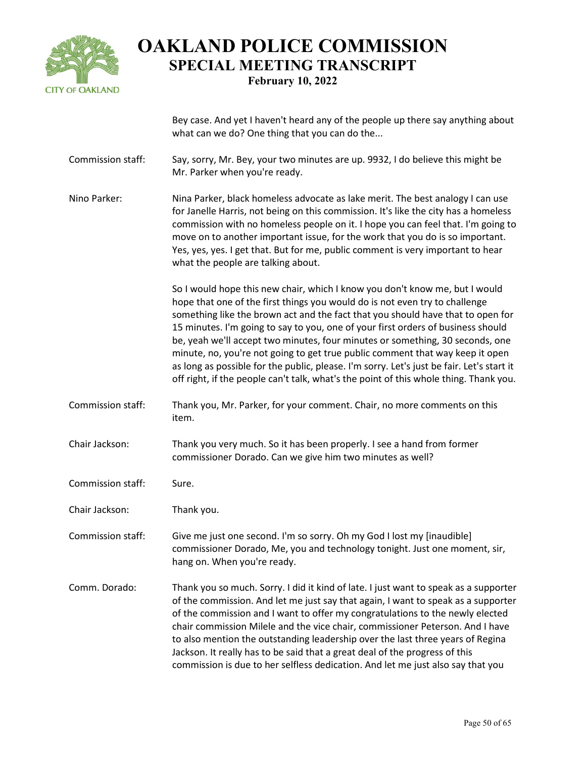Bey case. And yet I haven't heard any of the people up there say anything about what can we do? One thing that you can do the...

**Commission staff:** Say, sorry, Mr. Bey, your two minutes are up. 9932, I do believe this might be Mr. Parker when you're ready.

**Nino Parker:** Nina Parker, black homeless advocate as lake merit. The best analogy I can use for Janelle Harris, not being on this commission. It's like the city has a homeless commission with no homeless people on it. I hope you can feel that. I'm going to move on to another important issue, for the work that you do is so important. Yes, yes, yes. I get that. But for me, public comment is very important to hear what the people are talking about.

So I would hope this new chair, which I know you don't know me, but I would hope that one of the first things you would do is not even try to challenge something like the brown act and the fact that you should have that to open for 15 minutes. I'm going to say to you, one of your first orders of business should be, yeah we'll accept two minutes, four minutes or something, 30 seconds, one minute, no, you're not going to get true public comment that way keep it open as long as possible for the public, please. I'm sorry. Let's just be fair. Let's start it off right, if the people can't talk, what's the point of this whole thing. Thank you.

**Commission staff:** Thank you, Mr. Parker, for your comment. Chair, no more comments on this item.

**Chair Jackson:** Thank you very much. So it has been properly. I see a hand from former commissioner Dorado. Can we give him two minutes as well?

**Commission staff:** Sure.

**Chair Jackson:** Thank you.

**Commission staff:** Give me just one second. I'm so sorry. Oh my God I lost my [inaudible] commissioner Dorado, Me, you and technology tonight. Just one moment, sir, hang on. When you're ready.

**Comm. Dorado:** Thank you so much. Sorry. I did it kind of late. I just want to speak as a supporter of the commission. And let me just say that again, I want to speak as a supporter of the commission and I want to offer my congratulations to the newly elected chair commission Milele and the vice chair, commissioner Peterson. And I have to also mention the outstanding leadership over the last three years of Regina Jackson. It really has to be said that a great deal of the progress of this commission is due to her selfless dedication. And let me just also say that you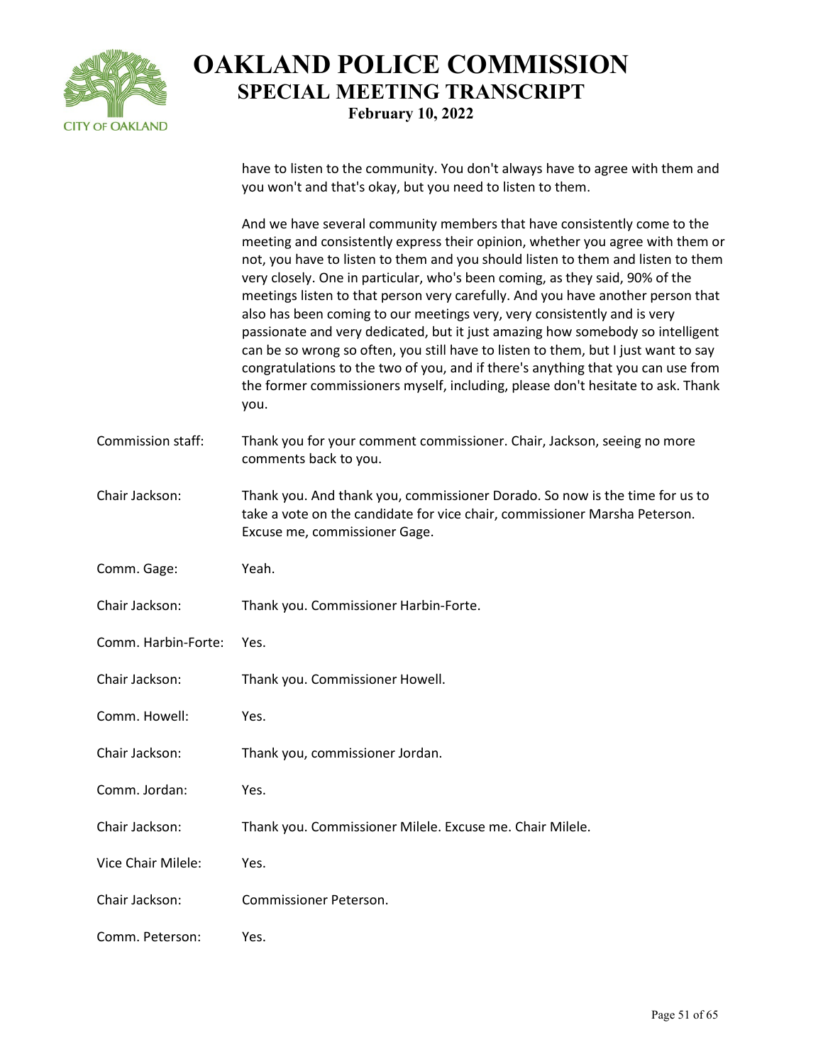have to listen to the community. You don't always have to agree with them and you won't and that's okay, but you need to listen to them.

And we have several community members that have consistently come to the meeting and consistently express their opinion, whether you agree with them or not, you have to listen to them and you should listen to them and listen to them very closely. One in particular, who's been coming, as they said, 90% of the meetings listen to that person very carefully. And you have another person that also has been coming to our meetings very, very consistently and is very passionate and very dedicated, but it just amazing how somebody so intelligent can be so wrong so often, you still have to listen to them, but I just want to say congratulations to the two of you, and if there's anything that you can use from the former commissioners myself, including, please don't hesitate to ask. Thank you.

**Commission staff:** Thank you for your comment commissioner. Chair, Jackson, seeing no more comments back to you.

**Chair Jackson:** Thank you. And thank you, commissioner Dorado. So now is the time for us to take a vote on the candidate for vice chair, commissioner Marsha Peterson. Excuse me, commissioner Gage.

**Comm. Gage:** Yeah.

**Chair Jackson:** Thank you. Commissioner Harbin-Forte.

**Comm. Harbin-Forte:** Yes.

**Chair Jackson:** Thank you. Commissioner Howell.

**Comm. Howell:** Yes.

**Chair Jackson:** Thank you, commissioner Jordan.

**Comm. Jordan:** Yes.

**Chair Jackson:** Thank you. Commissioner Milele. Excuse me. Chair Milele.

**Vice Chair Milele:** Yes.

**Chair Jackson:** Commissioner Peterson.

**Comm. Peterson:** Yes.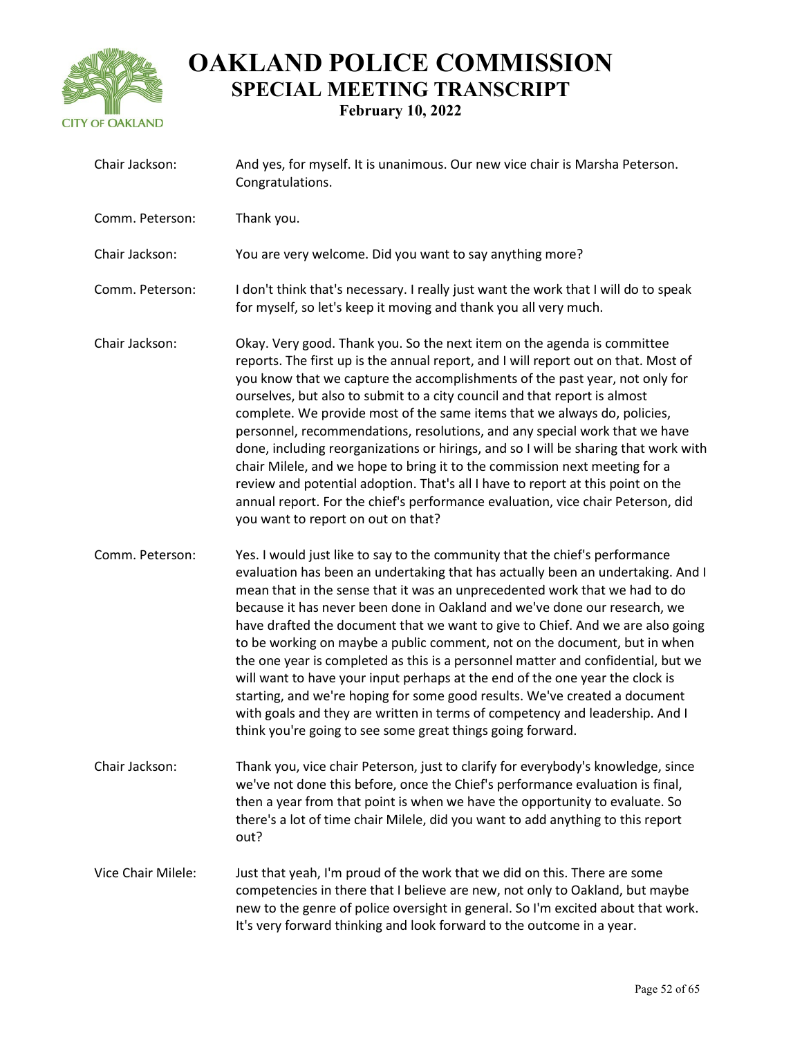Chair Jackson: And yes, for myself. It is unanimous. Our new vice chair is Marsha Peterson. Congratulations.

Comm. Peterson: Thank you.

Chair Jackson: You are very welcome. Did you want to say anything more?

Comm. Peterson: I don't think that's necessary. I really just want the work that I will do to speak for myself, so let's keep it moving and thank you all very much.

Chair Jackson: Okay. Very good. Thank you. So the next item on the agenda is committee reports. The first up is the annual report, and I will report out on that. Most of you know that we capture the accomplishments of the past year, not only for ourselves, but also to submit to a city council and that report is almost complete. We provide most of the same items that we always do, policies, personnel, recommendations, resolutions, and any special work that we have done, including reorganizations or hirings, and so I will be sharing that work with chair Milele, and we hope to bring it to the commission next meeting for a review and potential adoption. That's all I have to report at this point on the annual report. For the chief's performance evaluation, vice chair Peterson, did you want to report on out on that?

Comm. Peterson: Yes. I would just like to say to the community that the chief's performance evaluation has been an undertaking that has actually been an undertaking. And I mean that in the sense that it was an unprecedented work that we had to do because it has never been done in Oakland and we've done our research, we have drafted the document that we want to give to Chief. And we are also going to be working on maybe a public comment, not on the document, but in when the one year is completed as this is a personnel matter and confidential, but we will want to have your input perhaps at the end of the one year the clock is starting, and we're hoping for some good results. We've created a document with goals and they are written in terms of competency and leadership. And I think you're going to see some great things going forward.

Chair Jackson: Thank you, vice chair Peterson, just to clarify for everybody's knowledge, since we've not done this before, once the Chief's performance evaluation is final, then a year from that point is when we have the opportunity to evaluate. So there's a lot of time chair Milele, did you want to add anything to this report out?

Vice Chair Milele: Just that yeah, I'm proud of the work that we did on this. There are some competencies in there that I believe are new, not only to Oakland, but maybe new to the genre of police oversight in general. So I'm excited about that work. It's very forward thinking and look forward to the outcome in a year.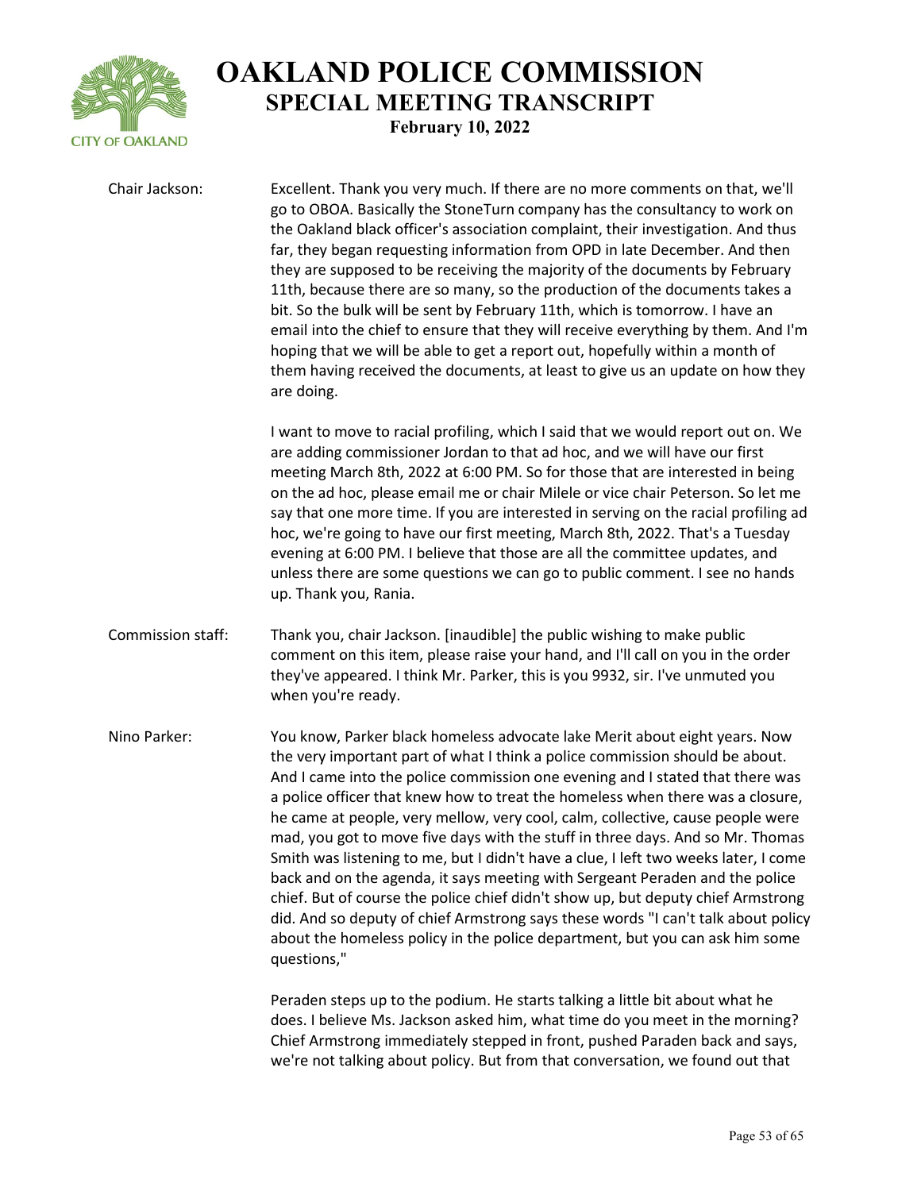Chair Jackson: Excellent. Thank you very much. If there are no more comments on that, we'll go to OBOA. Basically the StoneTurn company has the consultancy to work on the Oakland black officer's association complaint, their investigation. And thus far, they began requesting information from OPD in late December. And then they are supposed to be receiving the majority of the documents by February 11th, because there are so many, so the production of the documents takes a bit. So the bulk will be sent by February 11th, which is tomorrow. I have an email into the chief to ensure that they will receive everything by them. And I'm hoping that we will be able to get a report out, hopefully within a month of them having received the documents, at least to give us an update on how they are doing.

I want to move to racial profiling, which I said that we would report out on. We are adding commissioner Jordan to that ad hoc, and we will have our first meeting March 8th, 2022 at 6:00 PM. So for those that are interested in being on the ad hoc, please email me or chair Milele or vice chair Peterson. So let me say that one more time. If you are interested in serving on the racial profiling ad hoc, we're going to have our first meeting, March 8th, 2022. That's a Tuesday evening at 6:00 PM. I believe that those are all the committee updates, and unless there are some questions we can go to public comment. I see no hands up. Thank you, Rania.

Commission staff: Thank you, chair Jackson. [inaudible] the public wishing to make public comment on this item, please raise your hand, and I'll call on you in the order they've appeared. I think Mr. Parker, this is you 9932, sir. I've unmuted you when you're ready.

Nino Parker: You know, Parker black homeless advocate lake Merit about eight years. Now the very important part of what I think a police commission should be about. And I came into the police commission one evening and I stated that there was a police officer that knew how to treat the homeless when there was a closure, he came at people, very mellow, very cool, calm, collective, cause people were mad, you got to move five days with the stuff in three days. And so Mr. Thomas Smith was listening to me, but I didn't have a clue, I left two weeks later, I come back and on the agenda, it says meeting with Sergeant Peraden and the police chief. But of course the police chief didn't show up, but deputy chief Armstrong did. And so deputy of chief Armstrong says these words "I can't talk about policy about the homeless policy in the police department, but you can ask him some questions,"

Peraden steps up to the podium. He starts talking a little bit about what he does. I believe Ms. Jackson asked him, what time do you meet in the morning? Chief Armstrong immediately stepped in front, pushed Paraden back and says, we're not talking about policy. But from that conversation, we found out that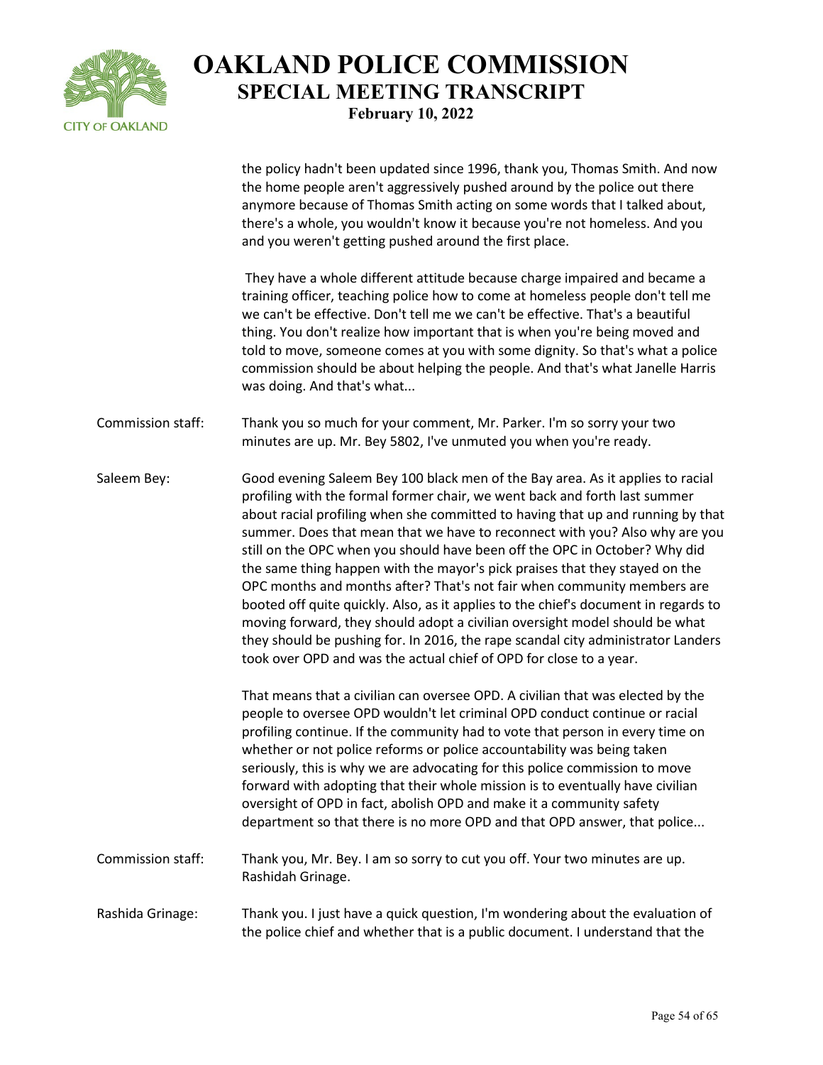the policy hadn't been updated since 1996, thank you, Thomas Smith. And now the home people aren't aggressively pushed around by the police out there anymore because of Thomas Smith acting on some words that I talked about, there's a whole, you wouldn't know it because you're not homeless. And you and you weren't getting pushed around the first place.

They have a whole different attitude because charge impaired and became a training officer, teaching police how to come at homeless people don't tell me we can't be effective. Don't tell me we can't be effective. That's a beautiful thing. You don't realize how important that is when you're being moved and told to move, someone comes at you with some dignity. So that's what a police commission should be about helping the people. And that's what Janelle Harris was doing. And that's what...

**Commission staff:** Thank you so much for your comment, Mr. Parker. I'm so sorry your two minutes are up. Mr. Bey 5802, I've unmuted you when you're ready.

**Saleem Bey:** Good evening Saleem Bey 100 black men of the Bay area. As it applies to racial profiling with the formal former chair, we went back and forth last summer about racial profiling when she committed to having that up and running by that summer. Does that mean that we have to reconnect with you? Also why are you still on the OPC when you should have been off the OPC in October? Why did the same thing happen with the mayor's pick praises that they stayed on the OPC months and months after? That's not fair when community members are booted off quite quickly. Also, as it applies to the chief's document in regards to moving forward, they should adopt a civilian oversight model should be what they should be pushing for. In 2016, the rape scandal city administrator Landers took over OPD and was the actual chief of OPD for close to a year.

That means that a civilian can oversee OPD. A civilian that was elected by the people to oversee OPD wouldn't let criminal OPD conduct continue or racial profiling continue. If the community had to vote that person in every time on whether or not police reforms or police accountability was being taken seriously, this is why we are advocating for this police commission to move forward with adopting that their whole mission is to eventually have civilian oversight of OPD in fact, abolish OPD and make it a community safety department so that there is no more OPD and that OPD answer, that police...

**Commission staff:** Thank you, Mr. Bey. I am so sorry to cut you off. Your two minutes are up. Rashidah Grinage.

**Rashida Grinage:** Thank you. I just have a quick question, I'm wondering about the evaluation of the police chief and whether that is a public document. I understand that the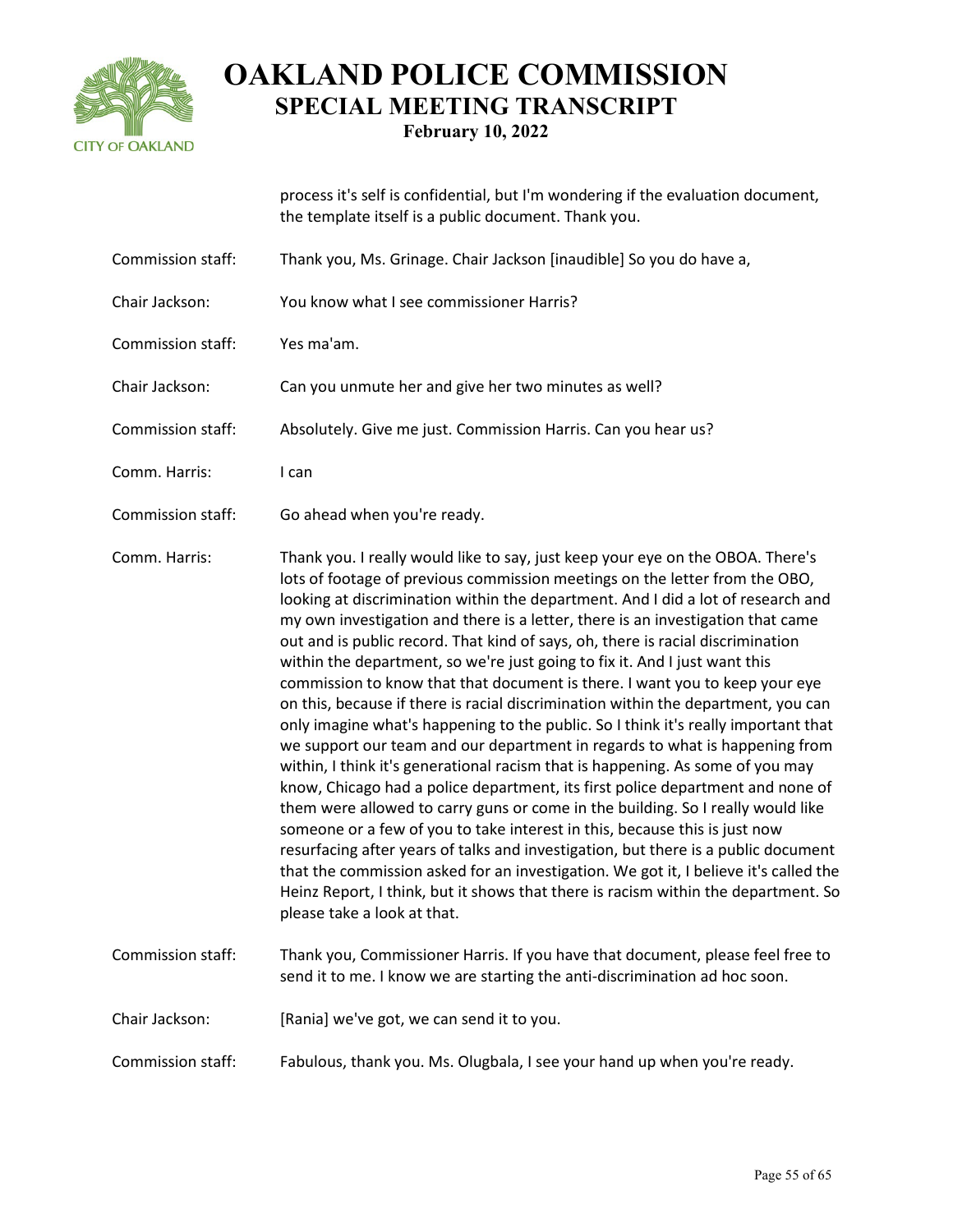process it's self is confidential, but I'm wondering if the evaluation document, the template itself is a public document. Thank you.

Commission staff: Thank you, Ms. Grinage. Chair Jackson [inaudible] So you do have a,

Chair Jackson: You know what I see commissioner Harris?

Commission staff: Yes ma'am.

Chair Jackson: Can you unmute her and give her two minutes as well?

Commission staff: Absolutely. Give me just. Commission Harris. Can you hear us?

Comm. Harris: I can

Commission staff: Go ahead when you're ready.

Comm. Harris: Thank you. I really would like to say, just keep your eye on the OBOA. There's lots of footage of previous commission meetings on the letter from the OBO, looking at discrimination within the department. And I did a lot of research and my own investigation and there is a letter, there is an investigation that came out and is public record. That kind of says, oh, there is racial discrimination within the department, so we're just going to fix it. And I just want this commission to know that that document is there. I want you to keep your eye on this, because if there is racial discrimination within the department, you can only imagine what's happening to the public. So I think it's really important that we support our team and our department in regards to what is happening from within, I think it's generational racism that is happening. As some of you may know, Chicago had a police department, its first police department and none of them were allowed to carry guns or come in the building. So I really would like someone or a few of you to take interest in this, because this is just now resurfacing after years of talks and investigation, but there is a public document that the commission asked for an investigation. We got it, I believe it's called the Heinz Report, I think, but it shows that there is racism within the department. So please take a look at that.

Commission staff: Thank you, Commissioner Harris. If you have that document, please feel free to send it to me. I know we are starting the anti-discrimination ad hoc soon.

Chair Jackson: [Rania] we've got, we can send it to you.

Commission staff: Fabulous, thank you. Ms. Olugbala, I see your hand up when you're ready.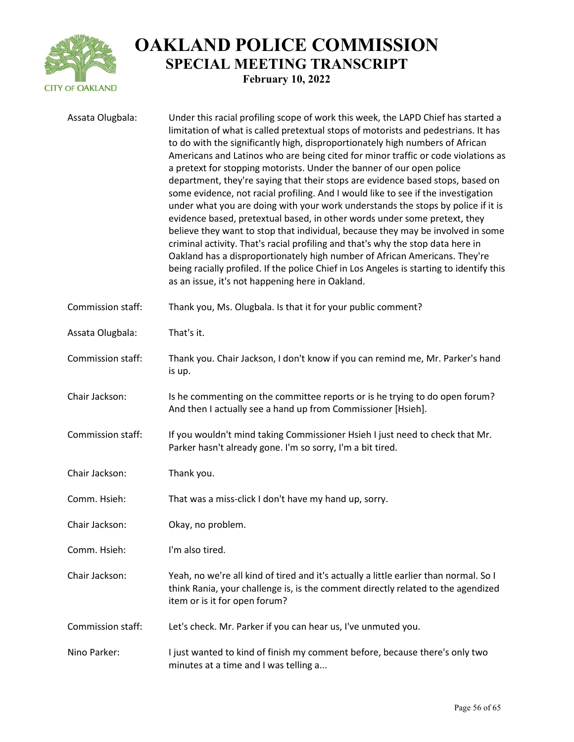**Assata Olugbala:** Under this racial profiling scope of work this week, the LAPD Chief has started a limitation of what is called pretextual stops of motorists and pedestrians. It has to do with the significantly high, disproportionately high numbers of African Americans and Latinos who are being cited for minor traffic or code violations as a pretext for stopping motorists. Under the banner of our open police department, they're saying that their stops are evidence based stops, based on some evidence, not racial profiling. And I would like to see if the investigation under what you are doing with your work understands the stops by police if it is evidence based, pretextual based, in other words under some pretext, they believe they want to stop that individual, because they may be involved in some criminal activity. That's racial profiling and that's why the stop data here in Oakland has a disproportionately high number of African Americans. They're being racially profiled. If the police Chief in Los Angeles is starting to identify this as an issue, it's not happening here in Oakland.

**Commission staff:** Thank you, Ms. Olugbala. Is that it for your public comment?

**Assata Olugbala:** That's it.

**Commission staff:** Thank you. Chair Jackson, I don't know if you can remind me, Mr. Parker's hand is up.

**Chair Jackson:** Is he commenting on the committee reports or is he trying to do open forum? And then I actually see a hand up from Commissioner [Hsieh].

**Commission staff:** If you wouldn't mind taking Commissioner Hsieh I just need to check that Mr. Parker hasn't already gone. I'm so sorry, I'm a bit tired.

**Chair Jackson:** Thank you.

**Comm. Hsieh:** That was a miss-click I don't have my hand up, sorry.

**Chair Jackson:** Okay, no problem.

**Comm. Hsieh:** I'm also tired.

**Chair Jackson:** Yeah, no we're all kind of tired and it's actually a little earlier than normal. So I think Rania, your challenge is, is the comment directly related to the agendized item or is it for open forum?

**Commission staff:** Let's check. Mr. Parker if you can hear us, I've unmuted you.

**Nino Parker:** I just wanted to kind of finish my comment before, because there's only two minutes at a time and I was telling a...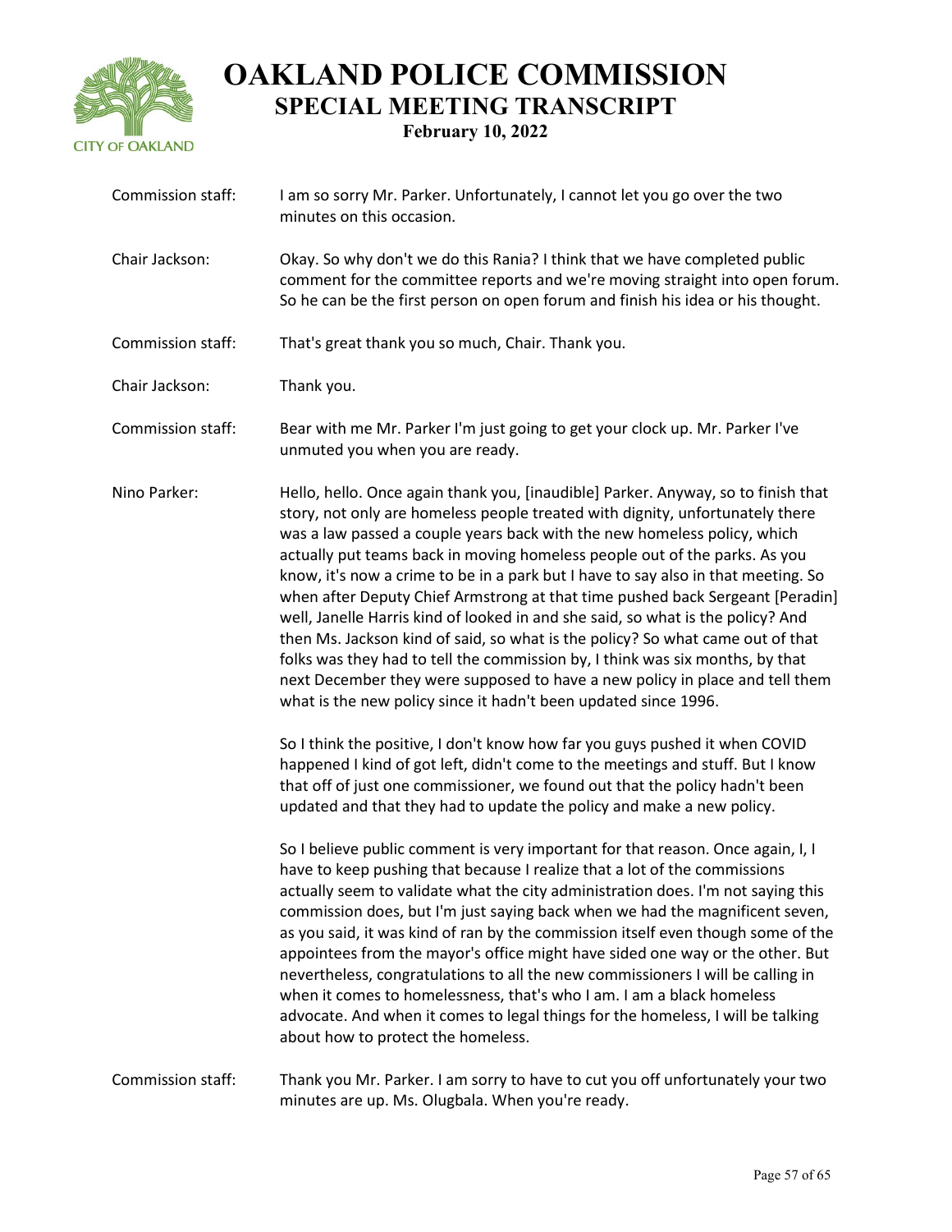Commission staff: I am so sorry Mr. Parker. Unfortunately, I cannot let you go over the two minutes on this occasion.

Chair Jackson: Okay. So why don't we do this Rania? I think that we have completed public comment for the committee reports and we're moving straight into open forum. So he can be the first person on open forum and finish his idea or his thought.

Commission staff: That's great thank you so much, Chair. Thank you.

Chair Jackson: Thank you.

Commission staff: Bear with me Mr. Parker I'm just going to get your clock up. Mr. Parker I've unmuted you when you are ready.

Nino Parker: Hello, hello. Once again thank you, [inaudible] Parker. Anyway, so to finish that story, not only are homeless people treated with dignity, unfortunately there was a law passed a couple years back with the new homeless policy, which actually put teams back in moving homeless people out of the parks. As you know, it's now a crime to be in a park but I have to say also in that meeting. So when after Deputy Chief Armstrong at that time pushed back Sergeant [Peradin] well, Janelle Harris kind of looked in and she said, so what is the policy? And then Ms. Jackson kind of said, so what is the policy? So what came out of that folks was they had to tell the commission by, I think was six months, by that next December they were supposed to have a new policy in place and tell them what is the new policy since it hadn't been updated since 1996.

So I think the positive, I don't know how far you guys pushed it when COVID happened I kind of got left, didn't come to the meetings and stuff. But I know that off of just one commissioner, we found out that the policy hadn't been updated and that they had to update the policy and make a new policy.

So I believe public comment is very important for that reason. Once again, I, I have to keep pushing that because I realize that a lot of the commissions actually seem to validate what the city administration does. I'm not saying this commission does, but I'm just saying back when we had the magnificent seven, as you said, it was kind of ran by the commission itself even though some of the appointees from the mayor's office might have sided one way or the other. But nevertheless, congratulations to all the new commissioners I will be calling in when it comes to homelessness, that's who I am. I am a black homeless advocate. And when it comes to legal things for the homeless, I will be talking about how to protect the homeless.

Commission staff: Thank you Mr. Parker. I am sorry to have to cut you off unfortunately your two minutes are up. Ms. Olugbala. When you're ready.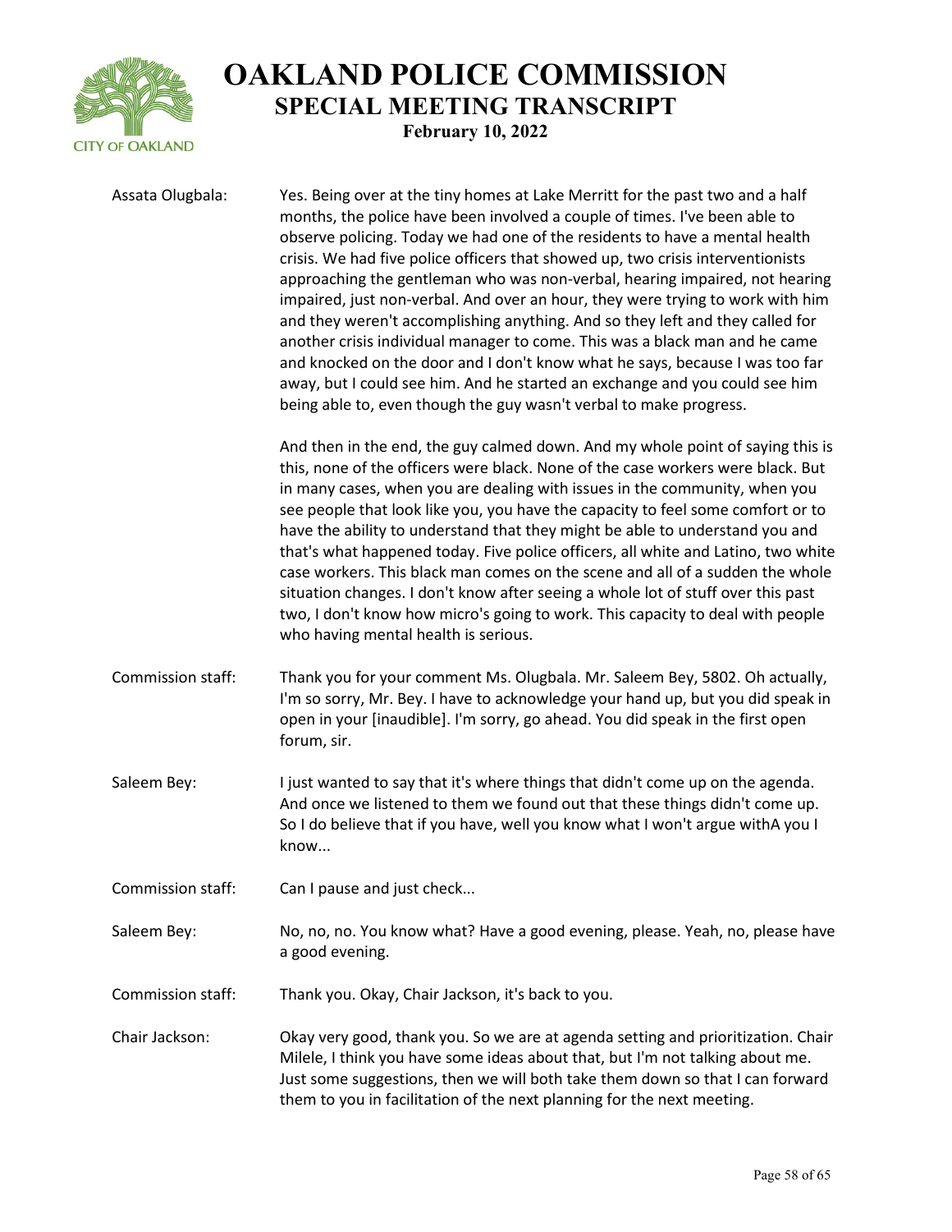Assata Olugbala: Yes. Being over at the tiny homes at Lake Merritt for the past two and a half months, the police have been involved a couple of times. I've been able to observe policing. Today we had one of the residents to have a mental health crisis. We had five police officers that showed up, two crisis interventionists approaching the gentleman who was non-verbal, hearing impaired, not hearing impaired, just non-verbal. And over an hour, they were trying to work with him and they weren't accomplishing anything. And so they left and they called for another crisis individual manager to come. This was a black man and he came and knocked on the door and I don't know what he says, because I was too far away, but I could see him. And he started an exchange and you could see him being able to, even though the guy wasn't verbal to make progress.

And then in the end, the guy calmed down. And my whole point of saying this is this, none of the officers were black. None of the case workers were black. But in many cases, when you are dealing with issues in the community, when you see people that look like you, you have the capacity to feel some comfort or to have the ability to understand that they might be able to understand you and that's what happened today. Five police officers, all white and Latino, two white case workers. This black man comes on the scene and all of a sudden the whole situation changes. I don't know after seeing a whole lot of stuff over this past two, I don't know how micro's going to work. This capacity to deal with people who having mental health is serious.

Commission staff: Thank you for your comment Ms. Olugbala. Mr. Saleem Bey, 5802. Oh actually, I'm so sorry, Mr. Bey. I have to acknowledge your hand up, but you did speak in open in your [inaudible]. I'm sorry, go ahead. You did speak in the first open forum, sir.

Saleem Bey: I just wanted to say that it's where things that didn't come up on the agenda. And once we listened to them we found out that these things didn't come up. So I do believe that if you have, well you know what I won't argue withA you I know...

Commission staff: Can I pause and just check...

Saleem Bey: No, no, no. You know what? Have a good evening, please. Yeah, no, please have a good evening.

Commission staff: Thank you. Okay, Chair Jackson, it's back to you.

Chair Jackson: Okay very good, thank you. So we are at agenda setting and prioritization. Chair Milele, I think you have some ideas about that, but I'm not talking about me. Just some suggestions, then we will both take them down so that I can forward them to you in facilitation of the next planning for the next meeting.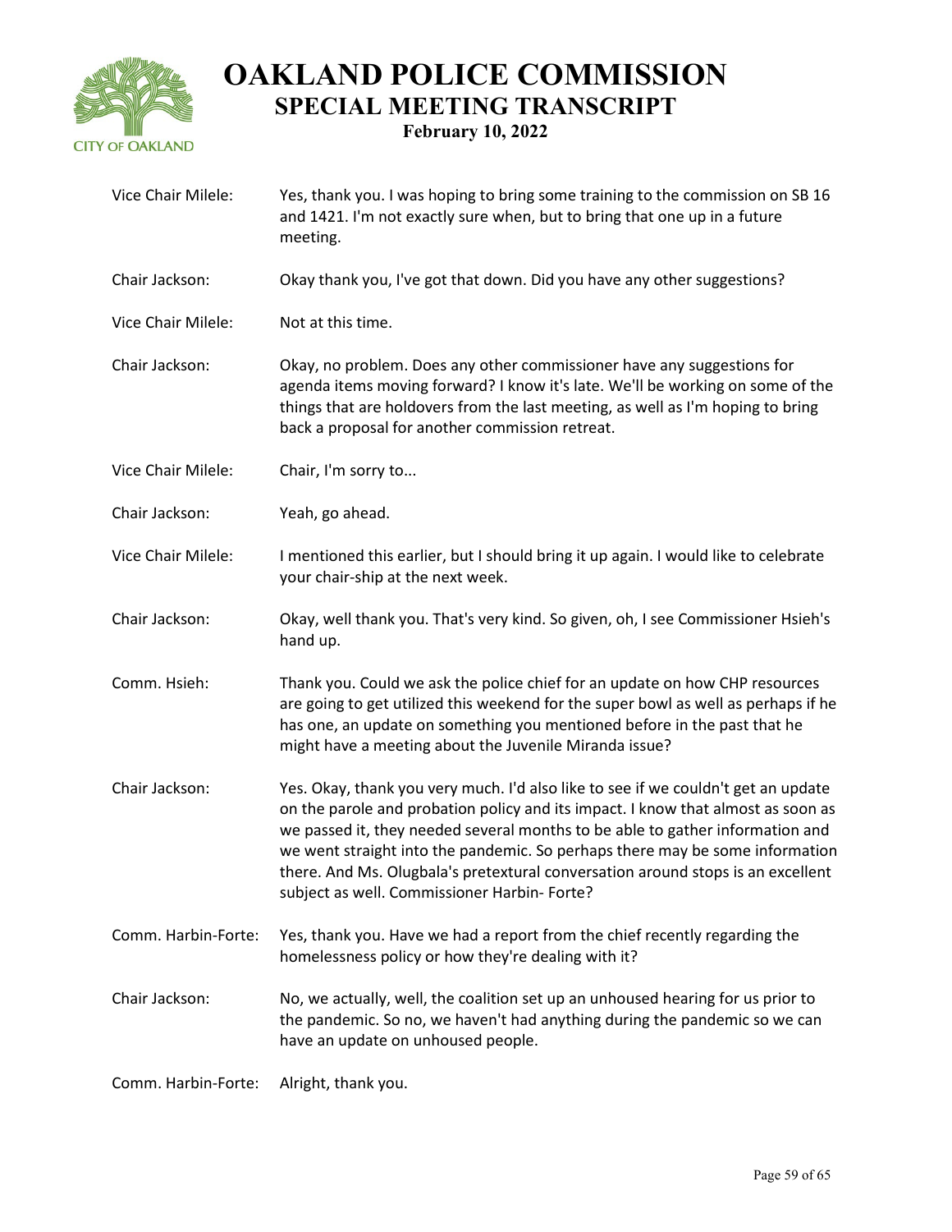Vice Chair Milele: Yes, thank you. I was hoping to bring some training to the commission on SB 16 and 1421. I'm not exactly sure when, but to bring that one up in a future meeting.

Chair Jackson: Okay thank you, I've got that down. Did you have any other suggestions?

Vice Chair Milele: Not at this time.

Chair Jackson: Okay, no problem. Does any other commissioner have any suggestions for agenda items moving forward? I know it's late. We'll be working on some of the things that are holdovers from the last meeting, as well as I'm hoping to bring back a proposal for another commission retreat.

Vice Chair Milele: Chair, I'm sorry to...

Chair Jackson: Yeah, go ahead.

Vice Chair Milele: I mentioned this earlier, but I should bring it up again. I would like to celebrate your chair-ship at the next week.

Chair Jackson: Okay, well thank you. That's very kind. So given, oh, I see Commissioner Hsieh's hand up.

Comm. Hsieh: Thank you. Could we ask the police chief for an update on how CHP resources are going to get utilized this weekend for the super bowl as well as perhaps if he has one, an update on something you mentioned before in the past that he might have a meeting about the Juvenile Miranda issue?

Chair Jackson: Yes. Okay, thank you very much. I'd also like to see if we couldn't get an update on the parole and probation policy and its impact. I know that almost as soon as we passed it, they needed several months to be able to gather information and we went straight into the pandemic. So perhaps there may be some information there. And Ms. Olugbala's pretextural conversation around stops is an excellent subject as well. Commissioner Harbin- Forte?

Comm. Harbin-Forte: Yes, thank you. Have we had a report from the chief recently regarding the homelessness policy or how they're dealing with it?

Chair Jackson: No, we actually, well, the coalition set up an unhoused hearing for us prior to the pandemic. So no, we haven't had anything during the pandemic so we can have an update on unhoused people.

Comm. Harbin-Forte: Alright, thank you.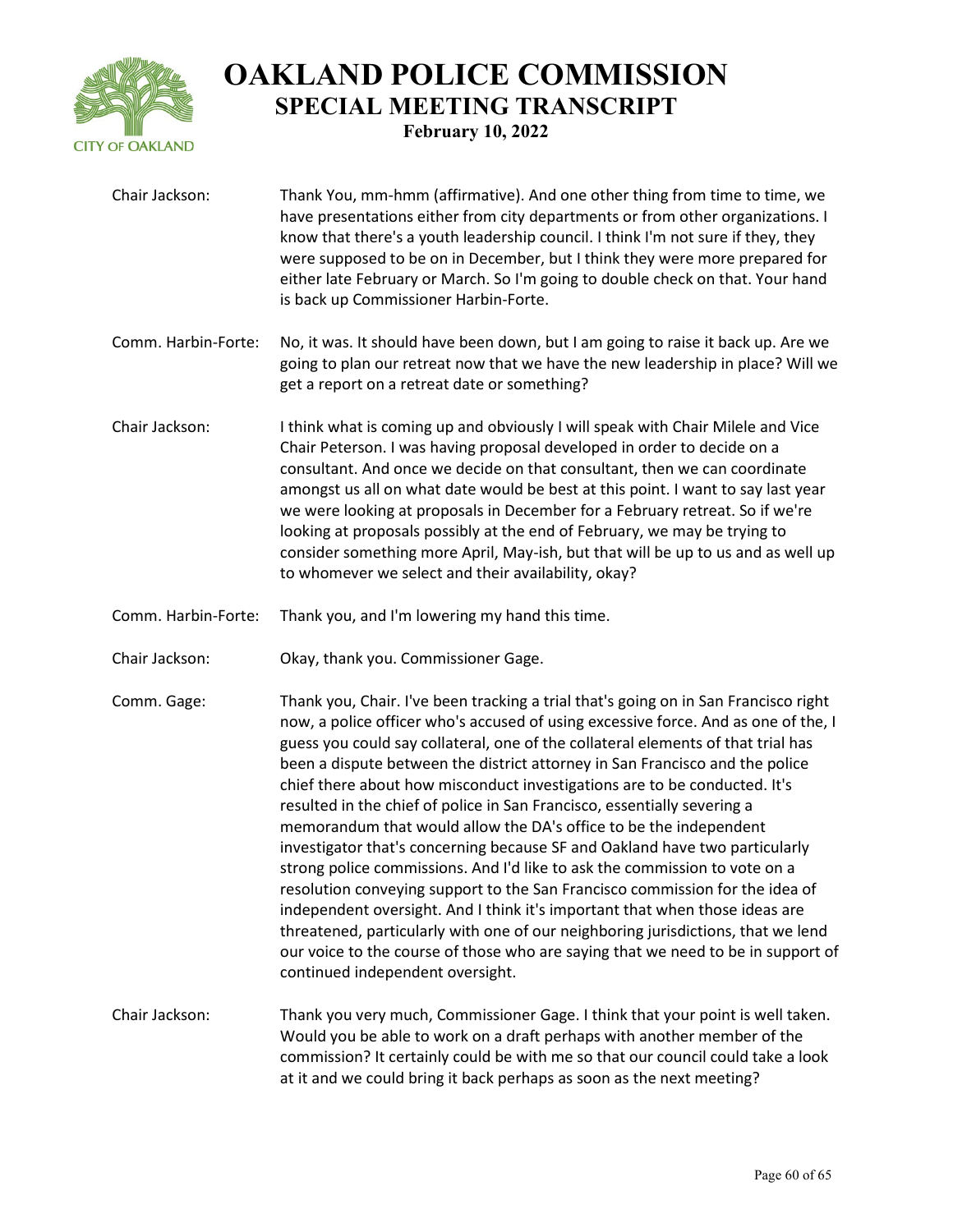Chair Jackson: Thank You, mm-hmm (affirmative). And one other thing from time to time, we have presentations either from city departments or from other organizations. I know that there's a youth leadership council. I think I'm not sure if they, they were supposed to be on in December, but I think they were more prepared for either late February or March. So I'm going to double check on that. Your hand is back up Commissioner Harbin-Forte.

Comm. Harbin-Forte: No, it was. It should have been down, but I am going to raise it back up. Are we going to plan our retreat now that we have the new leadership in place? Will we get a report on a retreat date or something?

Chair Jackson: I think what is coming up and obviously I will speak with Chair Milele and Vice Chair Peterson. I was having proposal developed in order to decide on a consultant. And once we decide on that consultant, then we can coordinate amongst us all on what date would be best at this point. I want to say last year we were looking at proposals in December for a February retreat. So if we're looking at proposals possibly at the end of February, we may be trying to consider something more April, May-ish, but that will be up to us and as well up to whomever we select and their availability, okay?

Comm. Harbin-Forte: Thank you, and I'm lowering my hand this time.

Chair Jackson: Okay, thank you. Commissioner Gage.

Comm. Gage: Thank you, Chair. I've been tracking a trial that's going on in San Francisco right now, a police officer who's accused of using excessive force. And as one of the, I guess you could say collateral, one of the collateral elements of that trial has been a dispute between the district attorney in San Francisco and the police chief there about how misconduct investigations are to be conducted. It's resulted in the chief of police in San Francisco, essentially severing a memorandum that would allow the DA's office to be the independent investigator that's concerning because SF and Oakland have two particularly strong police commissions. And I'd like to ask the commission to vote on a resolution conveying support to the San Francisco commission for the idea of independent oversight. And I think it's important that when those ideas are threatened, particularly with one of our neighboring jurisdictions, that we lend our voice to the course of those who are saying that we need to be in support of continued independent oversight.

Chair Jackson: Thank you very much, Commissioner Gage. I think that your point is well taken. Would you be able to work on a draft perhaps with another member of the commission? It certainly could be with me so that our council could take a look at it and we could bring it back perhaps as soon as the next meeting?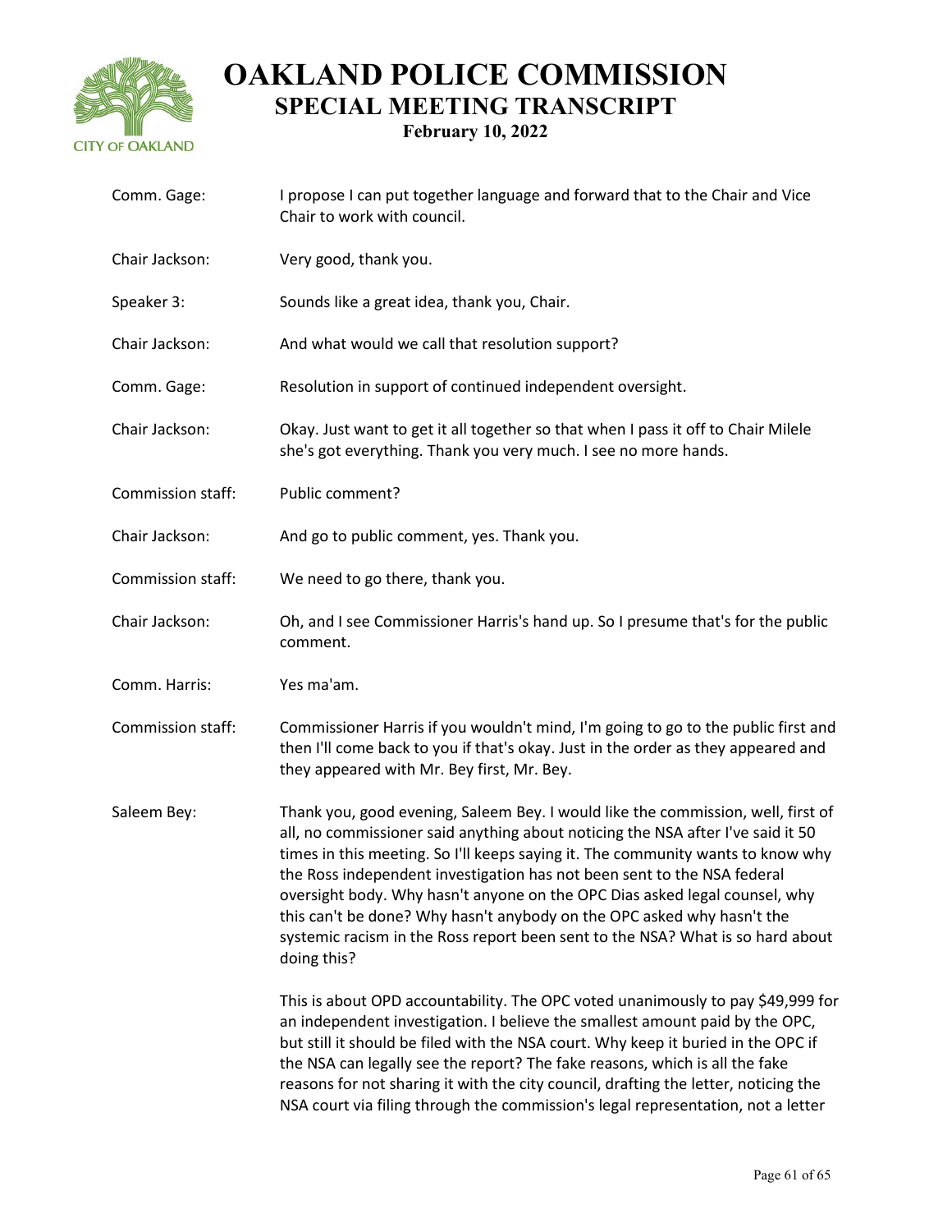| | |
|---|---|
| Comm. Gage: | I propose I can put together language and forward that to the Chair and Vice Chair to work with council. |
| Chair Jackson: | Very good, thank you. |
| Speaker 3: | Sounds like a great idea, thank you, Chair. |
| Chair Jackson: | And what would we call that resolution support? |
| Comm. Gage: | Resolution in support of continued independent oversight. |
| Chair Jackson: | Okay. Just want to get it all together so that when I pass it off to Chair Milele she's got everything. Thank you very much. I see no more hands. |
| Commission staff: | Public comment? |
| Chair Jackson: | And go to public comment, yes. Thank you. |
| Commission staff: | We need to go there, thank you. |
| Chair Jackson: | Oh, and I see Commissioner Harris's hand up. So I presume that's for the public comment. |
| Comm. Harris: | Yes ma'am. |
| Commission staff: | Commissioner Harris if you wouldn't mind, I'm going to go to the public first and then I'll come back to you if that's okay. Just in the order as they appeared and they appeared with Mr. Bey first, Mr. Bey. |
| Saleem Bey: | Thank you, good evening, Saleem Bey. I would like the commission, well, first of all, no commissioner said anything about noticing the NSA after I've said it 50 times in this meeting. So I'll keeps saying it. The community wants to know why the Ross independent investigation has not been sent to the NSA federal oversight body. Why hasn't anyone on the OPC Dias asked legal counsel, why this can't be done? Why hasn't anybody on the OPC asked why hasn't the systemic racism in the Ross report been sent to the NSA? What is so hard about doing this?<br><br>This is about OPD accountability. The OPC voted unanimously to pay $49,999 for an independent investigation. I believe the smallest amount paid by the OPC, but still it should be filed with the NSA court. Why keep it buried in the OPC if the NSA can legally see the report? The fake reasons, which is all the fake reasons for not sharing it with the city council, drafting the letter, noticing the NSA court via filing through the commission's legal representation, not a letter |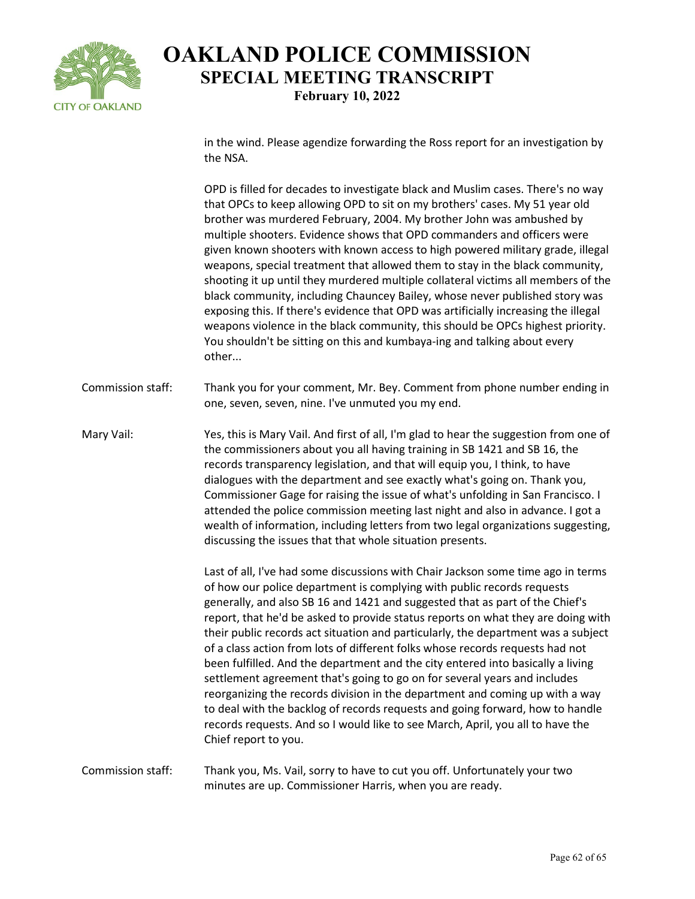in the wind. Please agendize forwarding the Ross report for an investigation by the NSA.

OPD is filled for decades to investigate black and Muslim cases. There's no way that OPCs to keep allowing OPD to sit on my brothers' cases. My 51 year old brother was murdered February, 2004. My brother John was ambushed by multiple shooters. Evidence shows that OPD commanders and officers were given known shooters with known access to high powered military grade, illegal weapons, special treatment that allowed them to stay in the black community, shooting it up until they murdered multiple collateral victims all members of the black community, including Chauncey Bailey, whose never published story was exposing this. If there's evidence that OPD was artificially increasing the illegal weapons violence in the black community, this should be OPCs highest priority. You shouldn't be sitting on this and kumbaya-ing and talking about every other...

Commission staff: Thank you for your comment, Mr. Bey. Comment from phone number ending in one, seven, seven, nine. I've unmuted you my end.

Mary Vail: Yes, this is Mary Vail. And first of all, I'm glad to hear the suggestion from one of the commissioners about you all having training in SB 1421 and SB 16, the records transparency legislation, and that will equip you, I think, to have dialogues with the department and see exactly what's going on. Thank you, Commissioner Gage for raising the issue of what's unfolding in San Francisco. I attended the police commission meeting last night and also in advance. I got a wealth of information, including letters from two legal organizations suggesting, discussing the issues that that whole situation presents.

Last of all, I've had some discussions with Chair Jackson some time ago in terms of how our police department is complying with public records requests generally, and also SB 16 and 1421 and suggested that as part of the Chief's report, that he'd be asked to provide status reports on what they are doing with their public records act situation and particularly, the department was a subject of a class action from lots of different folks whose records requests had not been fulfilled. And the department and the city entered into basically a living settlement agreement that's going to go on for several years and includes reorganizing the records division in the department and coming up with a way to deal with the backlog of records requests and going forward, how to handle records requests. And so I would like to see March, April, you all to have the Chief report to you.

Commission staff: Thank you, Ms. Vail, sorry to have to cut you off. Unfortunately your two minutes are up. Commissioner Harris, when you are ready.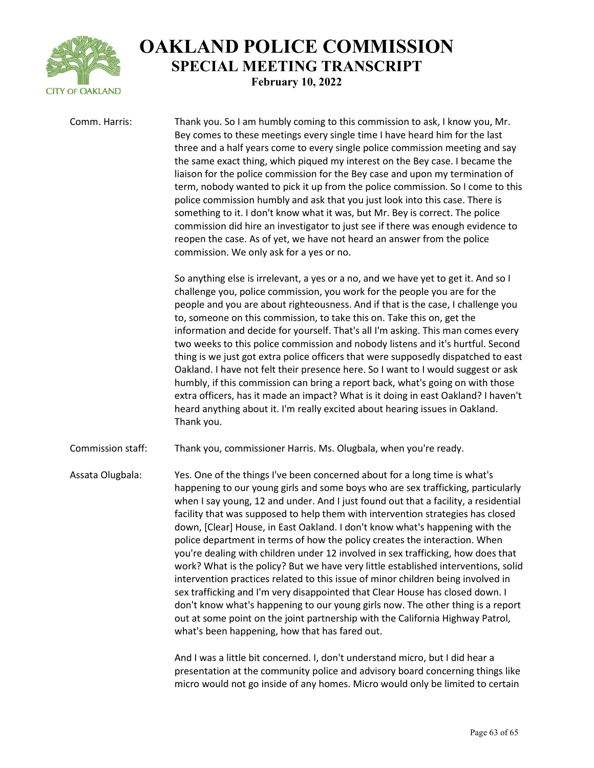Comm. Harris: Thank you. So I am humbly coming to this commission to ask, I know you, Mr. Bey comes to these meetings every single time I have heard him for the last three and a half years come to every single police commission meeting and say the same exact thing, which piqued my interest on the Bey case. I became the liaison for the police commission for the Bey case and upon my termination of term, nobody wanted to pick it up from the police commission. So I come to this police commission humbly and ask that you just look into this case. There is something to it. I don't know what it was, but Mr. Bey is correct. The police commission did hire an investigator to just see if there was enough evidence to reopen the case. As of yet, we have not heard an answer from the police commission. We only ask for a yes or no.

So anything else is irrelevant, a yes or a no, and we have yet to get it. And so I challenge you, police commission, you work for the people you are for the people and you are about righteousness. And if that is the case, I challenge you to, someone on this commission, to take this on. Take this on, get the information and decide for yourself. That's all I'm asking. This man comes every two weeks to this police commission and nobody listens and it's hurtful. Second thing is we just got extra police officers that were supposedly dispatched to east Oakland. I have not felt their presence here. So I want to I would suggest or ask humbly, if this commission can bring a report back, what's going on with those extra officers, has it made an impact? What is it doing in east Oakland? I haven't heard anything about it. I'm really excited about hearing issues in Oakland. Thank you.

Commission staff: Thank you, commissioner Harris. Ms. Olugbala, when you're ready.

Assata Olugbala: Yes. One of the things I've been concerned about for a long time is what's happening to our young girls and some boys who are sex trafficking, particularly when I say young, 12 and under. And I just found out that a facility, a residential facility that was supposed to help them with intervention strategies has closed down, [Clear] House, in East Oakland. I don't know what's happening with the police department in terms of how the policy creates the interaction. When you're dealing with children under 12 involved in sex trafficking, how does that work? What is the policy? But we have very little established interventions, solid intervention practices related to this issue of minor children being involved in sex trafficking and I'm very disappointed that Clear House has closed down. I don't know what's happening to our young girls now. The other thing is a report out at some point on the joint partnership with the California Highway Patrol, what's been happening, how that has fared out.

And I was a little bit concerned. I, don't understand micro, but I did hear a presentation at the community police and advisory board concerning things like micro would not go inside of any homes. Micro would only be limited to certain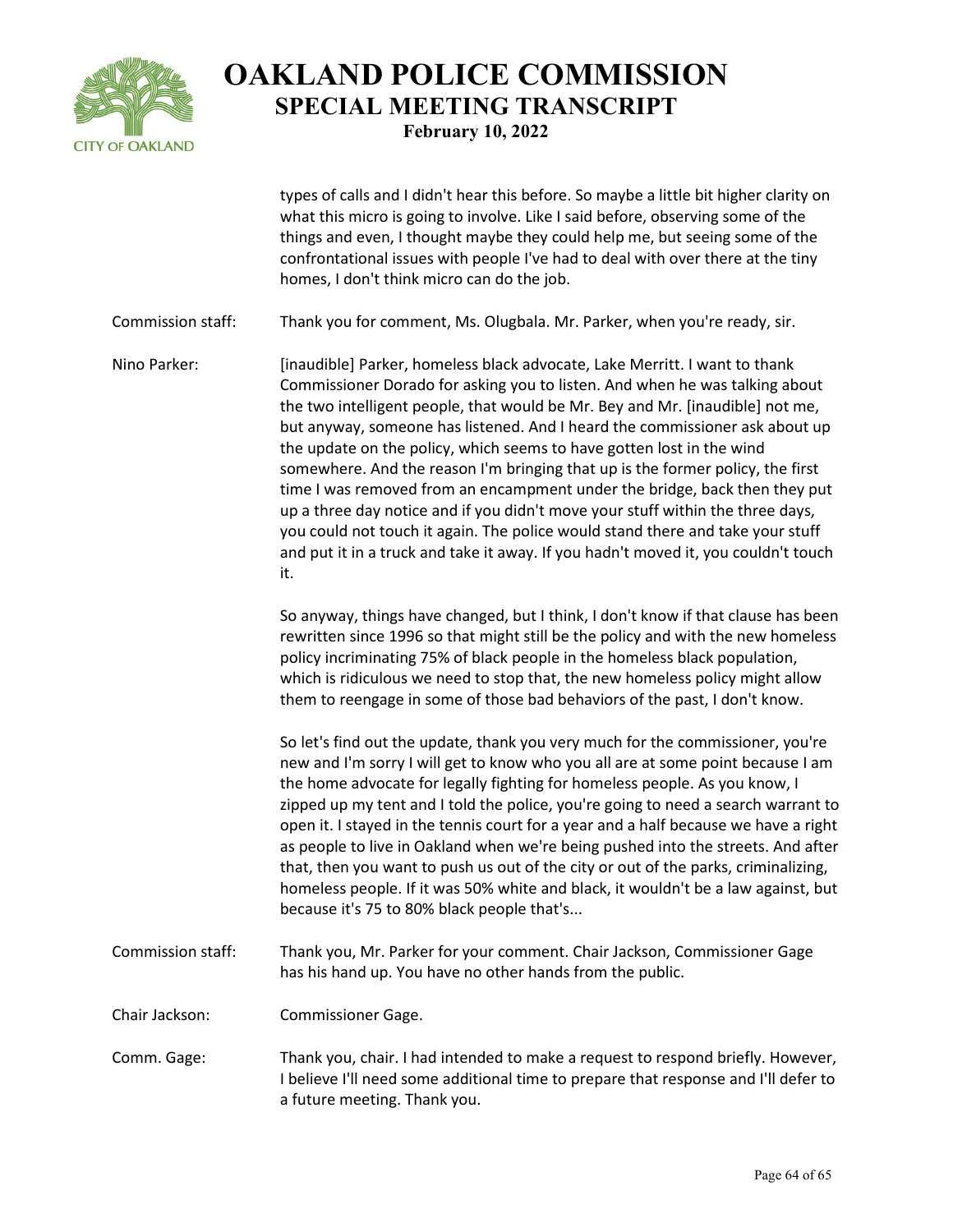types of calls and I didn't hear this before. So maybe a little bit higher clarity on what this micro is going to involve. Like I said before, observing some of the things and even, I thought maybe they could help me, but seeing some of the confrontational issues with people I've had to deal with over there at the tiny homes, I don't think micro can do the job.

**Commission staff:** Thank you for comment, Ms. Olugbala. Mr. Parker, when you're ready, sir.

**Nino Parker:** [inaudible] Parker, homeless black advocate, Lake Merritt. I want to thank Commissioner Dorado for asking you to listen. And when he was talking about the two intelligent people, that would be Mr. Bey and Mr. [inaudible] not me, but anyway, someone has listened. And I heard the commissioner ask about up the update on the policy, which seems to have gotten lost in the wind somewhere. And the reason I'm bringing that up is the former policy, the first time I was removed from an encampment under the bridge, back then they put up a three day notice and if you didn't move your stuff within the three days, you could not touch it again. The police would stand there and take your stuff and put it in a truck and take it away. If you hadn't moved it, you couldn't touch it.

So anyway, things have changed, but I think, I don't know if that clause has been rewritten since 1996 so that might still be the policy and with the new homeless policy incriminating 75% of black people in the homeless black population, which is ridiculous we need to stop that, the new homeless policy might allow them to reengage in some of those bad behaviors of the past, I don't know.

So let's find out the update, thank you very much for the commissioner, you're new and I'm sorry I will get to know who you all are at some point because I am the home advocate for legally fighting for homeless people. As you know, I zipped up my tent and I told the police, you're going to need a search warrant to open it. I stayed in the tennis court for a year and a half because we have a right as people to live in Oakland when we're being pushed into the streets. And after that, then you want to push us out of the city or out of the parks, criminalizing, homeless people. If it was 50% white and black, it wouldn't be a law against, but because it's 75 to 80% black people that's...

**Commission staff:** Thank you, Mr. Parker for your comment. Chair Jackson, Commissioner Gage has his hand up. You have no other hands from the public.

**Chair Jackson:** Commissioner Gage.

**Comm. Gage:** Thank you, chair. I had intended to make a request to respond briefly. However, I believe I'll need some additional time to prepare that response and I'll defer to a future meeting. Thank you.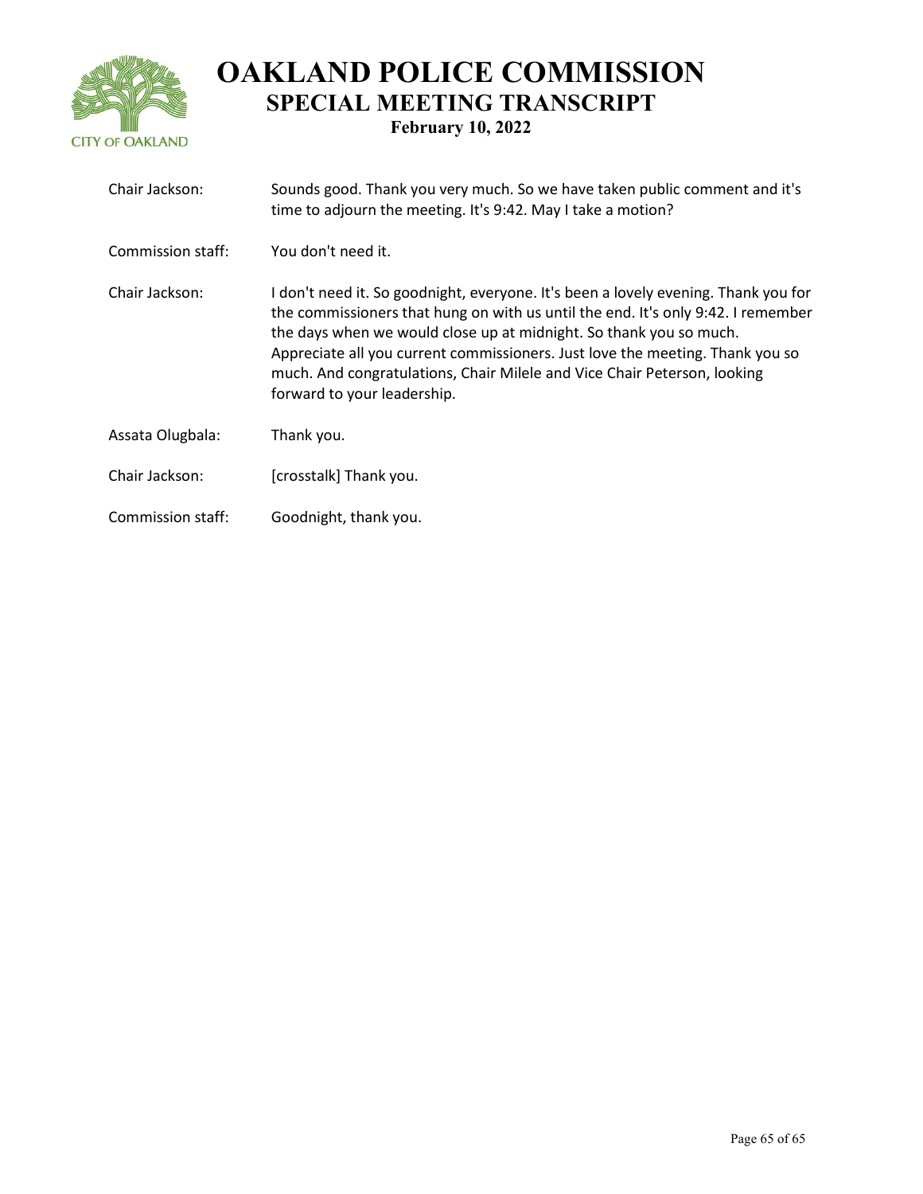Chair Jackson: Sounds good. Thank you very much. So we have taken public comment and it's time to adjourn the meeting. It's 9:42. May I take a motion?

Commission staff: You don't need it.

Chair Jackson: I don't need it. So goodnight, everyone. It's been a lovely evening. Thank you for the commissioners that hung on with us until the end. It's only 9:42. I remember the days when we would close up at midnight. So thank you so much. Appreciate all you current commissioners. Just love the meeting. Thank you so much. And congratulations, Chair Milele and Vice Chair Peterson, looking forward to your leadership.

Assata Olugbala: Thank you.

Chair Jackson: [crosstalk] Thank you.

Commission staff: Goodnight, thank you.